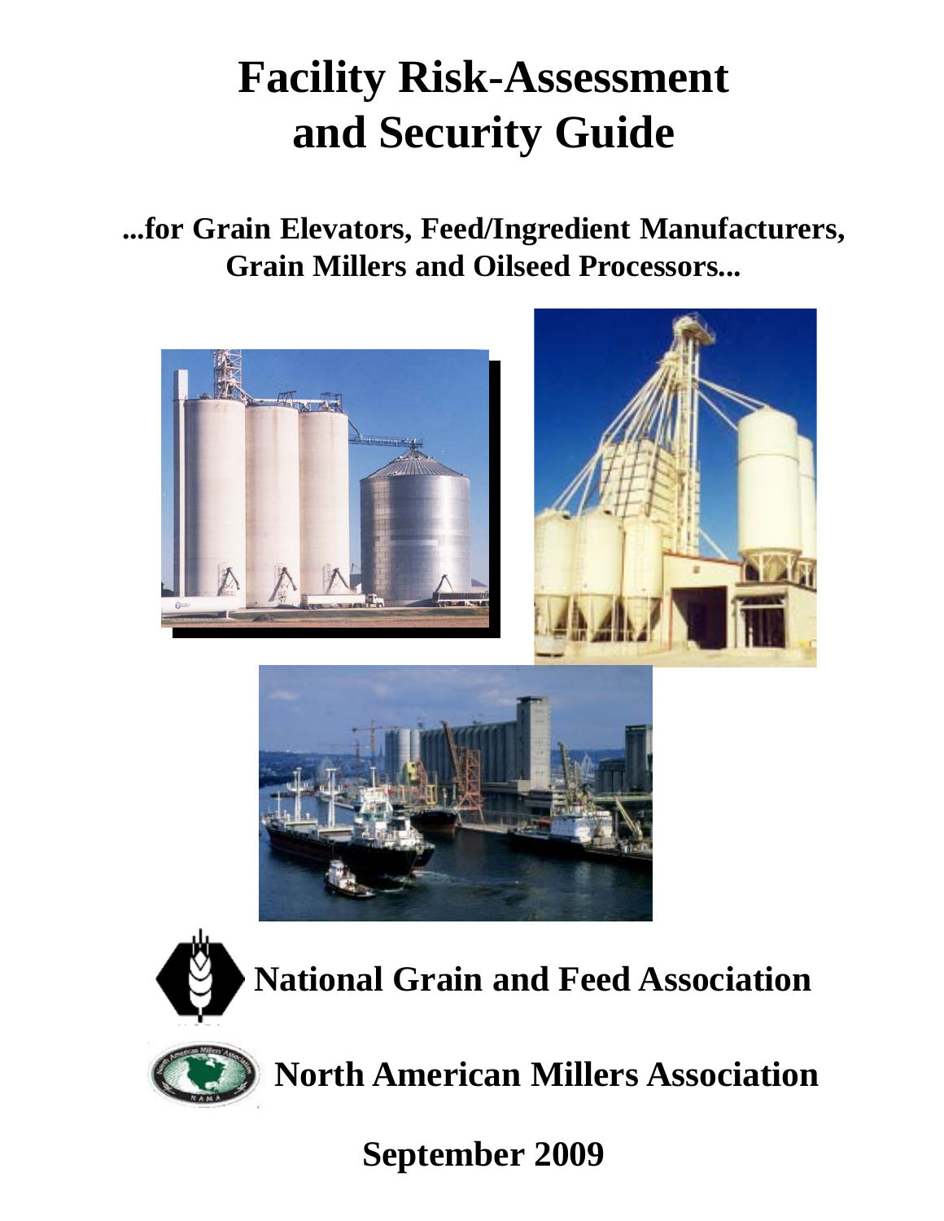# Facility Risk-Assessment and Security Guide

## ...for Grain Elevators, Feed/Ingredient Manufacturers, Grain Millers and Oilseed Processors...

**National Grain and Feed Association**

**North American Millers Association**

**September 2009**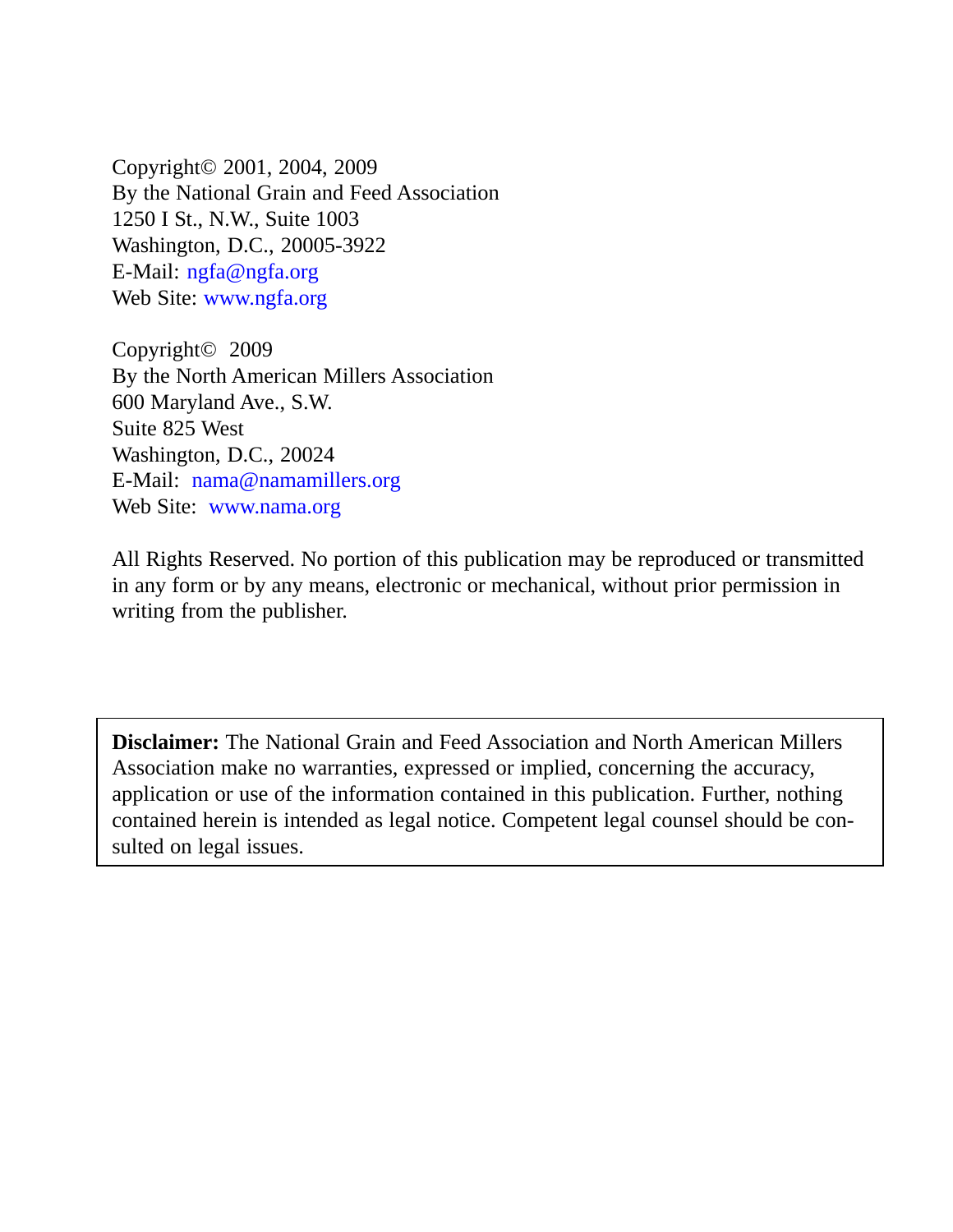Copyright© 2001, 2004, 2009  
By the National Grain and Feed Association  
1250 I St., N.W., Suite 1003  
Washington, D.C., 20005-3922  
E-Mail: ngfa@ngfa.org  
Web Site: www.ngfa.org

Copyright© 2009  
By the North American Millers Association  
600 Maryland Ave., S.W.  
Suite 825 West  
Washington, D.C., 20024  
E-Mail: nama@namamillers.org  
Web Site: www.nama.org

All Rights Reserved. No portion of this publication may be reproduced or transmitted in any form or by any means, electronic or mechanical, without prior permission in writing from the publisher.

**Disclaimer:** The National Grain and Feed Association and North American Millers Association make no warranties, expressed or implied, concerning the accuracy, application or use of the information contained in this publication. Further, nothing contained herein is intended as legal notice. Competent legal counsel should be consulted on legal issues.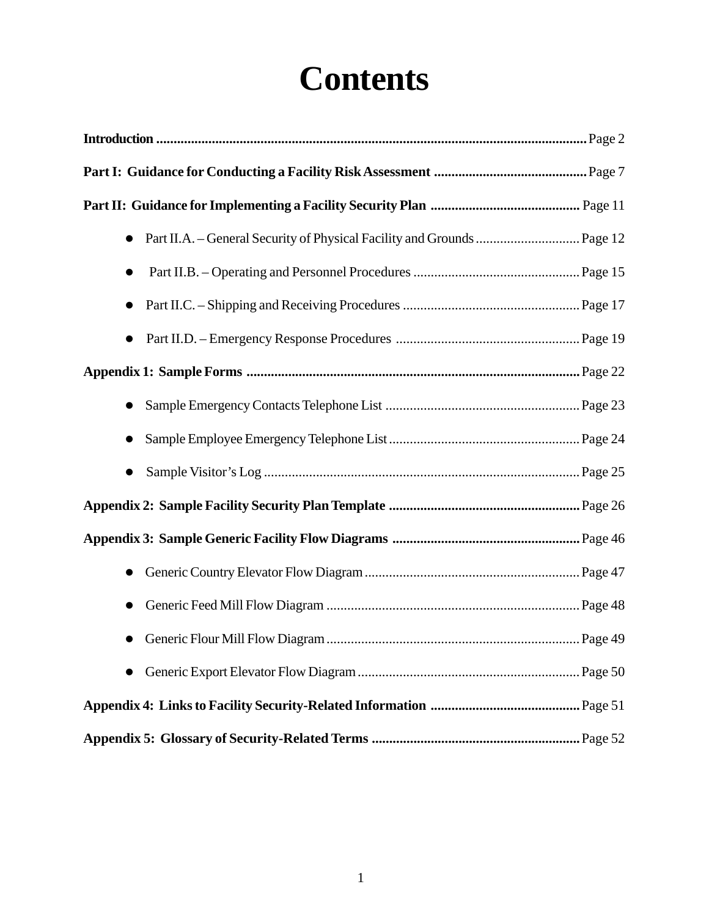# Contents

**Introduction** .......................................................................................................................... Page 2

**Part I: Guidance for Conducting a Facility Risk Assessment** ............................................ Page 7

**Part II: Guidance for Implementing a Facility Security Plan** ........................................... Page 11

- Part II.A. – General Security of Physical Facility and Grounds .............................. Page 12
- Part II.B. – Operating and Personnel Procedures ................................................ Page 15
- Part II.C. – Shipping and Receiving Procedures ................................................... Page 17
- Part II.D. – Emergency Response Procedures ..................................................... Page 19

**Appendix 1: Sample Forms** ................................................................................................ Page 22

- Sample Emergency Contacts Telephone List ........................................................ Page 23
- Sample Employee Emergency Telephone List ....................................................... Page 24
- Sample Visitor's Log .......................................................................................... Page 25

**Appendix 2: Sample Facility Security Plan Template** ...................................................... Page 26

**Appendix 3: Sample Generic Facility Flow Diagrams** ..................................................... Page 46

- Generic Country Elevator Flow Diagram ............................................................. Page 47
- Generic Feed Mill Flow Diagram ......................................................................... Page 48
- Generic Flour Mill Flow Diagram ......................................................................... Page 49
- Generic Export Elevator Flow Diagram ................................................................ Page 50

**Appendix 4: Links to Facility Security-Related Information** ........................................... Page 51

**Appendix 5: Glossary of Security-Related Terms** ............................................................ Page 52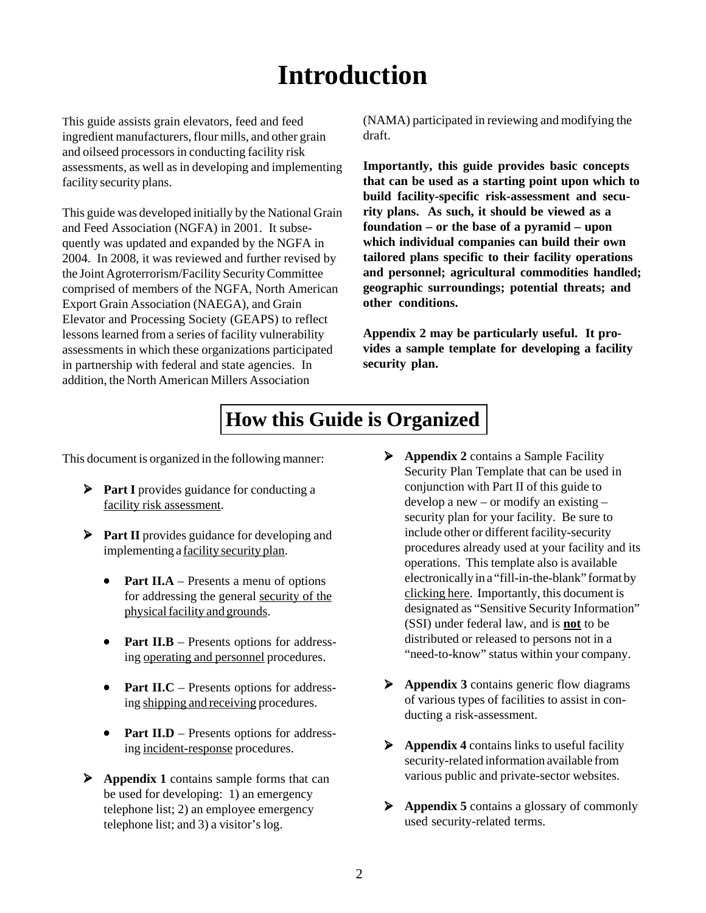# Introduction

This guide assists grain elevators, feed and feed ingredient manufacturers, flour mills, and other grain and oilseed processors in conducting facility risk assessments, as well as in developing and implementing facility security plans.

This guide was developed initially by the National Grain and Feed Association (NGFA) in 2001. It subsequently was updated and expanded by the NGFA in 2004. In 2008, it was reviewed and further revised by the Joint Agroterrorism/Facility Security Committee comprised of members of the NGFA, North American Export Grain Association (NAEGA), and Grain Elevator and Processing Society (GEAPS) to reflect lessons learned from a series of facility vulnerability assessments in which these organizations participated in partnership with federal and state agencies. In addition, the North American Millers Association (NAMA) participated in reviewing and modifying the draft.

**Importantly, this guide provides basic concepts that can be used as a starting point upon which to build facility-specific risk-assessment and security plans. As such, it should be viewed as a foundation – or the base of a pyramid – upon which individual companies can build their own tailored plans specific to their facility operations and personnel; agricultural commodities handled; geographic surroundings; potential threats; and other conditions.**

**Appendix 2 may be particularly useful. It provides a sample template for developing a facility security plan.**

## How this Guide is Organized

This document is organized in the following manner:

- **Part I** provides guidance for conducting a facility risk assessment.
- **Part II** provides guidance for developing and implementing a facility security plan.
  - **Part II.A** – Presents a menu of options for addressing the general security of the physical facility and grounds.
  - **Part II.B** – Presents options for addressing operating and personnel procedures.
  - **Part II.C** – Presents options for addressing shipping and receiving procedures.
  - **Part II.D** – Presents options for addressing incident-response procedures.
- **Appendix 1** contains sample forms that can be used for developing: 1) an emergency telephone list; 2) an employee emergency telephone list; and 3) a visitor's log.
- **Appendix 2** contains a Sample Facility Security Plan Template that can be used in conjunction with Part II of this guide to develop a new – or modify an existing – security plan for your facility. Be sure to include other or different facility-security procedures already used at your facility and its operations. This template also is available electronically in a "fill-in-the-blank" format by clicking here. Importantly, this document is designated as "Sensitive Security Information" (SSI) under federal law, and is **not** to be distributed or released to persons not in a "need-to-know" status within your company.
- **Appendix 3** contains generic flow diagrams of various types of facilities to assist in conducting a risk-assessment.
- **Appendix 4** contains links to useful facility security-related information available from various public and private-sector websites.
- **Appendix 5** contains a glossary of commonly used security-related terms.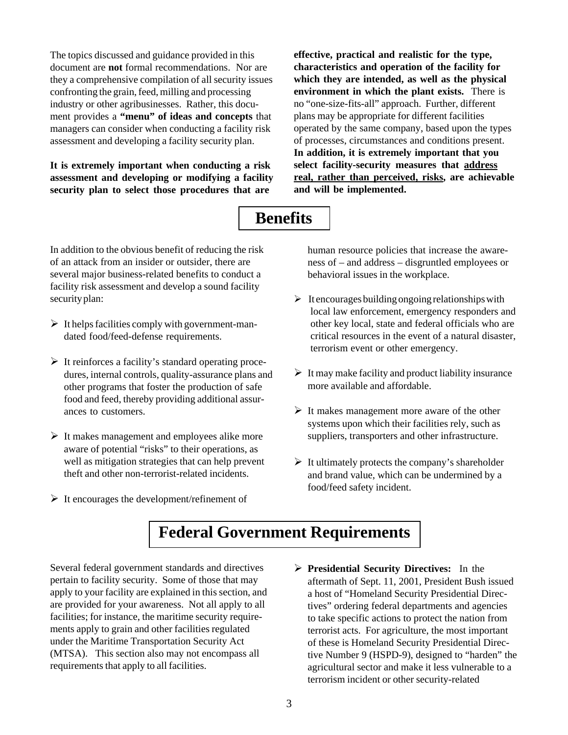The topics discussed and guidance provided in this document are **not** formal recommendations. Nor are they a comprehensive compilation of all security issues confronting the grain, feed, milling and processing industry or other agribusinesses. Rather, this document provides a **"menu" of ideas and concepts** that managers can consider when conducting a facility risk assessment and developing a facility security plan.

**It is extremely important when conducting a risk assessment and developing or modifying a facility security plan to select those procedures that are effective, practical and realistic for the type, characteristics and operation of the facility for which they are intended, as well as the physical environment in which the plant exists.** There is no "one-size-fits-all" approach. Further, different plans may be appropriate for different facilities operated by the same company, based upon the types of processes, circumstances and conditions present. **In addition, it is extremely important that you select facility-security measures that address real, rather than perceived, risks, are achievable and will be implemented.**

# Benefits

In addition to the obvious benefit of reducing the risk of an attack from an insider or outsider, there are several major business-related benefits to conduct a facility risk assessment and develop a sound facility security plan:

- It helps facilities comply with government-mandated food/feed-defense requirements.
- It reinforces a facility's standard operating procedures, internal controls, quality-assurance plans and other programs that foster the production of safe food and feed, thereby providing additional assurances to customers.
- It makes management and employees alike more aware of potential "risks" to their operations, as well as mitigation strategies that can help prevent theft and other non-terrorist-related incidents.
- It encourages the development/refinement of human resource policies that increase the awareness of – and address – disgruntled employees or behavioral issues in the workplace.
- It encourages building ongoing relationships with local law enforcement, emergency responders and other key local, state and federal officials who are critical resources in the event of a natural disaster, terrorism event or other emergency.
- It may make facility and product liability insurance more available and affordable.
- It makes management more aware of the other systems upon which their facilities rely, such as suppliers, transporters and other infrastructure.
- It ultimately protects the company's shareholder and brand value, which can be undermined by a food/feed safety incident.

# Federal Government Requirements

Several federal government standards and directives pertain to facility security. Some of those that may apply to your facility are explained in this section, and are provided for your awareness. Not all apply to all facilities; for instance, the maritime security requirements apply to grain and other facilities regulated under the Maritime Transportation Security Act (MTSA). This section also may not encompass all requirements that apply to all facilities.

- **Presidential Security Directives:** In the aftermath of Sept. 11, 2001, President Bush issued a host of "Homeland Security Presidential Directives" ordering federal departments and agencies to take specific actions to protect the nation from terrorist acts. For agriculture, the most important of these is Homeland Security Presidential Directive Number 9 (HSPD-9), designed to "harden" the agricultural sector and make it less vulnerable to a terrorism incident or other security-related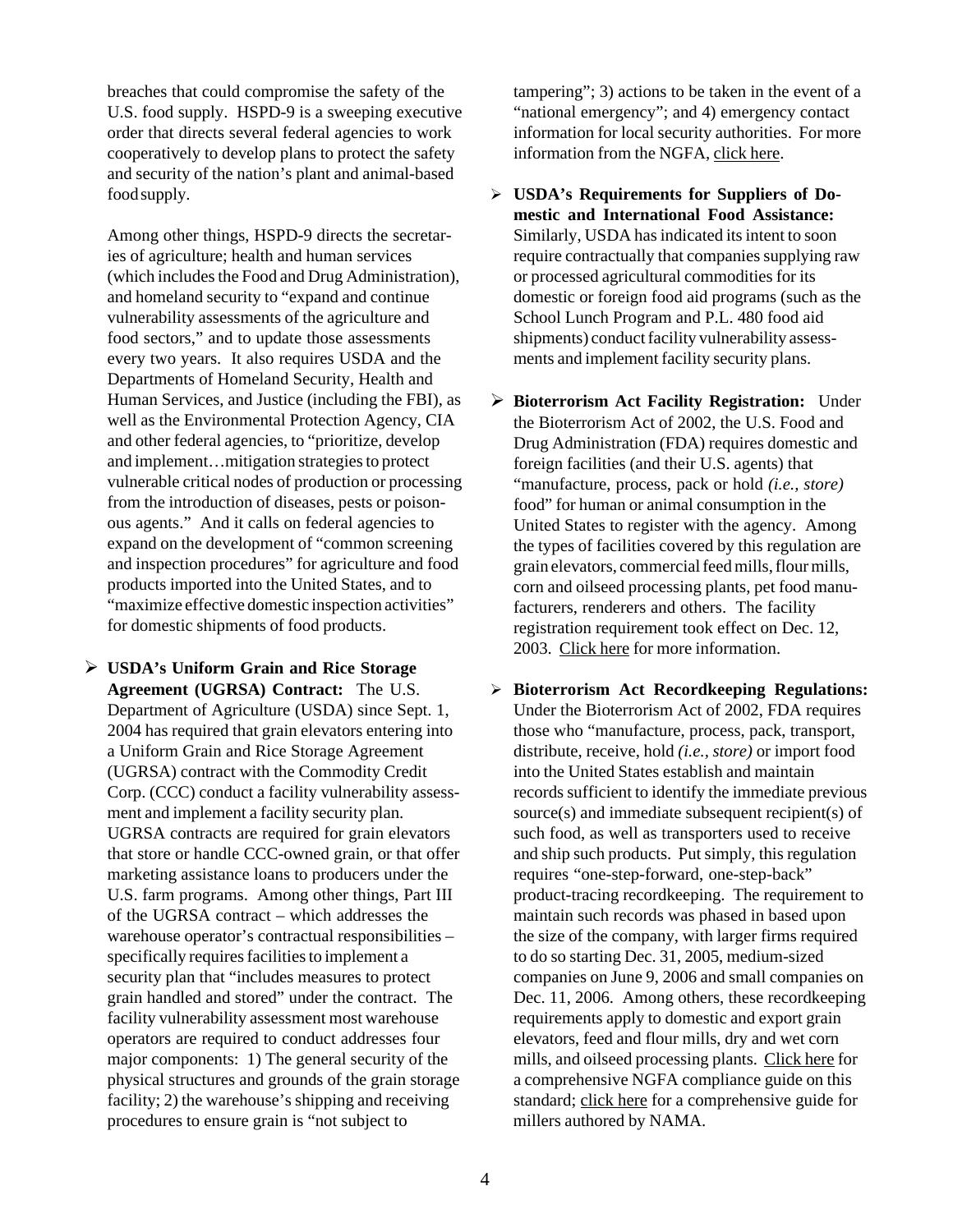breaches that could compromise the safety of the U.S. food supply. HSPD-9 is a sweeping executive order that directs several federal agencies to work cooperatively to develop plans to protect the safety and security of the nation's plant and animal-based food supply.

Among other things, HSPD-9 directs the secretaries of agriculture; health and human services (which includes the Food and Drug Administration), and homeland security to "expand and continue vulnerability assessments of the agriculture and food sectors," and to update those assessments every two years. It also requires USDA and the Departments of Homeland Security, Health and Human Services, and Justice (including the FBI), as well as the Environmental Protection Agency, CIA and other federal agencies, to "prioritize, develop and implement…mitigation strategies to protect vulnerable critical nodes of production or processing from the introduction of diseases, pests or poisonous agents." And it calls on federal agencies to expand on the development of "common screening and inspection procedures" for agriculture and food products imported into the United States, and to "maximize effective domestic inspection activities" for domestic shipments of food products.

- **USDA's Uniform Grain and Rice Storage Agreement (UGRSA) Contract:** The U.S. Department of Agriculture (USDA) since Sept. 1, 2004 has required that grain elevators entering into a Uniform Grain and Rice Storage Agreement (UGRSA) contract with the Commodity Credit Corp. (CCC) conduct a facility vulnerability assessment and implement a facility security plan. UGRSA contracts are required for grain elevators that store or handle CCC-owned grain, or that offer marketing assistance loans to producers under the U.S. farm programs. Among other things, Part III of the UGRSA contract – which addresses the warehouse operator's contractual responsibilities – specifically requires facilities to implement a security plan that "includes measures to protect grain handled and stored" under the contract. The facility vulnerability assessment most warehouse operators are required to conduct addresses four major components: 1) The general security of the physical structures and grounds of the grain storage facility; 2) the warehouse's shipping and receiving procedures to ensure grain is "not subject to tampering"; 3) actions to be taken in the event of a "national emergency"; and 4) emergency contact information for local security authorities. For more information from the NGFA, click here.

- **USDA's Requirements for Suppliers of Domestic and International Food Assistance:** Similarly, USDA has indicated its intent to soon require contractually that companies supplying raw or processed agricultural commodities for its domestic or foreign food aid programs (such as the School Lunch Program and P.L. 480 food aid shipments) conduct facility vulnerability assessments and implement facility security plans.

- **Bioterrorism Act Facility Registration:** Under the Bioterrorism Act of 2002, the U.S. Food and Drug Administration (FDA) requires domestic and foreign facilities (and their U.S. agents) that "manufacture, process, pack or hold *(i.e., store)* food" for human or animal consumption in the United States to register with the agency. Among the types of facilities covered by this regulation are grain elevators, commercial feed mills, flour mills, corn and oilseed processing plants, pet food manufacturers, renderers and others. The facility registration requirement took effect on Dec. 12, 2003. Click here for more information.

- **Bioterrorism Act Recordkeeping Regulations:** Under the Bioterrorism Act of 2002, FDA requires those who "manufacture, process, pack, transport, distribute, receive, hold *(i.e., store)* or import food into the United States establish and maintain records sufficient to identify the immediate previous source(s) and immediate subsequent recipient(s) of such food, as well as transporters used to receive and ship such products. Put simply, this regulation requires "one-step-forward, one-step-back" product-tracing recordkeeping. The requirement to maintain such records was phased in based upon the size of the company, with larger firms required to do so starting Dec. 31, 2005, medium-sized companies on June 9, 2006 and small companies on Dec. 11, 2006. Among others, these recordkeeping requirements apply to domestic and export grain elevators, feed and flour mills, dry and wet corn mills, and oilseed processing plants. Click here for a comprehensive NGFA compliance guide on this standard; click here for a comprehensive guide for millers authored by NAMA.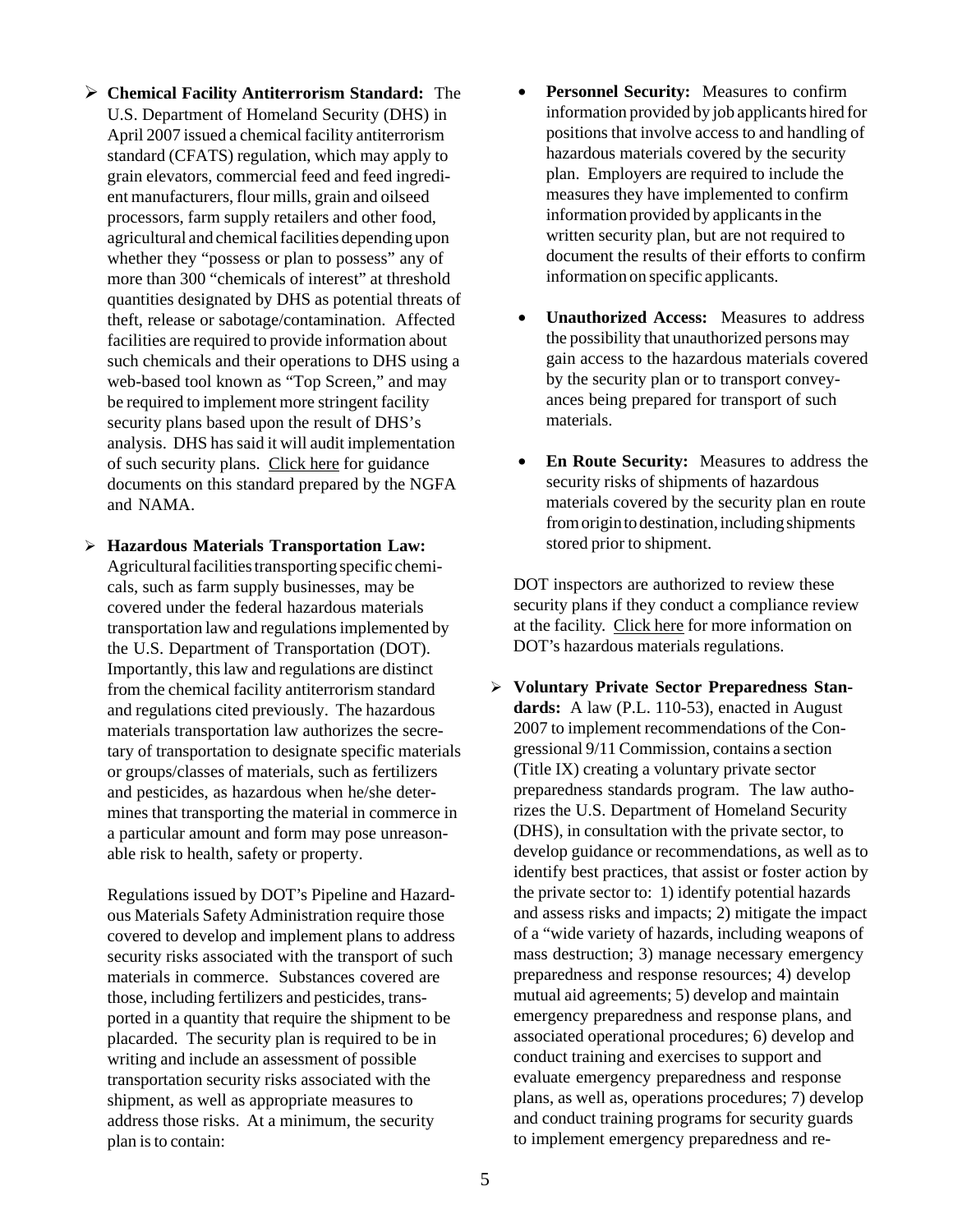- **Chemical Facility Antiterrorism Standard:** The U.S. Department of Homeland Security (DHS) in April 2007 issued a chemical facility antiterrorism standard (CFATS) regulation, which may apply to grain elevators, commercial feed and feed ingredient manufacturers, flour mills, grain and oilseed processors, farm supply retailers and other food, agricultural and chemical facilities depending upon whether they "possess or plan to possess" any of more than 300 "chemicals of interest" at threshold quantities designated by DHS as potential threats of theft, release or sabotage/contamination. Affected facilities are required to provide information about such chemicals and their operations to DHS using a web-based tool known as "Top Screen," and may be required to implement more stringent facility security plans based upon the result of DHS's analysis. DHS has said it will audit implementation of such security plans. Click here for guidance documents on this standard prepared by the NGFA and NAMA.

- **Hazardous Materials Transportation Law:** Agricultural facilities transporting specific chemicals, such as farm supply businesses, may be covered under the federal hazardous materials transportation law and regulations implemented by the U.S. Department of Transportation (DOT). Importantly, this law and regulations are distinct from the chemical facility antiterrorism standard and regulations cited previously. The hazardous materials transportation law authorizes the secretary of transportation to designate specific materials or groups/classes of materials, such as fertilizers and pesticides, as hazardous when he/she determines that transporting the material in commerce in a particular amount and form may pose unreasonable risk to health, safety or property.

  Regulations issued by DOT's Pipeline and Hazardous Materials Safety Administration require those covered to develop and implement plans to address security risks associated with the transport of such materials in commerce. Substances covered are those, including fertilizers and pesticides, transported in a quantity that require the shipment to be placarded. The security plan is required to be in writing and include an assessment of possible transportation security risks associated with the shipment, as well as appropriate measures to address those risks. At a minimum, the security plan is to contain:

  - **Personnel Security:** Measures to confirm information provided by job applicants hired for positions that involve access to and handling of hazardous materials covered by the security plan. Employers are required to include the measures they have implemented to confirm information provided by applicants in the written security plan, but are not required to document the results of their efforts to confirm information on specific applicants.

  - **Unauthorized Access:** Measures to address the possibility that unauthorized persons may gain access to the hazardous materials covered by the security plan or to transport conveyances being prepared for transport of such materials.

  - **En Route Security:** Measures to address the security risks of shipments of hazardous materials covered by the security plan en route from origin to destination, including shipments stored prior to shipment.

  DOT inspectors are authorized to review these security plans if they conduct a compliance review at the facility. Click here for more information on DOT's hazardous materials regulations.

- **Voluntary Private Sector Preparedness Standards:** A law (P.L. 110-53), enacted in August 2007 to implement recommendations of the Congressional 9/11 Commission, contains a section (Title IX) creating a voluntary private sector preparedness standards program. The law authorizes the U.S. Department of Homeland Security (DHS), in consultation with the private sector, to develop guidance or recommendations, as well as to identify best practices, that assist or foster action by the private sector to: 1) identify potential hazards and assess risks and impacts; 2) mitigate the impact of a "wide variety of hazards, including weapons of mass destruction; 3) manage necessary emergency preparedness and response resources; 4) develop mutual aid agreements; 5) develop and maintain emergency preparedness and response plans, and associated operational procedures; 6) develop and conduct training and exercises to support and evaluate emergency preparedness and response plans, as well as, operations procedures; 7) develop and conduct training programs for security guards to implement emergency preparedness and re-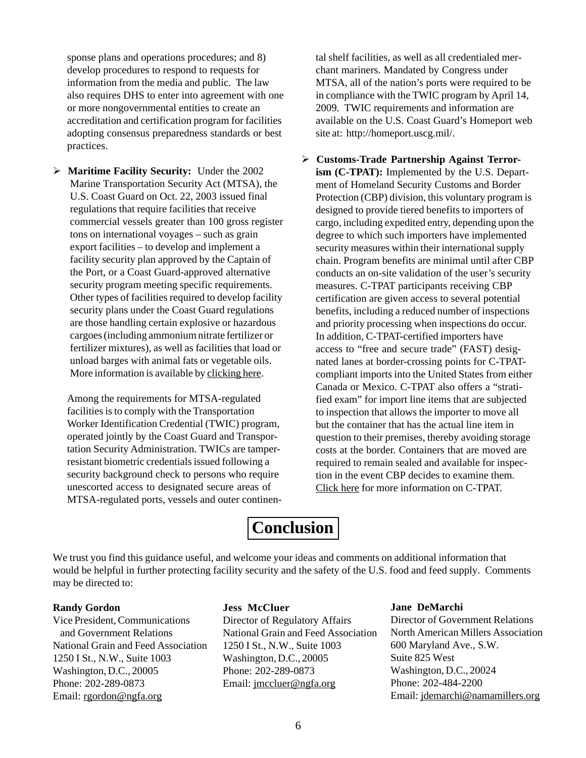sponse plans and operations procedures; and 8) develop procedures to respond to requests for information from the media and public. The law also requires DHS to enter into agreement with one or more nongovernmental entities to create an accreditation and certification program for facilities adopting consensus preparedness standards or best practices.

- **Maritime Facility Security:** Under the 2002 Marine Transportation Security Act (MTSA), the U.S. Coast Guard on Oct. 22, 2003 issued final regulations that require facilities that receive commercial vessels greater than 100 gross register tons on international voyages – such as grain export facilities – to develop and implement a facility security plan approved by the Captain of the Port, or a Coast Guard-approved alternative security program meeting specific requirements. Other types of facilities required to develop facility security plans under the Coast Guard regulations are those handling certain explosive or hazardous cargoes (including ammonium nitrate fertilizer or fertilizer mixtures), as well as facilities that load or unload barges with animal fats or vegetable oils. More information is available by clicking here.

  Among the requirements for MTSA-regulated facilities is to comply with the Transportation Worker Identification Credential (TWIC) program, operated jointly by the Coast Guard and Transportation Security Administration. TWICs are tamper-resistant biometric credentials issued following a security background check to persons who require unescorted access to designated secure areas of MTSA-regulated ports, vessels and outer continental shelf facilities, as well as all credentialed merchant mariners. Mandated by Congress under MTSA, all of the nation's ports were required to be in compliance with the TWIC program by April 14, 2009. TWIC requirements and information are available on the U.S. Coast Guard's Homeport web site at: http://homeport.uscg.mil/.

- **Customs-Trade Partnership Against Terrorism (C-TPAT):** Implemented by the U.S. Department of Homeland Security Customs and Border Protection (CBP) division, this voluntary program is designed to provide tiered benefits to importers of cargo, including expedited entry, depending upon the degree to which such importers have implemented security measures within their international supply chain. Program benefits are minimal until after CBP conducts an on-site validation of the user's security measures. C-TPAT participants receiving CBP certification are given access to several potential benefits, including a reduced number of inspections and priority processing when inspections do occur. In addition, C-TPAT-certified importers have access to "free and secure trade" (FAST) designated lanes at border-crossing points for C-TPAT-compliant imports into the United States from either Canada or Mexico. C-TPAT also offers a "stratified exam" for import line items that are subjected to inspection that allows the importer to move all but the container that has the actual line item in question to their premises, thereby avoiding storage costs at the border. Containers that are moved are required to remain sealed and available for inspection in the event CBP decides to examine them. Click here for more information on C-TPAT.

# Conclusion

We trust you find this guidance useful, and welcome your ideas and comments on additional information that would be helpful in further protecting facility security and the safety of the U.S. food and feed supply. Comments may be directed to:

**Randy Gordon**
Vice President, Communications and Government Relations
National Grain and Feed Association
1250 I St., N.W., Suite 1003
Washington, D.C., 20005
Phone: 202-289-0873
Email: rgordon@ngfa.org

**Jess McCluer**
Director of Regulatory Affairs
National Grain and Feed Association
1250 I St., N.W., Suite 1003
Washington, D.C., 20005
Phone: 202-289-0873
Email: jmccluer@ngfa.org

**Jane DeMarchi**
Director of Government Relations
North American Millers Association
600 Maryland Ave., S.W.
Suite 825 West
Washington, D.C., 20024
Phone: 202-484-2200
Email: jdemarchi@namamillers.org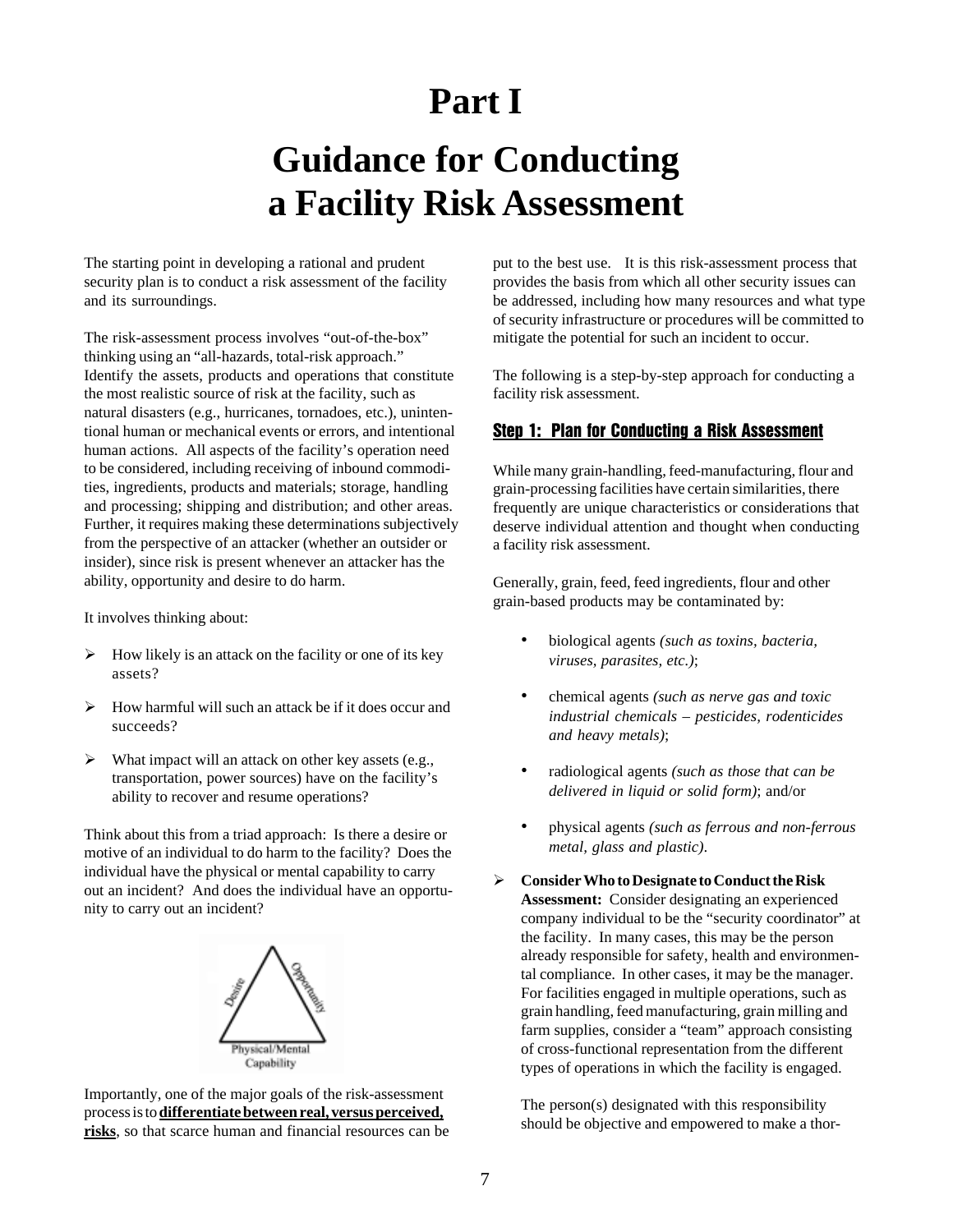# Part I

# Guidance for Conducting a Facility Risk Assessment

The starting point in developing a rational and prudent security plan is to conduct a risk assessment of the facility and its surroundings.

The risk-assessment process involves "out-of-the-box" thinking using an "all-hazards, total-risk approach." Identify the assets, products and operations that constitute the most realistic source of risk at the facility, such as natural disasters (e.g., hurricanes, tornadoes, etc.), unintentional human or mechanical events or errors, and intentional human actions. All aspects of the facility's operation need to be considered, including receiving of inbound commodities, ingredients, products and materials; storage, handling and processing; shipping and distribution; and other areas. Further, it requires making these determinations subjectively from the perspective of an attacker (whether an outsider or insider), since risk is present whenever an attacker has the ability, opportunity and desire to do harm.

It involves thinking about:

- How likely is an attack on the facility or one of its key assets?
- How harmful will such an attack be if it does occur and succeeds?
- What impact will an attack on other key assets (e.g., transportation, power sources) have on the facility's ability to recover and resume operations?

Think about this from a triad approach: Is there a desire or motive of an individual to do harm to the facility? Does the individual have the physical or mental capability to carry out an incident? And does the individual have an opportunity to carry out an incident?

Desire — Opportunity — Physical/Mental Capability

Importantly, one of the major goals of the risk-assessment process is to **differentiate between real, versus perceived, risks**, so that scarce human and financial resources can be put to the best use. It is this risk-assessment process that provides the basis from which all other security issues can be addressed, including how many resources and what type of security infrastructure or procedures will be committed to mitigate the potential for such an incident to occur.

The following is a step-by-step approach for conducting a facility risk assessment.

## Step 1: Plan for Conducting a Risk Assessment

While many grain-handling, feed-manufacturing, flour and grain-processing facilities have certain similarities, there frequently are unique characteristics or considerations that deserve individual attention and thought when conducting a facility risk assessment.

Generally, grain, feed, feed ingredients, flour and other grain-based products may be contaminated by:

- biological agents *(such as toxins, bacteria, viruses, parasites, etc.)*;
- chemical agents *(such as nerve gas and toxic industrial chemicals – pesticides, rodenticides and heavy metals)*;
- radiological agents *(such as those that can be delivered in liquid or solid form)*; and/or
- physical agents *(such as ferrous and non-ferrous metal, glass and plastic)*.

- **Consider Who to Designate to Conduct the Risk Assessment:** Consider designating an experienced company individual to be the "security coordinator" at the facility. In many cases, this may be the person already responsible for safety, health and environmental compliance. In other cases, it may be the manager. For facilities engaged in multiple operations, such as grain handling, feed manufacturing, grain milling and farm supplies, consider a "team" approach consisting of cross-functional representation from the different types of operations in which the facility is engaged.

  The person(s) designated with this responsibility should be objective and empowered to make a thor-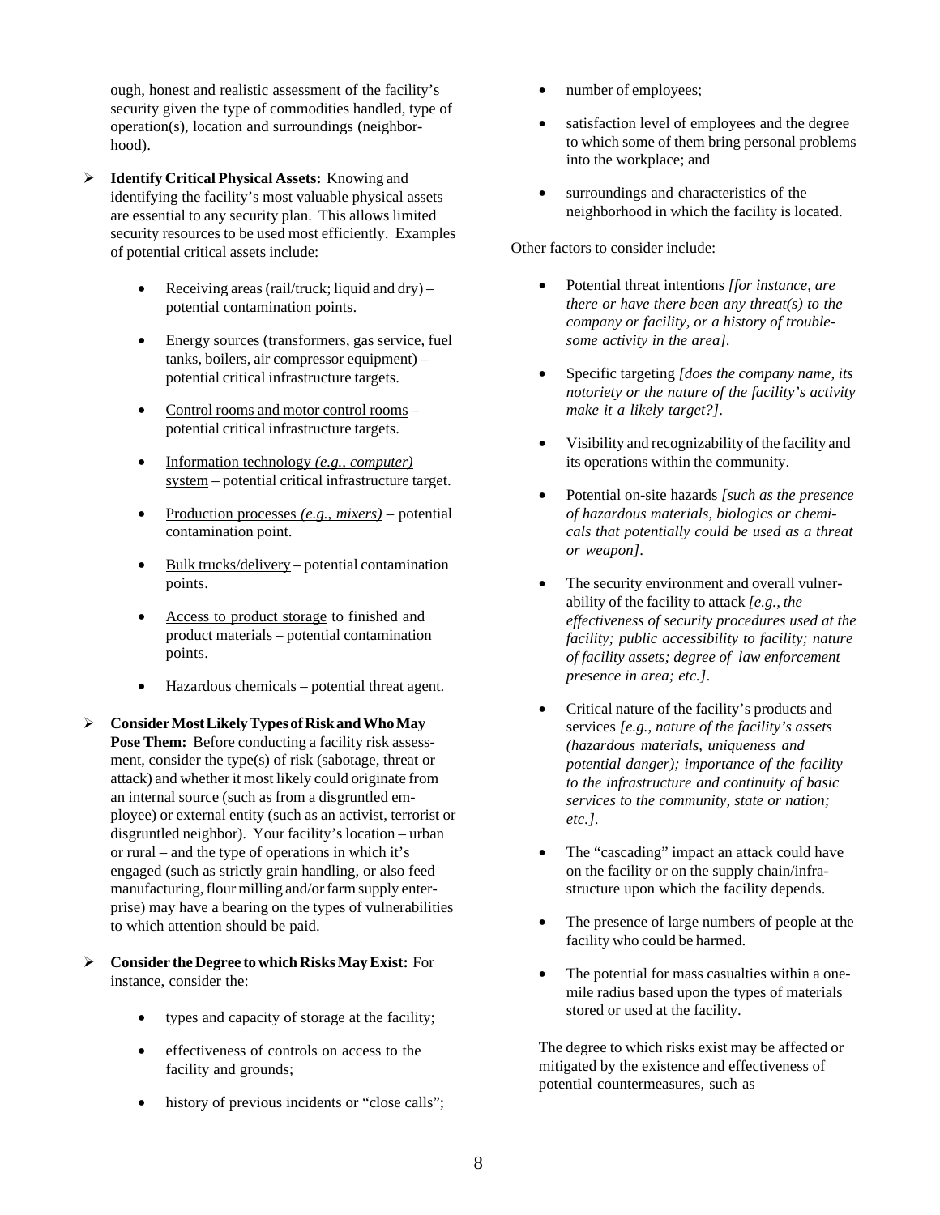ough, honest and realistic assessment of the facility's security given the type of commodities handled, type of operation(s), location and surroundings (neighborhood).

- **Identify Critical Physical Assets:** Knowing and identifying the facility's most valuable physical assets are essential to any security plan. This allows limited security resources to be used most efficiently. Examples of potential critical assets include:

  - Receiving areas (rail/truck; liquid and dry) – potential contamination points.
  - Energy sources (transformers, gas service, fuel tanks, boilers, air compressor equipment) – potential critical infrastructure targets.
  - Control rooms and motor control rooms – potential critical infrastructure targets.
  - Information technology *(e.g., computer)* system – potential critical infrastructure target.
  - Production processes *(e.g., mixers)* – potential contamination point.
  - Bulk trucks/delivery – potential contamination points.
  - Access to product storage to finished and product materials – potential contamination points.
  - Hazardous chemicals – potential threat agent.

- **Consider Most Likely Types of Risk and Who May Pose Them:** Before conducting a facility risk assessment, consider the type(s) of risk (sabotage, threat or attack) and whether it most likely could originate from an internal source (such as from a disgruntled employee) or external entity (such as an activist, terrorist or disgruntled neighbor). Your facility's location – urban or rural – and the type of operations in which it's engaged (such as strictly grain handling, or also feed manufacturing, flour milling and/or farm supply enterprise) may have a bearing on the types of vulnerabilities to which attention should be paid.

- **Consider the Degree to which Risks May Exist:** For instance, consider the:

  - types and capacity of storage at the facility;
  - effectiveness of controls on access to the facility and grounds;
  - history of previous incidents or "close calls";
  - number of employees;
  - satisfaction level of employees and the degree to which some of them bring personal problems into the workplace; and
  - surroundings and characteristics of the neighborhood in which the facility is located.

Other factors to consider include:

- Potential threat intentions *[for instance, are there or have there been any threat(s) to the company or facility, or a history of troublesome activity in the area]*.
- Specific targeting *[does the company name, its notoriety or the nature of the facility's activity make it a likely target?]*.
- Visibility and recognizability of the facility and its operations within the community.
- Potential on-site hazards *[such as the presence of hazardous materials, biologics or chemicals that potentially could be used as a threat or weapon]*.
- The security environment and overall vulnerability of the facility to attack *[e.g., the effectiveness of security procedures used at the facility; public accessibility to facility; nature of facility assets; degree of law enforcement presence in area; etc.]*.
- Critical nature of the facility's products and services *[e.g., nature of the facility's assets (hazardous materials, uniqueness and potential danger); importance of the facility to the infrastructure and continuity of basic services to the community, state or nation; etc.]*.
- The "cascading" impact an attack could have on the facility or on the supply chain/infrastructure upon which the facility depends.
- The presence of large numbers of people at the facility who could be harmed.
- The potential for mass casualties within a one-mile radius based upon the types of materials stored or used at the facility.

The degree to which risks exist may be affected or mitigated by the existence and effectiveness of potential countermeasures, such as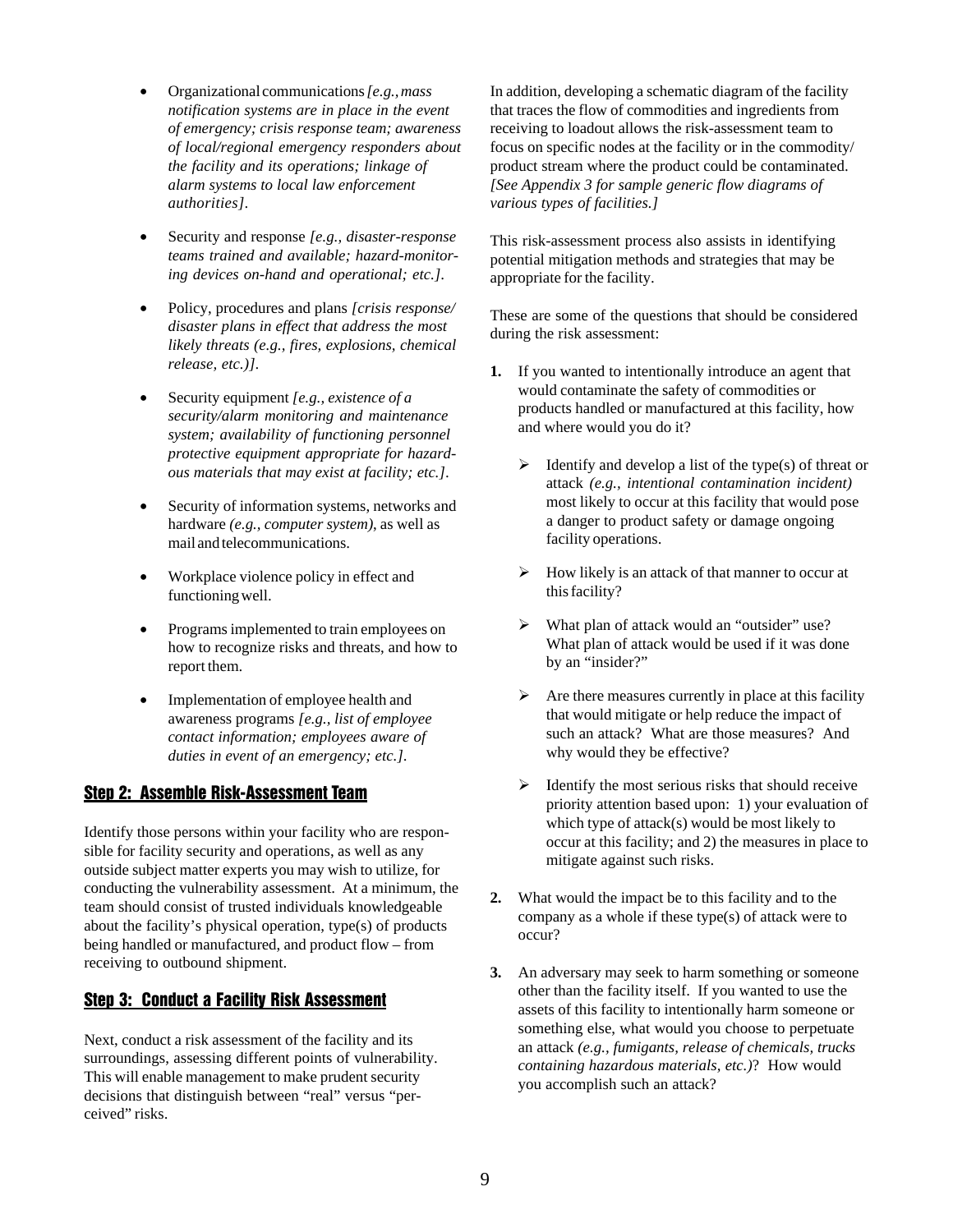- Organizational communications *[e.g., mass notification systems are in place in the event of emergency; crisis response team; awareness of local/regional emergency responders about the facility and its operations; linkage of alarm systems to local law enforcement authorities]*.

- Security and response *[e.g., disaster-response teams trained and available; hazard-monitoring devices on-hand and operational; etc.]*.

- Policy, procedures and plans *[crisis response/ disaster plans in effect that address the most likely threats (e.g., fires, explosions, chemical release, etc.)]*.

- Security equipment *[e.g., existence of a security/alarm monitoring and maintenance system; availability of functioning personnel protective equipment appropriate for hazardous materials that may exist at facility; etc.]*.

- Security of information systems, networks and hardware *(e.g., computer system)*, as well as mail and telecommunications.

- Workplace violence policy in effect and functioning well.

- Programs implemented to train employees on how to recognize risks and threats, and how to report them.

- Implementation of employee health and awareness programs *[e.g., list of employee contact information; employees aware of duties in event of an emergency; etc.]*.

## Step 2: Assemble Risk-Assessment Team

Identify those persons within your facility who are responsible for facility security and operations, as well as any outside subject matter experts you may wish to utilize, for conducting the vulnerability assessment. At a minimum, the team should consist of trusted individuals knowledgeable about the facility's physical operation, type(s) of products being handled or manufactured, and product flow – from receiving to outbound shipment.

## Step 3: Conduct a Facility Risk Assessment

Next, conduct a risk assessment of the facility and its surroundings, assessing different points of vulnerability. This will enable management to make prudent security decisions that distinguish between "real" versus "perceived" risks.

In addition, developing a schematic diagram of the facility that traces the flow of commodities and ingredients from receiving to loadout allows the risk-assessment team to focus on specific nodes at the facility or in the commodity/ product stream where the product could be contaminated. *[See Appendix 3 for sample generic flow diagrams of various types of facilities.]*

This risk-assessment process also assists in identifying potential mitigation methods and strategies that may be appropriate for the facility.

These are some of the questions that should be considered during the risk assessment:

**1.** If you wanted to intentionally introduce an agent that would contaminate the safety of commodities or products handled or manufactured at this facility, how and where would you do it?

   - Identify and develop a list of the type(s) of threat or attack *(e.g., intentional contamination incident)* most likely to occur at this facility that would pose a danger to product safety or damage ongoing facility operations.

   - How likely is an attack of that manner to occur at this facility?

   - What plan of attack would an "outsider" use? What plan of attack would be used if it was done by an "insider?"

   - Are there measures currently in place at this facility that would mitigate or help reduce the impact of such an attack? What are those measures? And why would they be effective?

   - Identify the most serious risks that should receive priority attention based upon: 1) your evaluation of which type of attack(s) would be most likely to occur at this facility; and 2) the measures in place to mitigate against such risks.

**2.** What would the impact be to this facility and to the company as a whole if these type(s) of attack were to occur?

**3.** An adversary may seek to harm something or someone other than the facility itself. If you wanted to use the assets of this facility to intentionally harm someone or something else, what would you choose to perpetuate an attack *(e.g., fumigants, release of chemicals, trucks containing hazardous materials, etc.)*? How would you accomplish such an attack?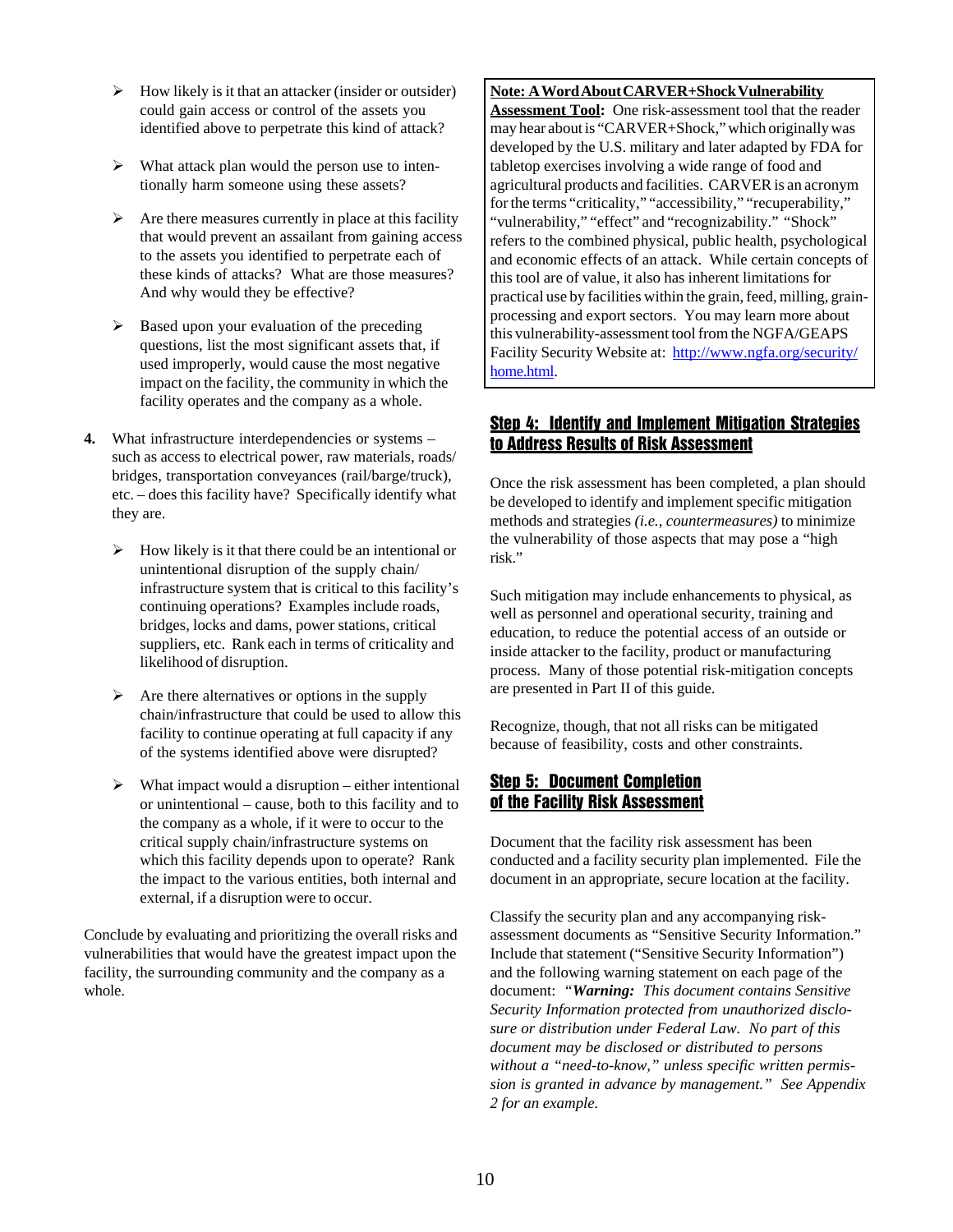- How likely is it that an attacker (insider or outsider) could gain access or control of the assets you identified above to perpetrate this kind of attack?

- What attack plan would the person use to intentionally harm someone using these assets?

- Are there measures currently in place at this facility that would prevent an assailant from gaining access to the assets you identified to perpetrate each of these kinds of attacks? What are those measures? And why would they be effective?

- Based upon your evaluation of the preceding questions, list the most significant assets that, if used improperly, would cause the most negative impact on the facility, the community in which the facility operates and the company as a whole.

4. What infrastructure interdependencies or systems – such as access to electrical power, raw materials, roads/bridges, transportation conveyances (rail/barge/truck), etc. – does this facility have? Specifically identify what they are.

   - How likely is it that there could be an intentional or unintentional disruption of the supply chain/infrastructure system that is critical to this facility's continuing operations? Examples include roads, bridges, locks and dams, power stations, critical suppliers, etc. Rank each in terms of criticality and likelihood of disruption.

   - Are there alternatives or options in the supply chain/infrastructure that could be used to allow this facility to continue operating at full capacity if any of the systems identified above were disrupted?

   - What impact would a disruption – either intentional or unintentional – cause, both to this facility and to the company as a whole, if it were to occur to the critical supply chain/infrastructure systems on which this facility depends upon to operate? Rank the impact to the various entities, both internal and external, if a disruption were to occur.

Conclude by evaluating and prioritizing the overall risks and vulnerabilities that would have the greatest impact upon the facility, the surrounding community and the company as a whole.

> **Note: A Word About CARVER+Shock Vulnerability Assessment Tool:** One risk-assessment tool that the reader may hear about is "CARVER+Shock," which originally was developed by the U.S. military and later adapted by FDA for tabletop exercises involving a wide range of food and agricultural products and facilities. CARVER is an acronym for the terms "criticality," "accessibility," "recuperability," "vulnerability," "effect" and "recognizability." "Shock" refers to the combined physical, public health, psychological and economic effects of an attack. While certain concepts of this tool are of value, it also has inherent limitations for practical use by facilities within the grain, feed, milling, grain-processing and export sectors. You may learn more about this vulnerability-assessment tool from the NGFA/GEAPS Facility Security Website at: [http://www.ngfa.org/security/home.html](http://www.ngfa.org/security/home.html).

## Step 4: Identify and Implement Mitigation Strategies to Address Results of Risk Assessment

Once the risk assessment has been completed, a plan should be developed to identify and implement specific mitigation methods and strategies *(i.e., countermeasures)* to minimize the vulnerability of those aspects that may pose a "high risk."

Such mitigation may include enhancements to physical, as well as personnel and operational security, training and education, to reduce the potential access of an outside or inside attacker to the facility, product or manufacturing process. Many of those potential risk-mitigation concepts are presented in Part II of this guide.

Recognize, though, that not all risks can be mitigated because of feasibility, costs and other constraints.

## Step 5: Document Completion of the Facility Risk Assessment

Document that the facility risk assessment has been conducted and a facility security plan implemented. File the document in an appropriate, secure location at the facility.

Classify the security plan and any accompanying risk-assessment documents as "Sensitive Security Information." Include that statement ("Sensitive Security Information") and the following warning statement on each page of the document: *"**Warning:** This document contains Sensitive Security Information protected from unauthorized disclosure or distribution under Federal Law. No part of this document may be disclosed or distributed to persons without a "need-to-know," unless specific written permission is granted in advance by management." See Appendix 2 for an example.*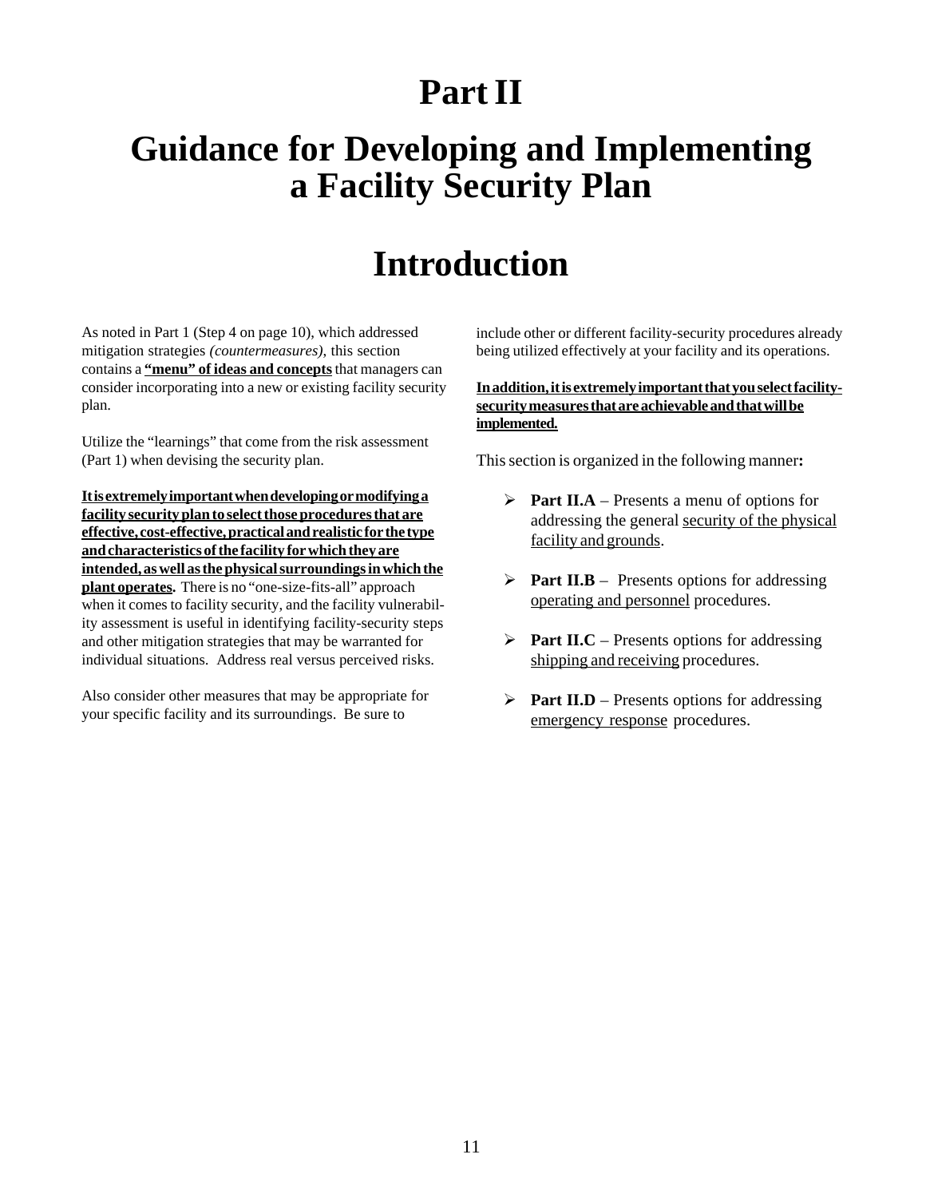# Part II

# Guidance for Developing and Implementing a Facility Security Plan

# Introduction

As noted in Part 1 (Step 4 on page 10), which addressed mitigation strategies *(countermeasures)*, this section contains a **"menu" of ideas and concepts** that managers can consider incorporating into a new or existing facility security plan.

Utilize the "learnings" that come from the risk assessment (Part 1) when devising the security plan.

**It is extremely important when developing or modifying a facility security plan to select those procedures that are effective, cost-effective, practical and realistic for the type and characteristics of the facility for which they are intended, as well as the physical surroundings in which the plant operates.** There is no "one-size-fits-all" approach when it comes to facility security, and the facility vulnerability assessment is useful in identifying facility-security steps and other mitigation strategies that may be warranted for individual situations. Address real versus perceived risks.

Also consider other measures that may be appropriate for your specific facility and its surroundings. Be sure to include other or different facility-security procedures already being utilized effectively at your facility and its operations.

**In addition, it is extremely important that you select facility-security measures that are achievable and that will be implemented.**

This section is organized in the following manner**:**

- **Part II.A** – Presents a menu of options for addressing the general security of the physical facility and grounds.
- **Part II.B** – Presents options for addressing operating and personnel procedures.
- **Part II.C** – Presents options for addressing shipping and receiving procedures.
- **Part II.D** – Presents options for addressing emergency response procedures.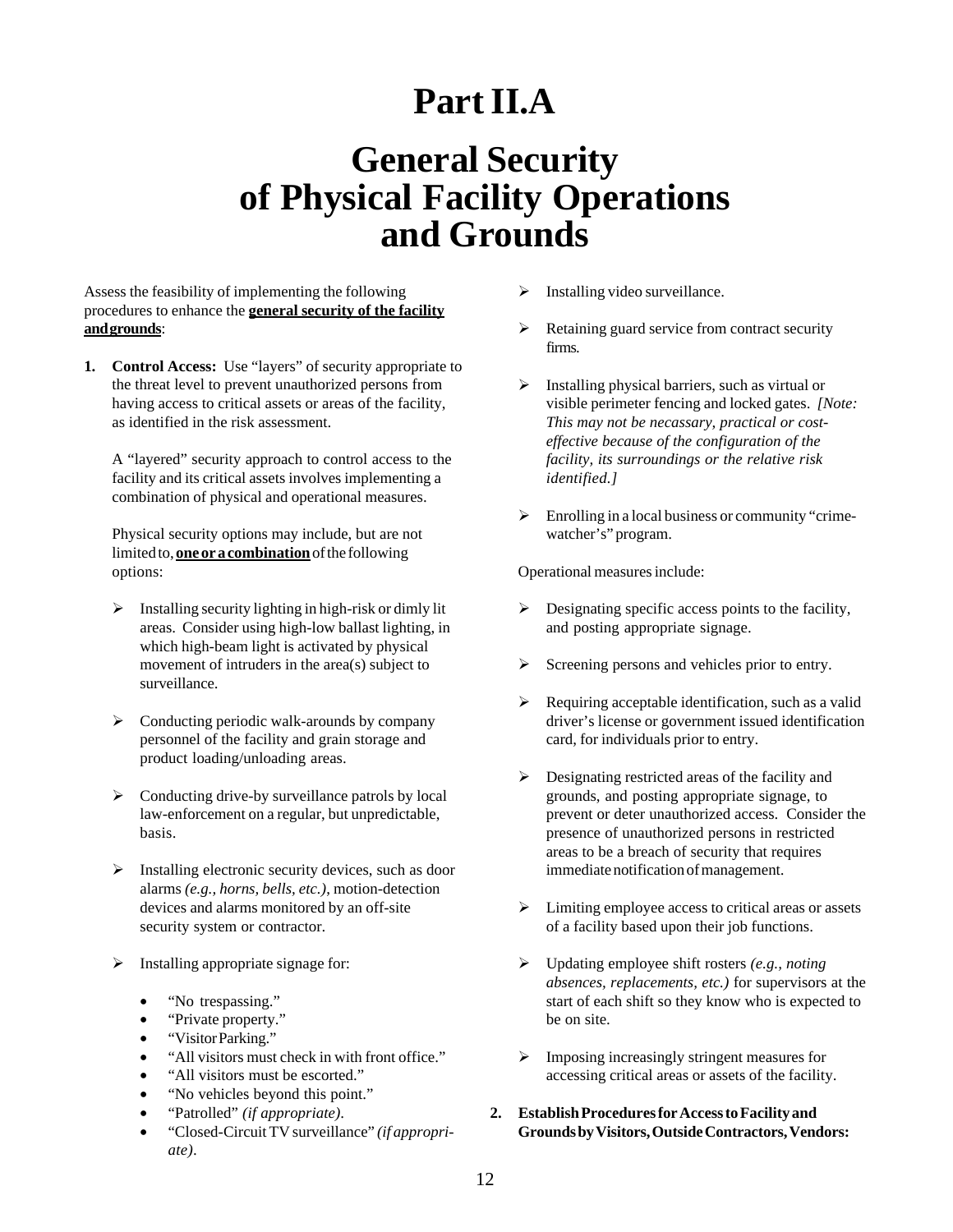# Part II.A

# General Security of Physical Facility Operations and Grounds

Assess the feasibility of implementing the following procedures to enhance the **general security of the facility and grounds**:

1. **Control Access:** Use "layers" of security appropriate to the threat level to prevent unauthorized persons from having access to critical assets or areas of the facility, as identified in the risk assessment.

   A "layered" security approach to control access to the facility and its critical assets involves implementing a combination of physical and operational measures.

   Physical security options may include, but are not limited to, **one or a combination** of the following options:

   - Installing security lighting in high-risk or dimly lit areas. Consider using high-low ballast lighting, in which high-beam light is activated by physical movement of intruders in the area(s) subject to surveillance.
   - Conducting periodic walk-arounds by company personnel of the facility and grain storage and product loading/unloading areas.
   - Conducting drive-by surveillance patrols by local law-enforcement on a regular, but unpredictable, basis.
   - Installing electronic security devices, such as door alarms *(e.g., horns, bells, etc.)*, motion-detection devices and alarms monitored by an off-site security system or contractor.
   - Installing appropriate signage for:
     - "No trespassing."
     - "Private property."
     - "Visitor Parking."
     - "All visitors must check in with front office."
     - "All visitors must be escorted."
     - "No vehicles beyond this point."
     - "Patrolled" *(if appropriate)*.
     - "Closed-Circuit TV surveillance" *(if appropriate)*.
   - Installing video surveillance.
   - Retaining guard service from contract security firms.
   - Installing physical barriers, such as virtual or visible perimeter fencing and locked gates. *[Note: This may not be necassary, practical or cost-effective because of the configuration of the facility, its surroundings or the relative risk identified.]*
   - Enrolling in a local business or community "crime-watcher's" program.

   Operational measures include:

   - Designating specific access points to the facility, and posting appropriate signage.
   - Screening persons and vehicles prior to entry.
   - Requiring acceptable identification, such as a valid driver's license or government issued identification card, for individuals prior to entry.
   - Designating restricted areas of the facility and grounds, and posting appropriate signage, to prevent or deter unauthorized access. Consider the presence of unauthorized persons in restricted areas to be a breach of security that requires immediate notification of management.
   - Limiting employee access to critical areas or assets of a facility based upon their job functions.
   - Updating employee shift rosters *(e.g., noting absences, replacements, etc.)* for supervisors at the start of each shift so they know who is expected to be on site.
   - Imposing increasingly stringent measures for accessing critical areas or assets of the facility.

2. **Establish Procedures for Access to Facility and Grounds by Visitors, Outside Contractors, Vendors:**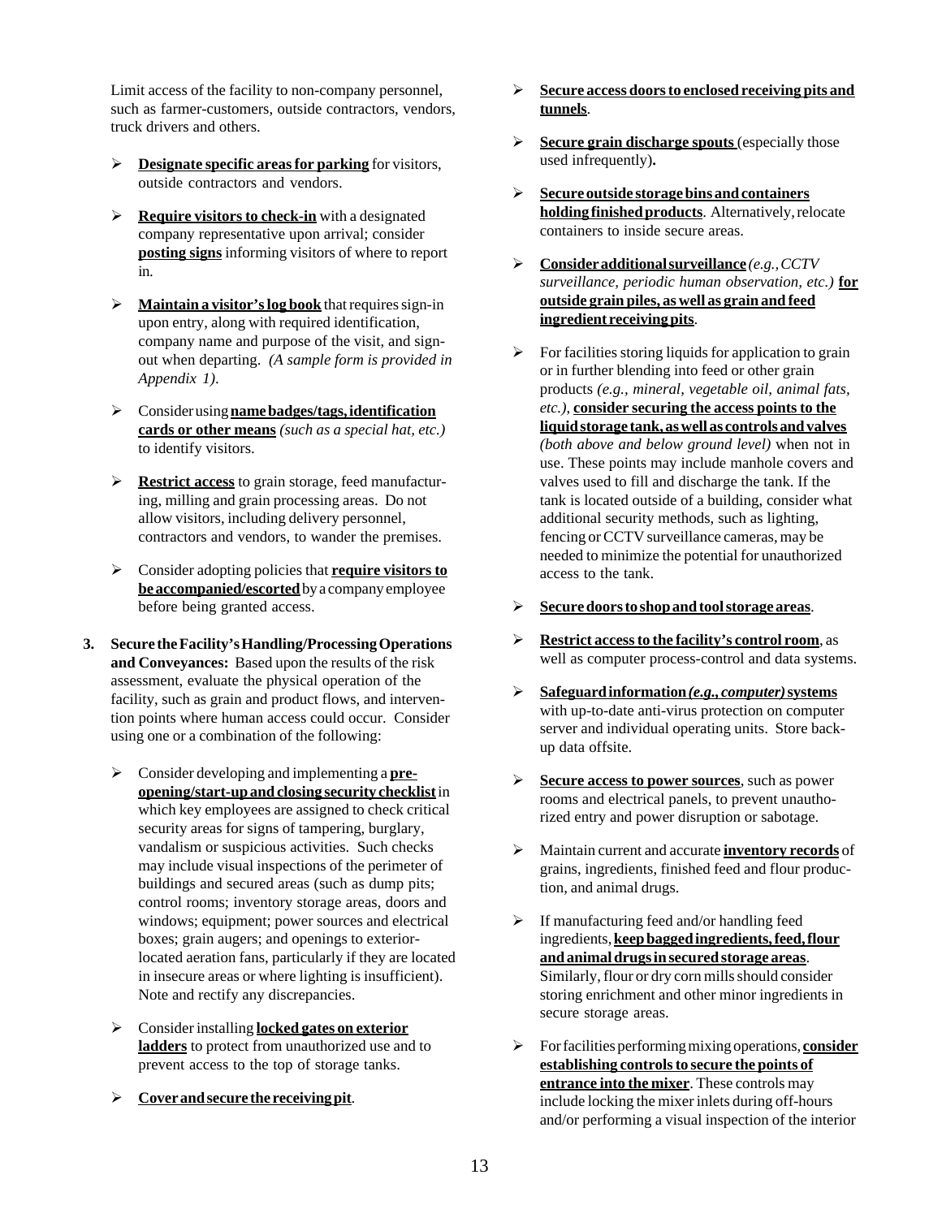Limit access of the facility to non-company personnel, such as farmer-customers, outside contractors, vendors, truck drivers and others.

- **Designate specific areas for parking** for visitors, outside contractors and vendors.
- **Require visitors to check-in** with a designated company representative upon arrival; consider **posting signs** informing visitors of where to report in.
- **Maintain a visitor's log book** that requires sign-in upon entry, along with required identification, company name and purpose of the visit, and sign-out when departing. *(A sample form is provided in Appendix 1).*
- Consider using **name badges/tags, identification cards or other means** *(such as a special hat, etc.)* to identify visitors.
- **Restrict access** to grain storage, feed manufacturing, milling and grain processing areas. Do not allow visitors, including delivery personnel, contractors and vendors, to wander the premises.
- Consider adopting policies that **require visitors to be accompanied/escorted** by a company employee before being granted access.

3. **Secure the Facility's Handling/Processing Operations and Conveyances:** Based upon the results of the risk assessment, evaluate the physical operation of the facility, such as grain and product flows, and intervention points where human access could occur. Consider using one or a combination of the following:

- Consider developing and implementing a **pre-opening/start-up and closing security checklist** in which key employees are assigned to check critical security areas for signs of tampering, burglary, vandalism or suspicious activities. Such checks may include visual inspections of the perimeter of buildings and secured areas (such as dump pits; control rooms; inventory storage areas, doors and windows; equipment; power sources and electrical boxes; grain augers; and openings to exterior-located aeration fans, particularly if they are located in insecure areas or where lighting is insufficient). Note and rectify any discrepancies.
- Consider installing **locked gates on exterior ladders** to protect from unauthorized use and to prevent access to the top of storage tanks.
- **Cover and secure the receiving pit**.
- **Secure access doors to enclosed receiving pits and tunnels**.
- **Secure grain discharge spouts** (especially those used infrequently).
- **Secure outside storage bins and containers holding finished products**. Alternatively, relocate containers to inside secure areas.
- **Consider additional surveillance** *(e.g., CCTV surveillance, periodic human observation, etc.)* **for outside grain piles, as well as grain and feed ingredient receiving pits**.
- For facilities storing liquids for application to grain or in further blending into feed or other grain products *(e.g., mineral, vegetable oil, animal fats, etc.)*, **consider securing the access points to the liquid storage tank, as well as controls and valves** *(both above and below ground level)* when not in use. These points may include manhole covers and valves used to fill and discharge the tank. If the tank is located outside of a building, consider what additional security methods, such as lighting, fencing or CCTV surveillance cameras, may be needed to minimize the potential for unauthorized access to the tank.
- **Secure doors to shop and tool storage areas**.
- **Restrict access to the facility's control room**, as well as computer process-control and data systems.
- **Safeguard information *(e.g., computer)* systems** with up-to-date anti-virus protection on computer server and individual operating units. Store back-up data offsite.
- **Secure access to power sources**, such as power rooms and electrical panels, to prevent unauthorized entry and power disruption or sabotage.
- Maintain current and accurate **inventory records** of grains, ingredients, finished feed and flour production, and animal drugs.
- If manufacturing feed and/or handling feed ingredients, **keep bagged ingredients, feed, flour and animal drugs in secured storage areas**. Similarly, flour or dry corn mills should consider storing enrichment and other minor ingredients in secure storage areas.
- For facilities performing mixing operations, **consider establishing controls to secure the points of entrance into the mixer**. These controls may include locking the mixer inlets during off-hours and/or performing a visual inspection of the interior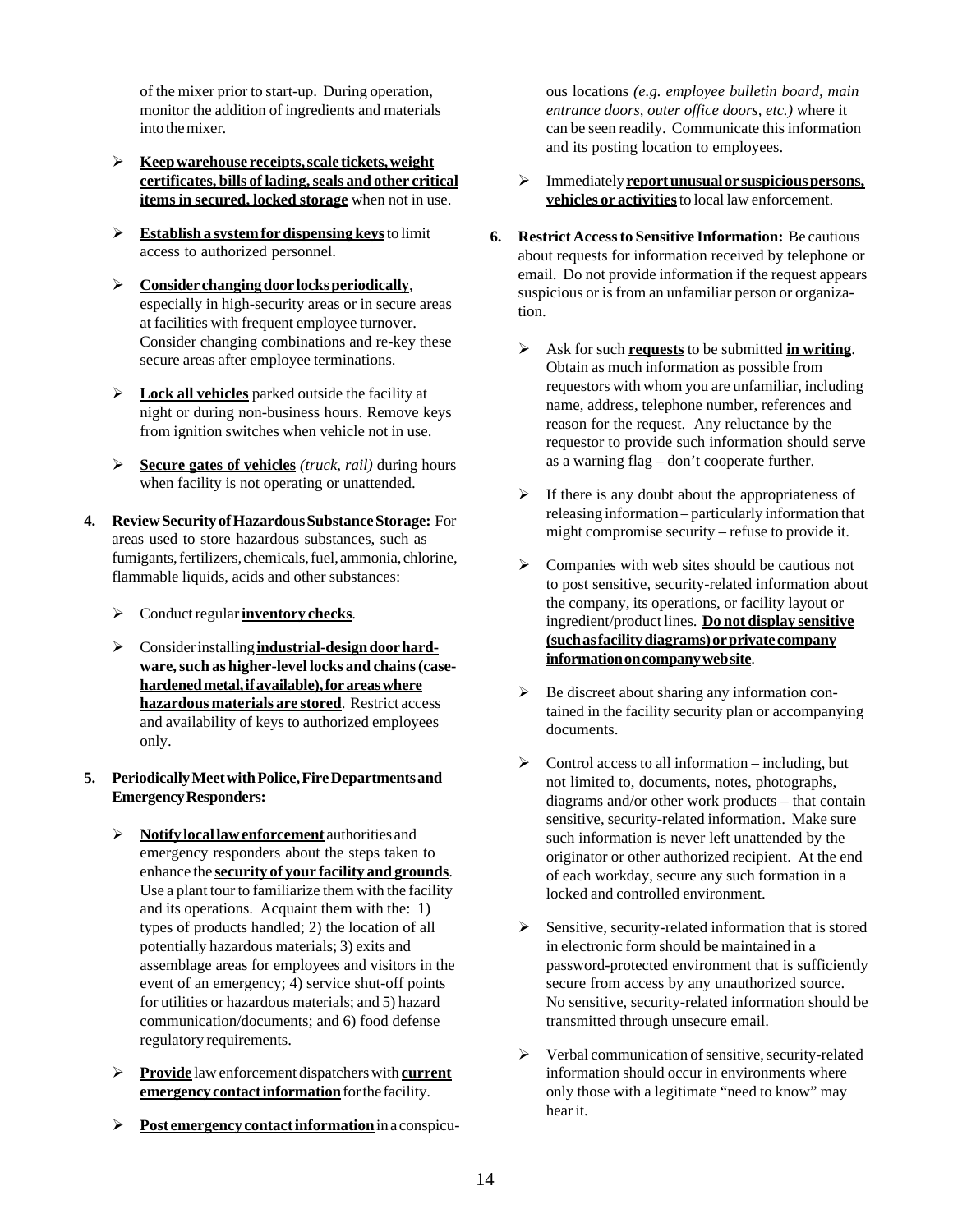of the mixer prior to start-up. During operation, monitor the addition of ingredients and materials into the mixer.

- **Keep warehouse receipts, scale tickets, weight certificates, bills of lading, seals and other critical items in secured, locked storage** when not in use.
- **Establish a system for dispensing keys** to limit access to authorized personnel.
- **Consider changing door locks periodically**, especially in high-security areas or in secure areas at facilities with frequent employee turnover. Consider changing combinations and re-key these secure areas after employee terminations.
- **Lock all vehicles** parked outside the facility at night or during non-business hours. Remove keys from ignition switches when vehicle not in use.
- **Secure gates of vehicles** *(truck, rail)* during hours when facility is not operating or unattended.

4. **Review Security of Hazardous Substance Storage:** For areas used to store hazardous substances, such as fumigants, fertilizers, chemicals, fuel, ammonia, chlorine, flammable liquids, acids and other substances:

    - Conduct regular **inventory checks**.
    - Consider installing **industrial-design door hardware, such as higher-level locks and chains (case-hardened metal, if available), for areas where hazardous materials are stored**. Restrict access and availability of keys to authorized employees only.

5. **Periodically Meet with Police, Fire Departments and Emergency Responders:**

    - **Notify local law enforcement** authorities and emergency responders about the steps taken to enhance the **security of your facility and grounds**. Use a plant tour to familiarize them with the facility and its operations. Acquaint them with the: 1) types of products handled; 2) the location of all potentially hazardous materials; 3) exits and assemblage areas for employees and visitors in the event of an emergency; 4) service shut-off points for utilities or hazardous materials; and 5) hazard communication/documents; and 6) food defense regulatory requirements.
    - **Provide** law enforcement dispatchers with **current emergency contact information** for the facility.
    - **Post emergency contact information** in a conspicuous locations *(e.g. employee bulletin board, main entrance doors, outer office doors, etc.)* where it can be seen readily. Communicate this information and its posting location to employees.
    - Immediately **report unusual or suspicious persons, vehicles or activities** to local law enforcement.

6. **Restrict Access to Sensitive Information:** Be cautious about requests for information received by telephone or email. Do not provide information if the request appears suspicious or is from an unfamiliar person or organization.

    - Ask for such **requests** to be submitted **in writing**. Obtain as much information as possible from requestors with whom you are unfamiliar, including name, address, telephone number, references and reason for the request. Any reluctance by the requestor to provide such information should serve as a warning flag – don't cooperate further.
    - If there is any doubt about the appropriateness of releasing information – particularly information that might compromise security – refuse to provide it.
    - Companies with web sites should be cautious not to post sensitive, security-related information about the company, its operations, or facility layout or ingredient/product lines. **Do not display sensitive (such as facility diagrams) or private company information on company web site**.
    - Be discreet about sharing any information contained in the facility security plan or accompanying documents.
    - Control access to all information – including, but not limited to, documents, notes, photographs, diagrams and/or other work products – that contain sensitive, security-related information. Make sure such information is never left unattended by the originator or other authorized recipient. At the end of each workday, secure any such formation in a locked and controlled environment.
    - Sensitive, security-related information that is stored in electronic form should be maintained in a password-protected environment that is sufficiently secure from access by any unauthorized source. No sensitive, security-related information should be transmitted through unsecure email.
    - Verbal communication of sensitive, security-related information should occur in environments where only those with a legitimate "need to know" may hear it.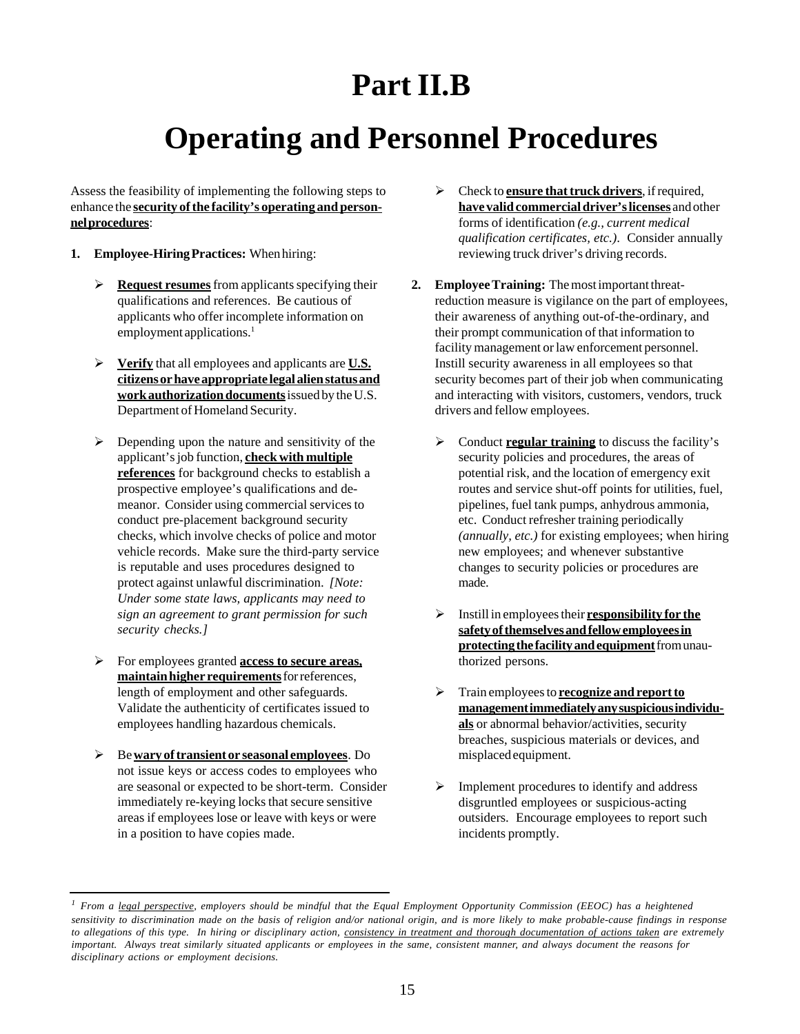# Part II.B

# Operating and Personnel Procedures

Assess the feasibility of implementing the following steps to enhance the **security of the facility's operating and personnel procedures**:

1. **Employee-Hiring Practices:** When hiring:

   - **Request resumes** from applicants specifying their qualifications and references. Be cautious of applicants who offer incomplete information on employment applications.[1]

   - **Verify** that all employees and applicants are **U.S. citizens or have appropriate legal alien status and work authorization documents** issued by the U.S. Department of Homeland Security.

   - Depending upon the nature and sensitivity of the applicant's job function, **check with multiple references** for background checks to establish a prospective employee's qualifications and demeanor. Consider using commercial services to conduct pre-placement background security checks, which involve checks of police and motor vehicle records. Make sure the third-party service is reputable and uses procedures designed to protect against unlawful discrimination. *[Note: Under some state laws, applicants may need to sign an agreement to grant permission for such security checks.]*

   - For employees granted **access to secure areas, maintain higher requirements** for references, length of employment and other safeguards. Validate the authenticity of certificates issued to employees handling hazardous chemicals.

   - Be **wary of transient or seasonal employees**. Do not issue keys or access codes to employees who are seasonal or expected to be short-term. Consider immediately re-keying locks that secure sensitive areas if employees lose or leave with keys or were in a position to have copies made.

   - Check to **ensure that truck drivers**, if required, **have valid commercial driver's licenses** and other forms of identification *(e.g., current medical qualification certificates, etc.)*. Consider annually reviewing truck driver's driving records.

2. **Employee Training:** The most important threat-reduction measure is vigilance on the part of employees, their awareness of anything out-of-the-ordinary, and their prompt communication of that information to facility management or law enforcement personnel. Instill security awareness in all employees so that security becomes part of their job when communicating and interacting with visitors, customers, vendors, truck drivers and fellow employees.

   - Conduct **regular training** to discuss the facility's security policies and procedures, the areas of potential risk, and the location of emergency exit routes and service shut-off points for utilities, fuel, pipelines, fuel tank pumps, anhydrous ammonia, etc. Conduct refresher training periodically *(annually, etc.)* for existing employees; when hiring new employees; and whenever substantive changes to security policies or procedures are made.

   - Instill in employees their **responsibility for the safety of themselves and fellow employees in protecting the facility and equipment** from unauthorized persons.

   - Train employees to **recognize and report to management immediately any suspicious individuals** or abnormal behavior/activities, security breaches, suspicious materials or devices, and misplaced equipment.

   - Implement procedures to identify and address disgruntled employees or suspicious-acting outsiders. Encourage employees to report such incidents promptly.

---

[1] *From a legal perspective, employers should be mindful that the Equal Employment Opportunity Commission (EEOC) has a heightened sensitivity to discrimination made on the basis of religion and/or national origin, and is more likely to make probable-cause findings in response to allegations of this type. In hiring or disciplinary action, consistency in treatment and thorough documentation of actions taken are extremely important. Always treat similarly situated applicants or employees in the same, consistent manner, and always document the reasons for disciplinary actions or employment decisions.*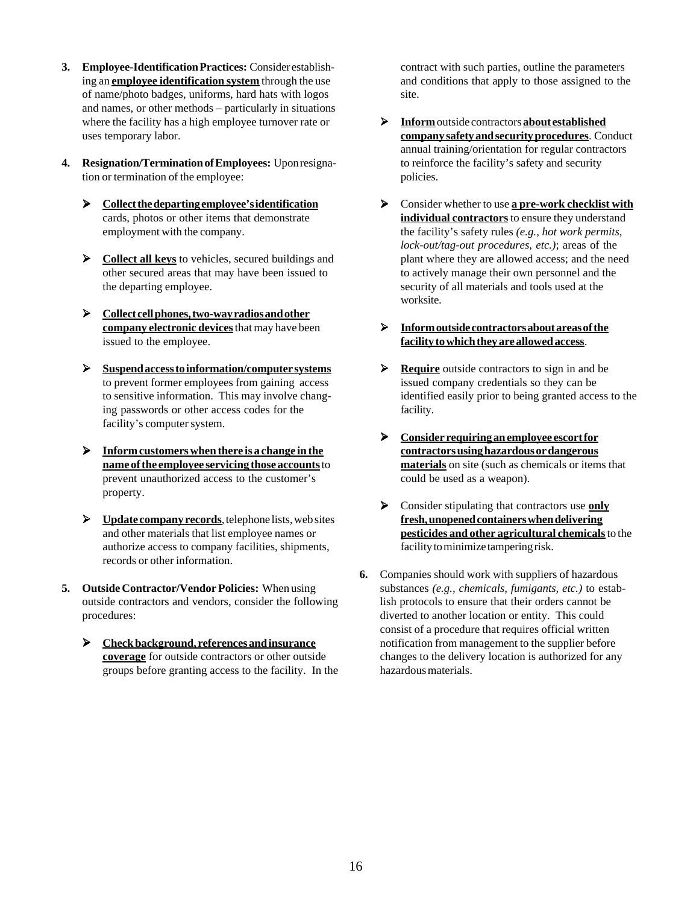3. **Employee-Identification Practices:** Consider establishing an **<u>employee identification system</u>** through the use of name/photo badges, uniforms, hard hats with logos and names, or other methods – particularly in situations where the facility has a high employee turnover rate or uses temporary labor.

4. **Resignation/Termination of Employees:** Upon resignation or termination of the employee:

   - **<u>Collect the departing employee's identification</u>** cards, photos or other items that demonstrate employment with the company.

   - **<u>Collect all keys</u>** to vehicles, secured buildings and other secured areas that may have been issued to the departing employee.

   - **<u>Collect cell phones, two-way radios and other company electronic devices</u>** that may have been issued to the employee.

   - **<u>Suspend access to information/computer systems</u>** to prevent former employees from gaining access to sensitive information. This may involve changing passwords or other access codes for the facility's computer system.

   - **<u>Inform customers when there is a change in the name of the employee servicing those accounts</u>** to prevent unauthorized access to the customer's property.

   - **<u>Update company records</u>**, telephone lists, web sites and other materials that list employee names or authorize access to company facilities, shipments, records or other information.

5. **Outside Contractor/Vendor Policies:** When using outside contractors and vendors, consider the following procedures:

   - **<u>Check background, references and insurance coverage</u>** for outside contractors or other outside groups before granting access to the facility. In the contract with such parties, outline the parameters and conditions that apply to those assigned to the site.

   - **<u>Inform</u>** outside contractors **<u>about established company safety and security procedures</u>**. Conduct annual training/orientation for regular contractors to reinforce the facility's safety and security policies.

   - Consider whether to use **<u>a pre-work checklist with individual contractors</u>** to ensure they understand the facility's safety rules *(e.g., hot work permits, lock-out/tag-out procedures, etc.)*; areas of the plant where they are allowed access; and the need to actively manage their own personnel and the security of all materials and tools used at the worksite.

   - **<u>Inform outside contractors about areas of the facility to which they are allowed access</u>**.

   - **<u>Require</u>** outside contractors to sign in and be issued company credentials so they can be identified easily prior to being granted access to the facility.

   - **<u>Consider requiring an employee escort for contractors using hazardous or dangerous materials</u>** on site (such as chemicals or items that could be used as a weapon).

   - Consider stipulating that contractors use **<u>only fresh, unopened containers when delivering pesticides and other agricultural chemicals</u>** to the facility to minimize tampering risk.

6. Companies should work with suppliers of hazardous substances *(e.g., chemicals, fumigants, etc.)* to establish protocols to ensure that their orders cannot be diverted to another location or entity. This could consist of a procedure that requires official written notification from management to the supplier before changes to the delivery location is authorized for any hazardous materials.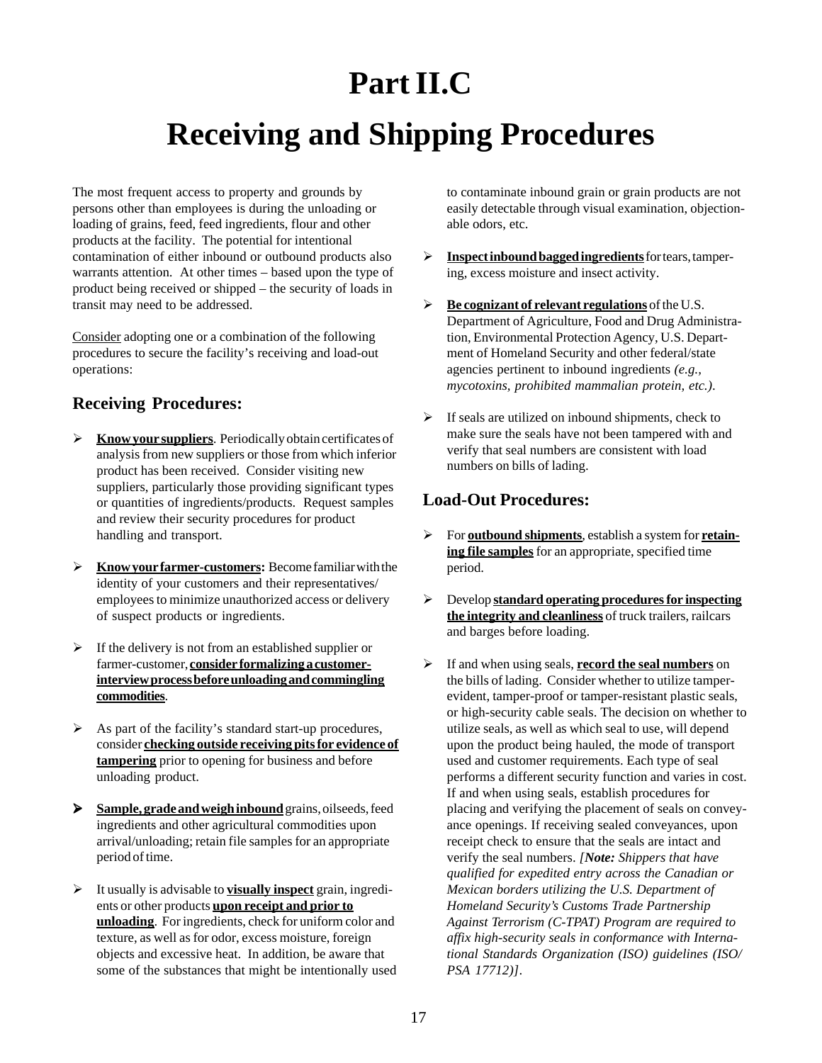# Part II.C

# Receiving and Shipping Procedures

The most frequent access to property and grounds by persons other than employees is during the unloading or loading of grains, feed, feed ingredients, flour and other products at the facility. The potential for intentional contamination of either inbound or outbound products also warrants attention. At other times – based upon the type of product being received or shipped – the security of loads in transit may need to be addressed.

Consider adopting one or a combination of the following procedures to secure the facility's receiving and load-out operations:

## Receiving Procedures:

- **Know your suppliers**. Periodically obtain certificates of analysis from new suppliers or those from which inferior product has been received. Consider visiting new suppliers, particularly those providing significant types or quantities of ingredients/products. Request samples and review their security procedures for product handling and transport.
- **Know your farmer-customers:** Become familiar with the identity of your customers and their representatives/employees to minimize unauthorized access or delivery of suspect products or ingredients.
- If the delivery is not from an established supplier or farmer-customer, **consider formalizing a customer-interview process before unloading and commingling commodities**.
- As part of the facility's standard start-up procedures, consider **checking outside receiving pits for evidence of tampering** prior to opening for business and before unloading product.
- **Sample, grade and weigh inbound** grains, oilseeds, feed ingredients and other agricultural commodities upon arrival/unloading; retain file samples for an appropriate period of time.
- It usually is advisable to **visually inspect** grain, ingredients or other products **upon receipt and prior to unloading**. For ingredients, check for uniform color and texture, as well as for odor, excess moisture, foreign objects and excessive heat. In addition, be aware that some of the substances that might be intentionally used to contaminate inbound grain or grain products are not easily detectable through visual examination, objectionable odors, etc.
- **Inspect inbound bagged ingredients** for tears, tampering, excess moisture and insect activity.
- **Be cognizant of relevant regulations** of the U.S. Department of Agriculture, Food and Drug Administration, Environmental Protection Agency, U.S. Department of Homeland Security and other federal/state agencies pertinent to inbound ingredients *(e.g., mycotoxins, prohibited mammalian protein, etc.)*.
- If seals are utilized on inbound shipments, check to make sure the seals have not been tampered with and verify that seal numbers are consistent with load numbers on bills of lading.

## Load-Out Procedures:

- For **outbound shipments**, establish a system for **retaining file samples** for an appropriate, specified time period.
- Develop **standard operating procedures for inspecting the integrity and cleanliness** of truck trailers, railcars and barges before loading.
- If and when using seals, **record the seal numbers** on the bills of lading. Consider whether to utilize tamper-evident, tamper-proof or tamper-resistant plastic seals, or high-security cable seals. The decision on whether to utilize seals, as well as which seal to use, will depend upon the product being hauled, the mode of transport used and customer requirements. Each type of seal performs a different security function and varies in cost. If and when using seals, establish procedures for placing and verifying the placement of seals on conveyance openings. If receiving sealed conveyances, upon receipt check to ensure that the seals are intact and verify the seal numbers. *[**Note:** Shippers that have qualified for expedited entry across the Canadian or Mexican borders utilizing the U.S. Department of Homeland Security's Customs Trade Partnership Against Terrorism (C-TPAT) Program are required to affix high-security seals in conformance with International Standards Organization (ISO) guidelines (ISO/PSA 17712)]*.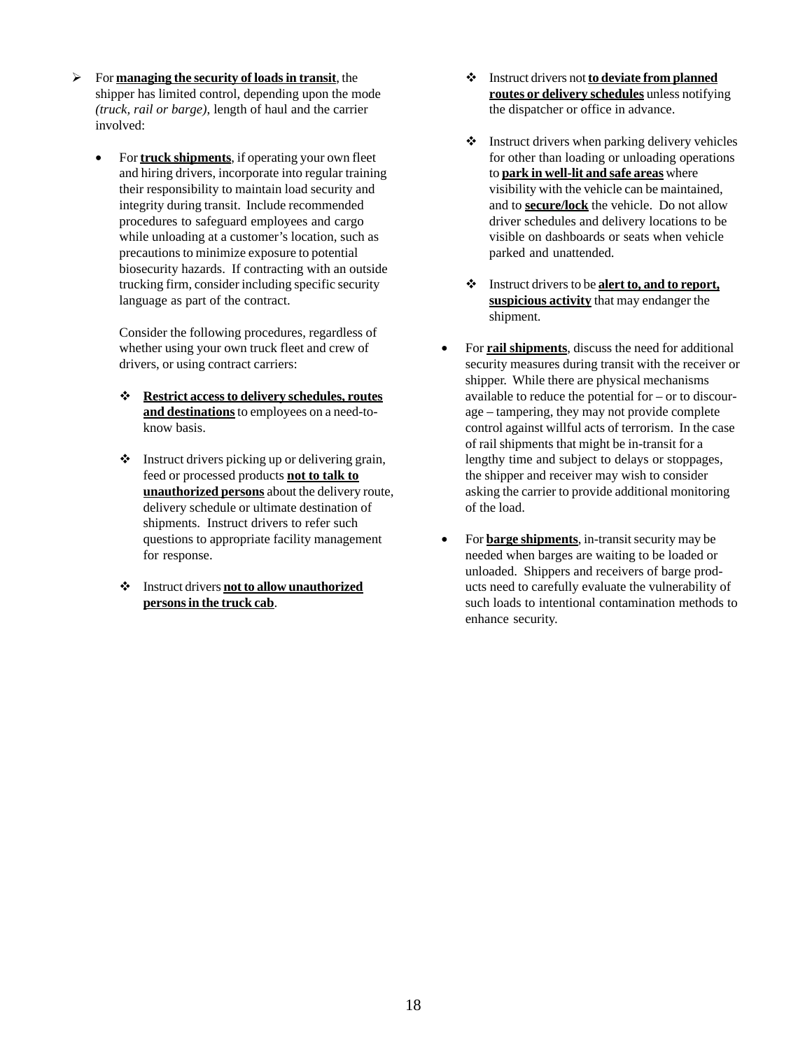- For **managing the security of loads in transit**, the shipper has limited control, depending upon the mode *(truck, rail or barge)*, length of haul and the carrier involved:

  - For **truck shipments**, if operating your own fleet and hiring drivers, incorporate into regular training their responsibility to maintain load security and integrity during transit. Include recommended procedures to safeguard employees and cargo while unloading at a customer's location, such as precautions to minimize exposure to potential biosecurity hazards. If contracting with an outside trucking firm, consider including specific security language as part of the contract.

    Consider the following procedures, regardless of whether using your own truck fleet and crew of drivers, or using contract carriers:

    - **Restrict access to delivery schedules, routes and destinations** to employees on a need-to-know basis.

    - Instruct drivers picking up or delivering grain, feed or processed products **not to talk to unauthorized persons** about the delivery route, delivery schedule or ultimate destination of shipments. Instruct drivers to refer such questions to appropriate facility management for response.

    - Instruct drivers **not to allow unauthorized persons in the truck cab**.

    - Instruct drivers not **to deviate from planned routes or delivery schedules** unless notifying the dispatcher or office in advance.

    - Instruct drivers when parking delivery vehicles for other than loading or unloading operations to **park in well-lit and safe areas** where visibility with the vehicle can be maintained, and to **secure/lock** the vehicle. Do not allow driver schedules and delivery locations to be visible on dashboards or seats when vehicle parked and unattended.

    - Instruct drivers to be **alert to, and to report, suspicious activity** that may endanger the shipment.

  - For **rail shipments**, discuss the need for additional security measures during transit with the receiver or shipper. While there are physical mechanisms available to reduce the potential for – or to discourage – tampering, they may not provide complete control against willful acts of terrorism. In the case of rail shipments that might be in-transit for a lengthy time and subject to delays or stoppages, the shipper and receiver may wish to consider asking the carrier to provide additional monitoring of the load.

  - For **barge shipments**, in-transit security may be needed when barges are waiting to be loaded or unloaded. Shippers and receivers of barge products need to carefully evaluate the vulnerability of such loads to intentional contamination methods to enhance security.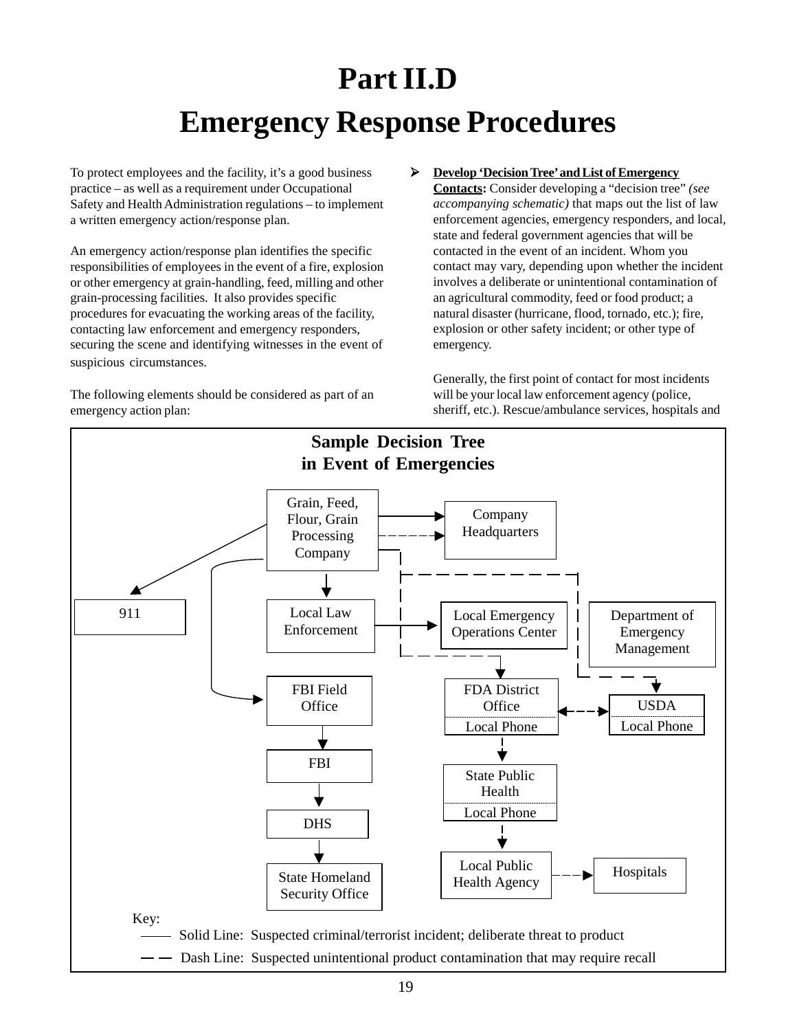# Part II.D
# Emergency Response Procedures

To protect employees and the facility, it's a good business practice – as well as a requirement under Occupational Safety and Health Administration regulations – to implement a written emergency action/response plan.

An emergency action/response plan identifies the specific responsibilities of employees in the event of a fire, explosion or other emergency at grain-handling, feed, milling and other grain-processing facilities. It also provides specific procedures for evacuating the working areas of the facility, contacting law enforcement and emergency responders, securing the scene and identifying witnesses in the event of suspicious circumstances.

The following elements should be considered as part of an emergency action plan:

- **Develop 'Decision Tree' and List of Emergency Contacts:** Consider developing a "decision tree" *(see accompanying schematic)* that maps out the list of law enforcement agencies, emergency responders, and local, state and federal government agencies that will be contacted in the event of an incident. Whom you contact may vary, depending upon whether the incident involves a deliberate or unintentional contamination of an agricultural commodity, feed or food product; a natural disaster (hurricane, flood, tornado, etc.); fire, explosion or other safety incident; or other type of emergency.

  Generally, the first point of contact for most incidents will be your local law enforcement agency (police, sheriff, etc.). Rescue/ambulance services, hospitals and

**Sample Decision Tree in Event of Emergencies**

Grain, Feed, Flour, Grain Processing Company → Company Headquarters (solid and dashed); → 911 (solid); → Local Law Enforcement (solid); → FBI Field Office (solid); → (dashed) FDA District Office / Local Phone; Local Emergency Operations Center / Department of Emergency Management (dashed) → USDA / Local Phone

Local Law Enforcement → Local Emergency Operations Center (solid)

FBI Field Office → FBI → DHS → State Homeland Security Office (solid)

FDA District Office (Local Phone) ↔ USDA (Local Phone) (dashed)

FDA District Office → State Public Health (Local Phone) → Local Public Health Agency → Hospitals (dashed)

Key:
- Solid Line: Suspected criminal/terrorist incident; deliberate threat to product
- Dash Line: Suspected unintentional product contamination that may require recall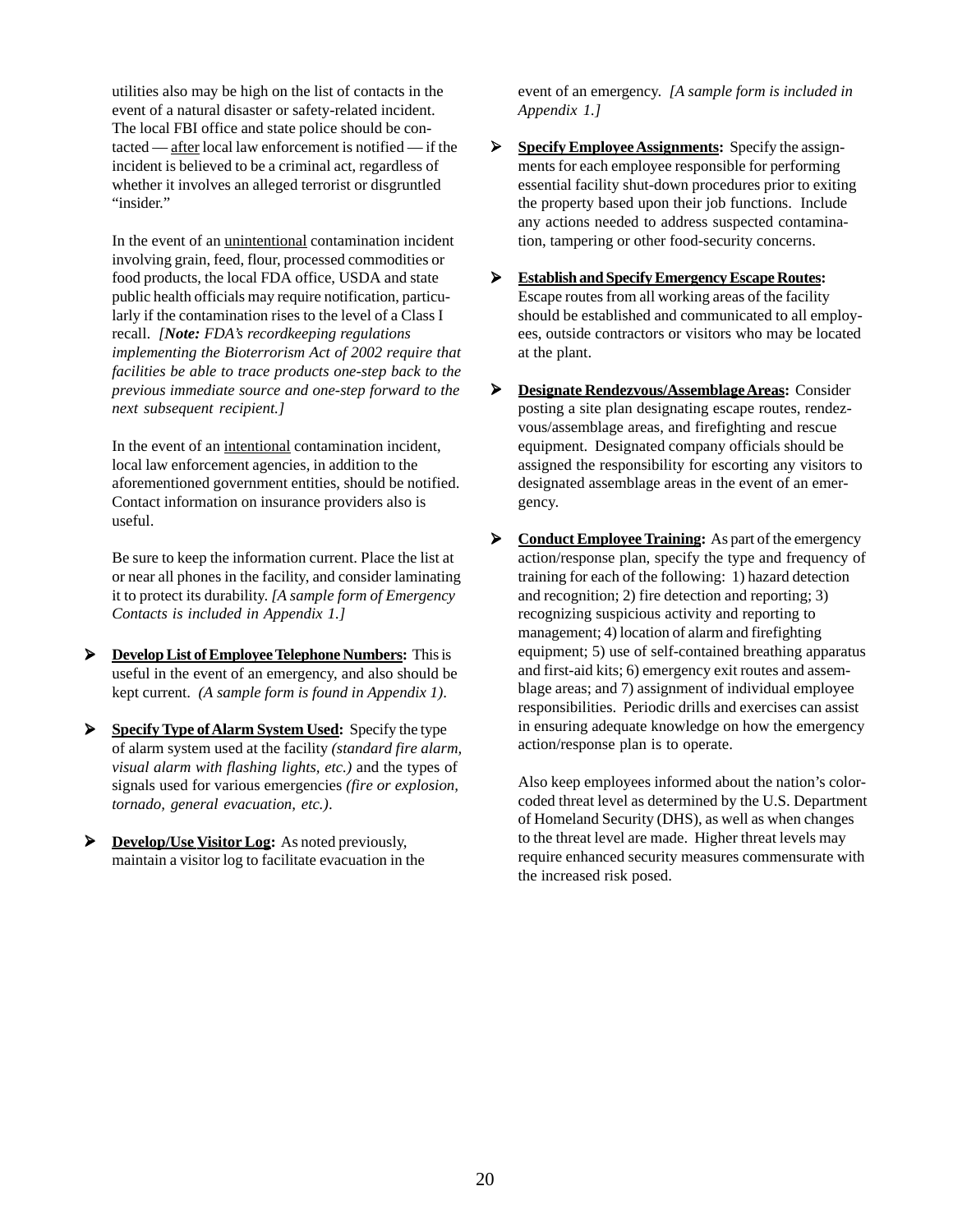utilities also may be high on the list of contacts in the event of a natural disaster or safety-related incident. The local FBI office and state police should be contacted — after local law enforcement is notified — if the incident is believed to be a criminal act, regardless of whether it involves an alleged terrorist or disgruntled "insider."

In the event of an unintentional contamination incident involving grain, feed, flour, processed commodities or food products, the local FDA office, USDA and state public health officials may require notification, particularly if the contamination rises to the level of a Class I recall. *[**Note:** FDA's recordkeeping regulations implementing the Bioterrorism Act of 2002 require that facilities be able to trace products one-step back to the previous immediate source and one-step forward to the next subsequent recipient.]*

In the event of an intentional contamination incident, local law enforcement agencies, in addition to the aforementioned government entities, should be notified. Contact information on insurance providers also is useful.

Be sure to keep the information current. Place the list at or near all phones in the facility, and consider laminating it to protect its durability. *[A sample form of Emergency Contacts is included in Appendix 1.]*

- **Develop List of Employee Telephone Numbers:** This is useful in the event of an emergency, and also should be kept current. *(A sample form is found in Appendix 1).*

- **Specify Type of Alarm System Used:** Specify the type of alarm system used at the facility *(standard fire alarm, visual alarm with flashing lights, etc.)* and the types of signals used for various emergencies *(fire or explosion, tornado, general evacuation, etc.)*.

- **Develop/Use Visitor Log:** As noted previously, maintain a visitor log to facilitate evacuation in the event of an emergency. *[A sample form is included in Appendix 1.]*

- **Specify Employee Assignments:** Specify the assignments for each employee responsible for performing essential facility shut-down procedures prior to exiting the property based upon their job functions. Include any actions needed to address suspected contamination, tampering or other food-security concerns.

- **Establish and Specify Emergency Escape Routes:** Escape routes from all working areas of the facility should be established and communicated to all employees, outside contractors or visitors who may be located at the plant.

- **Designate Rendezvous/Assemblage Areas:** Consider posting a site plan designating escape routes, rendezvous/assemblage areas, and firefighting and rescue equipment. Designated company officials should be assigned the responsibility for escorting any visitors to designated assemblage areas in the event of an emergency.

- **Conduct Employee Training:** As part of the emergency action/response plan, specify the type and frequency of training for each of the following: 1) hazard detection and recognition; 2) fire detection and reporting; 3) recognizing suspicious activity and reporting to management; 4) location of alarm and firefighting equipment; 5) use of self-contained breathing apparatus and first-aid kits; 6) emergency exit routes and assemblage areas; and 7) assignment of individual employee responsibilities. Periodic drills and exercises can assist in ensuring adequate knowledge on how the emergency action/response plan is to operate.

  Also keep employees informed about the nation's color-coded threat level as determined by the U.S. Department of Homeland Security (DHS), as well as when changes to the threat level are made. Higher threat levels may require enhanced security measures commensurate with the increased risk posed.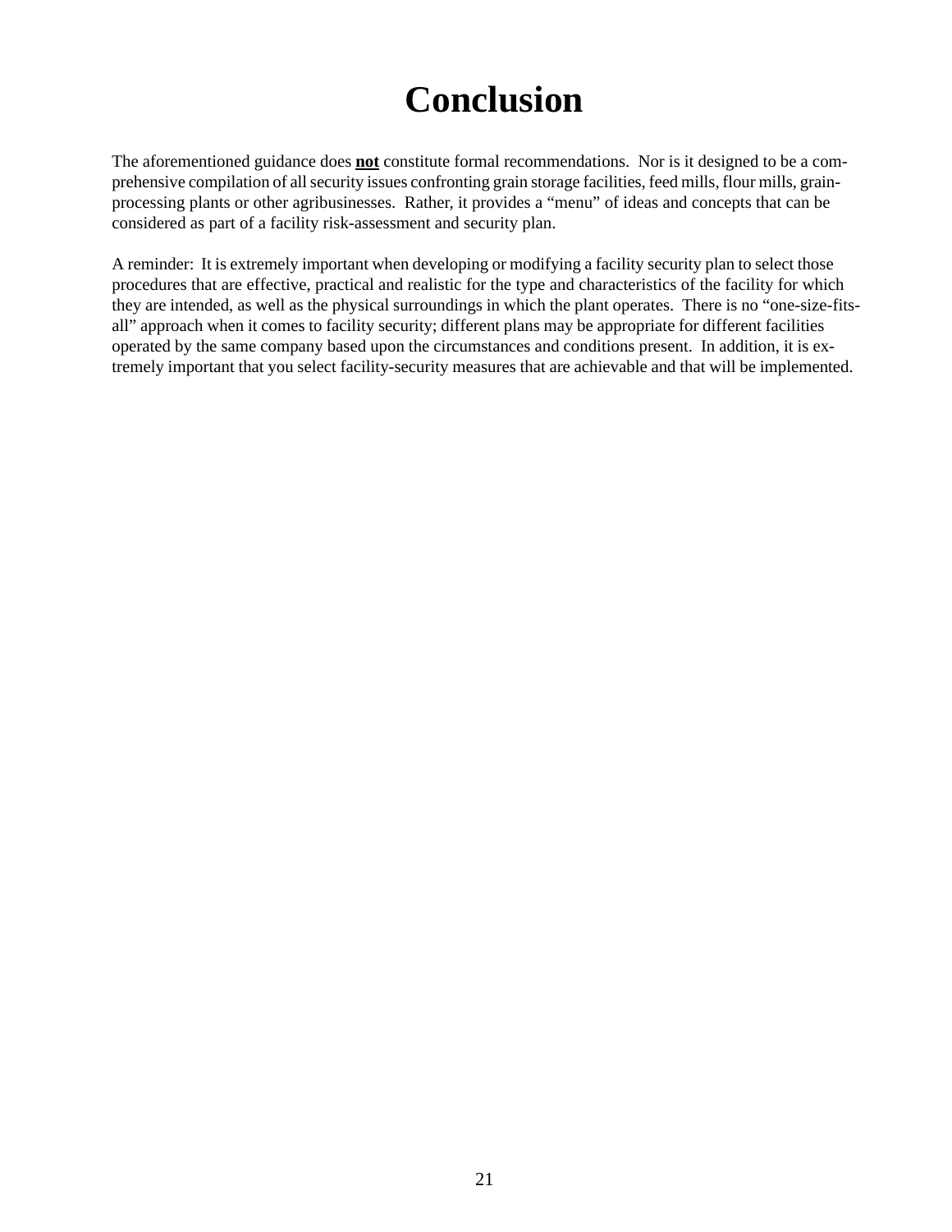# Conclusion

The aforementioned guidance does **<u>not</u>** constitute formal recommendations. Nor is it designed to be a comprehensive compilation of all security issues confronting grain storage facilities, feed mills, flour mills, grain-processing plants or other agribusinesses. Rather, it provides a "menu" of ideas and concepts that can be considered as part of a facility risk-assessment and security plan.

A reminder: It is extremely important when developing or modifying a facility security plan to select those procedures that are effective, practical and realistic for the type and characteristics of the facility for which they are intended, as well as the physical surroundings in which the plant operates. There is no "one-size-fits-all" approach when it comes to facility security; different plans may be appropriate for different facilities operated by the same company based upon the circumstances and conditions present. In addition, it is extremely important that you select facility-security measures that are achievable and that will be implemented.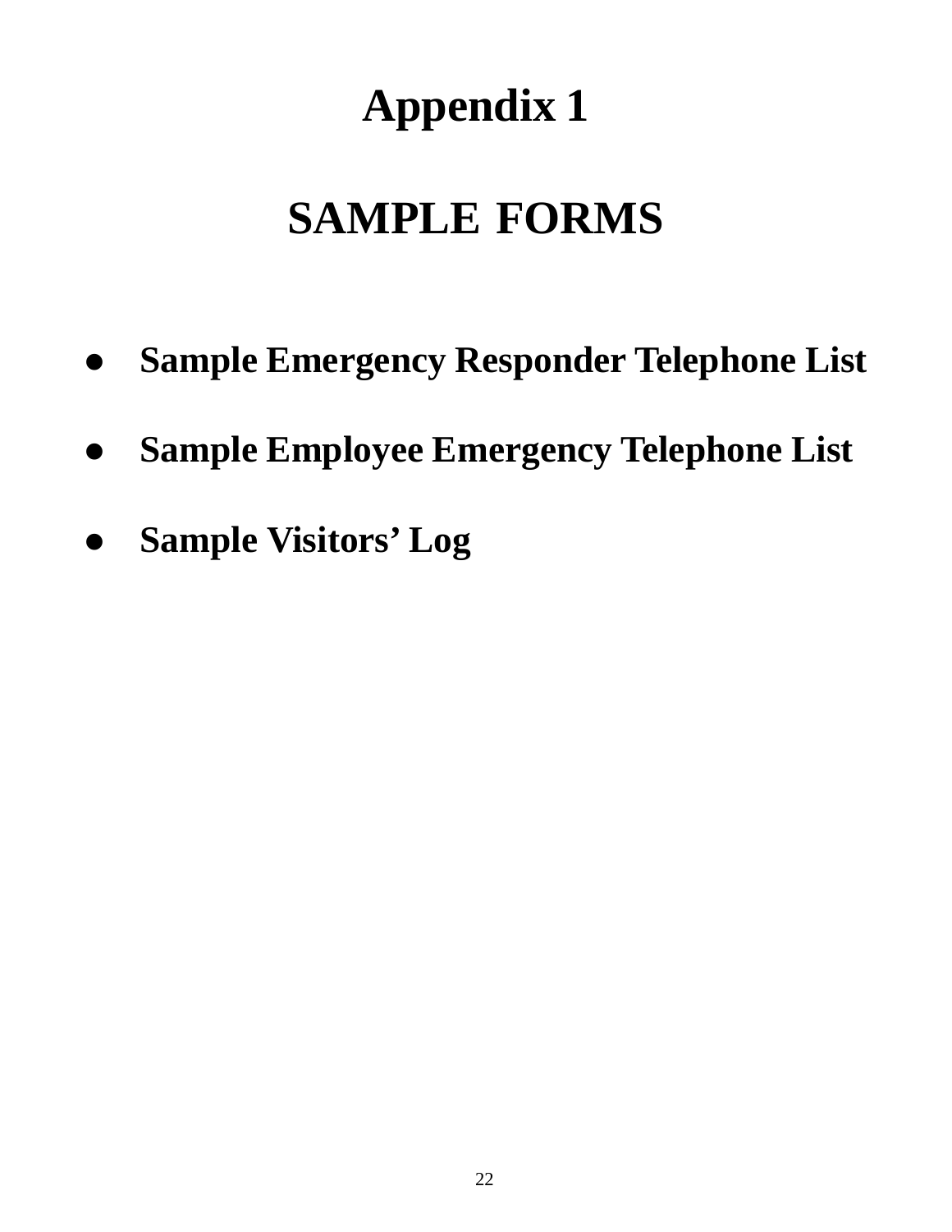# Appendix 1

# SAMPLE FORMS

- **Sample Emergency Responder Telephone List**
- **Sample Employee Emergency Telephone List**
- **Sample Visitors' Log**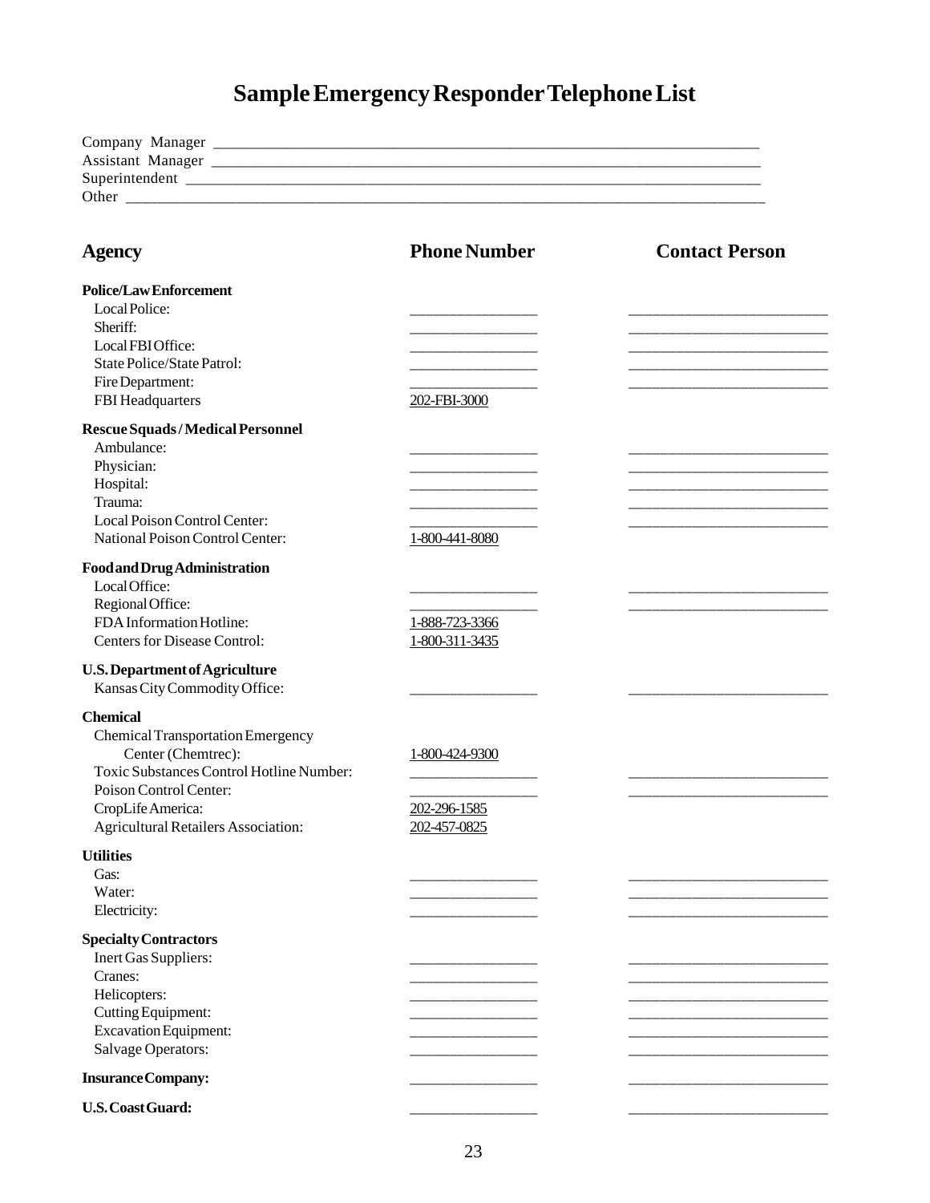# Sample Emergency Responder Telephone List

Company Manager ___________________________________________________________________

Assistant Manager __________________________________________________________________

Superintendent ____________________________________________________________________

Other ___________________________________________________________________________

| Agency | Phone Number | Contact Person |
|---|---|---|
| **Police/Law Enforcement** | | |
| Local Police: | ______________ | ______________________ |
| Sheriff: | ______________ | ______________________ |
| Local FBI Office: | ______________ | ______________________ |
| State Police/State Patrol: | ______________ | ______________________ |
| Fire Department: | ______________ | ______________________ |
| FBI Headquarters | 202-FBI-3000 | |
| **Rescue Squads / Medical Personnel** | | |
| Ambulance: | ______________ | ______________________ |
| Physician: | ______________ | ______________________ |
| Hospital: | ______________ | ______________________ |
| Trauma: | ______________ | ______________________ |
| Local Poison Control Center: | ______________ | ______________________ |
| National Poison Control Center: | 1-800-441-8080 | |
| **Food and Drug Administration** | | |
| Local Office: | ______________ | ______________________ |
| Regional Office: | ______________ | ______________________ |
| FDA Information Hotline: | 1-888-723-3366 | |
| Centers for Disease Control: | 1-800-311-3435 | |
| **U.S. Department of Agriculture** | | |
| Kansas City Commodity Office: | ______________ | ______________________ |
| **Chemical** | | |
| Chemical Transportation Emergency Center (Chemtrec): | 1-800-424-9300 | |
| Toxic Substances Control Hotline Number: | ______________ | ______________________ |
| Poison Control Center: | ______________ | ______________________ |
| CropLife America: | 202-296-1585 | |
| Agricultural Retailers Association: | 202-457-0825 | |
| **Utilities** | | |
| Gas: | ______________ | ______________________ |
| Water: | ______________ | ______________________ |
| Electricity: | ______________ | ______________________ |
| **Specialty Contractors** | | |
| Inert Gas Suppliers: | ______________ | ______________________ |
| Cranes: | ______________ | ______________________ |
| Helicopters: | ______________ | ______________________ |
| Cutting Equipment: | ______________ | ______________________ |
| Excavation Equipment: | ______________ | ______________________ |
| Salvage Operators: | ______________ | ______________________ |
| **Insurance Company:** | ______________ | ______________________ |
| **U.S. Coast Guard:** | ______________ | ______________________ |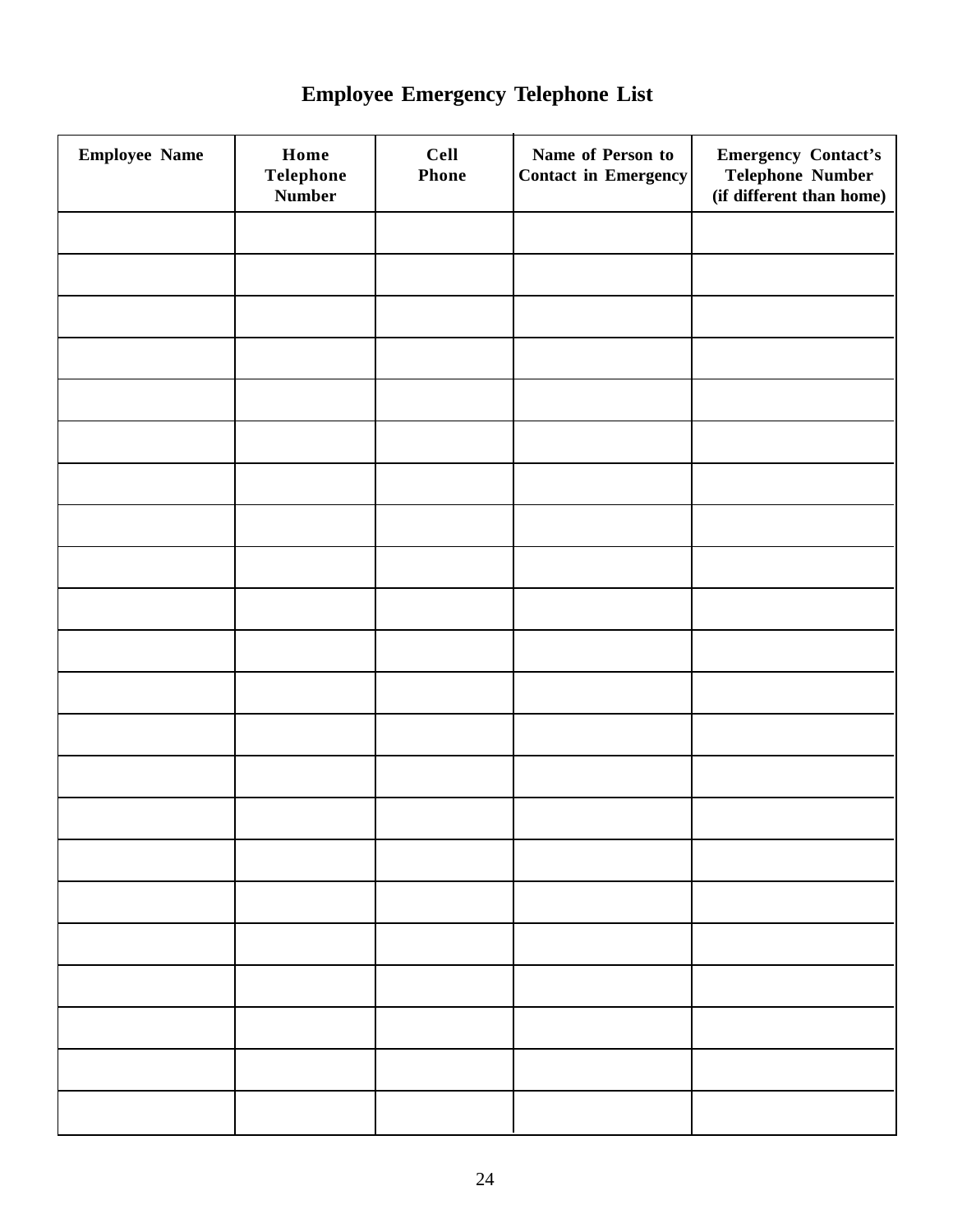# Employee Emergency Telephone List

| Employee Name | Home Telephone Number | Cell Phone | Name of Person to Contact in Emergency | Emergency Contact's Telephone Number (if different than home) |
|---|---|---|---|---|
| | | | | |
| | | | | |
| | | | | |
| | | | | |
| | | | | |
| | | | | |
| | | | | |
| | | | | |
| | | | | |
| | | | | |
| | | | | |
| | | | | |
| | | | | |
| | | | | |
| | | | | |
| | | | | |
| | | | | |
| | | | | |
| | | | | |
| | | | | |
| | | | | |
| | | | | |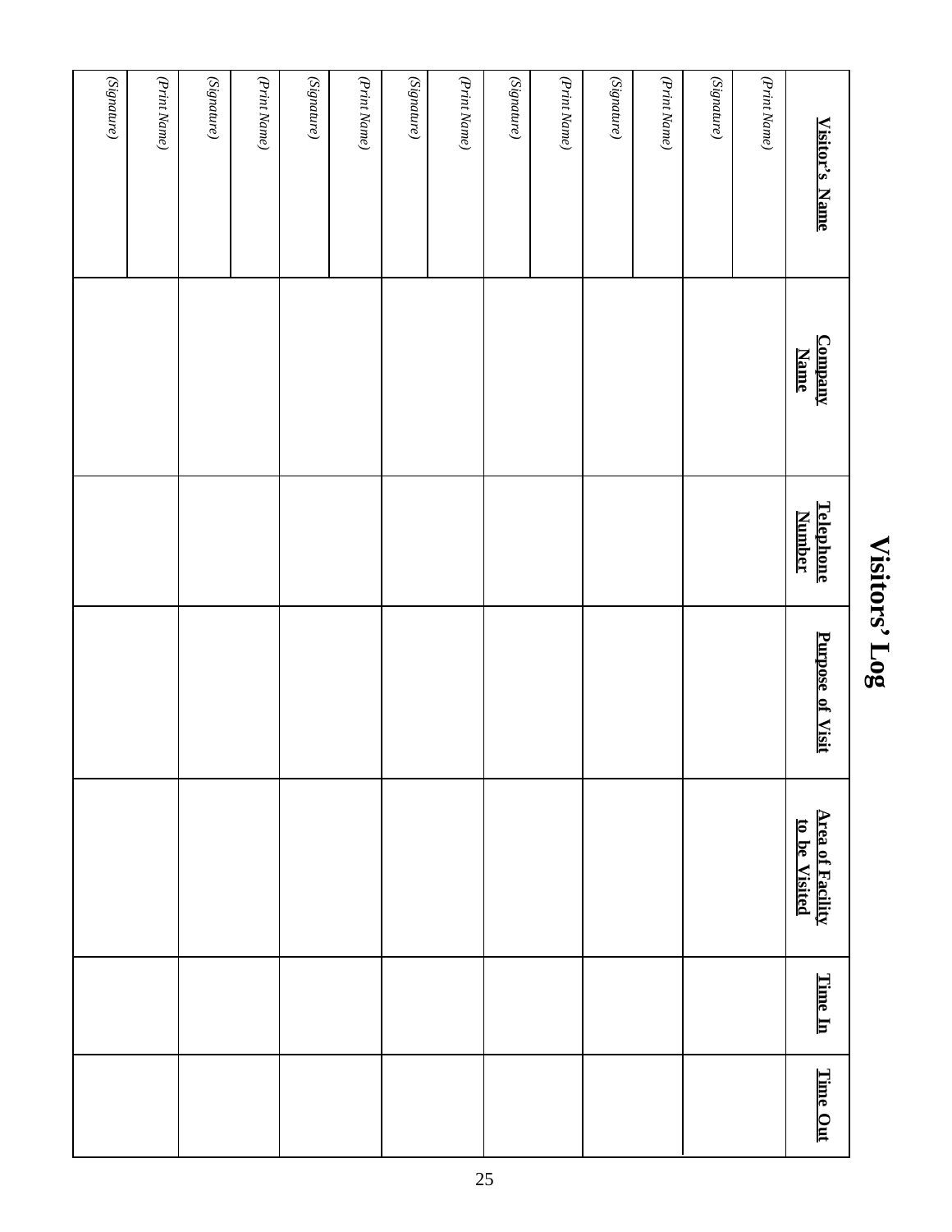# Visitors' Log

| Visitor's Name | Company Name | Telephone Number | Purpose of Visit | Area of Facility to be Visited | Time In | Time Out |
|---|---|---|---|---|---|---|
| *(Print Name)* | | | | | | |
| *(Signature)* | | | | | | |
| *(Print Name)* | | | | | | |
| *(Signature)* | | | | | | |
| *(Print Name)* | | | | | | |
| *(Signature)* | | | | | | |
| *(Print Name)* | | | | | | |
| *(Signature)* | | | | | | |
| *(Print Name)* | | | | | | |
| *(Signature)* | | | | | | |
| *(Print Name)* | | | | | | |
| *(Signature)* | | | | | | |
| *(Print Name)* | | | | | | |
| *(Signature)* | | | | | | |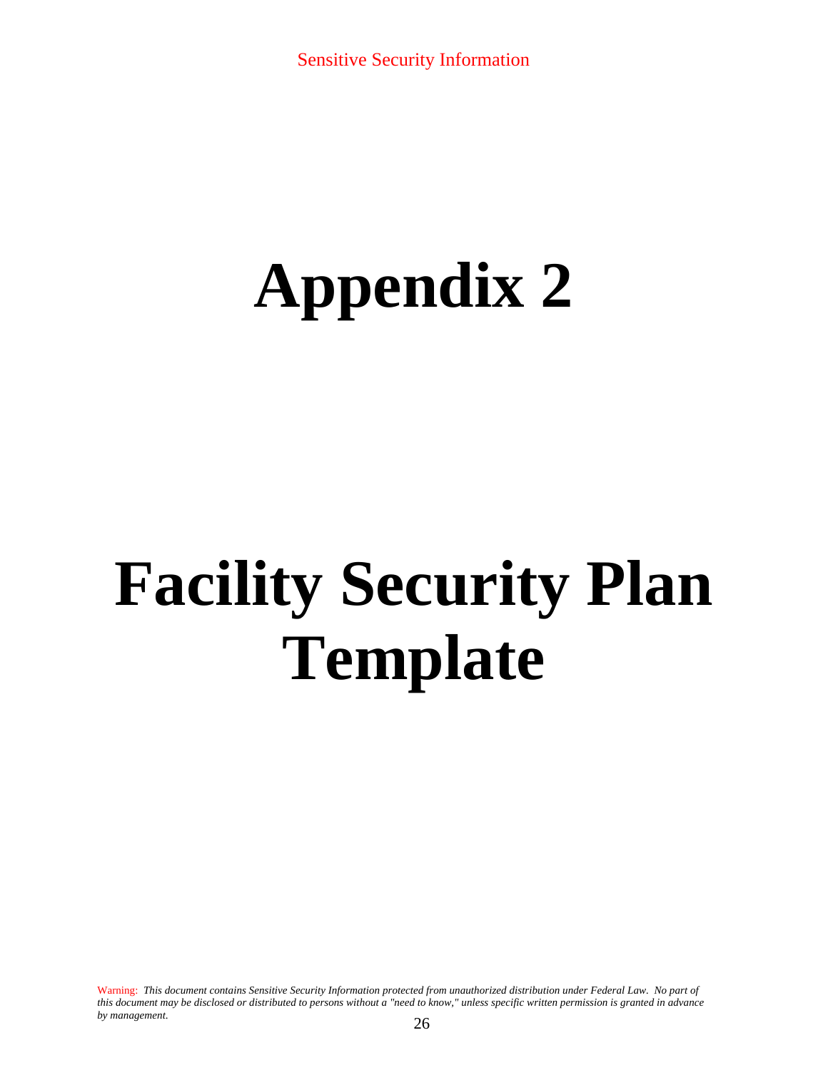# Appendix 2

# Facility Security Plan Template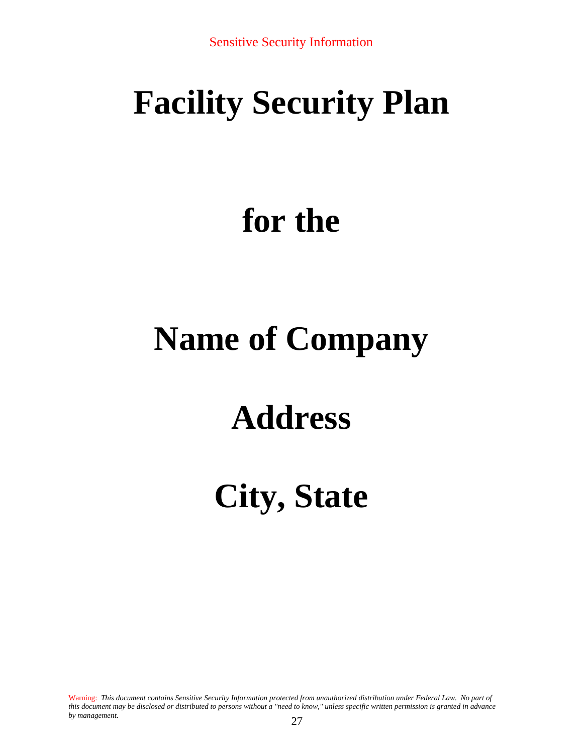# Facility Security Plan

# for the

# Name of Company

# Address

# City, State

Warning: *This document contains Sensitive Security Information protected from unauthorized distribution under Federal Law. No part of this document may be disclosed or distributed to persons without a "need to know," unless specific written permission is granted in advance by management.*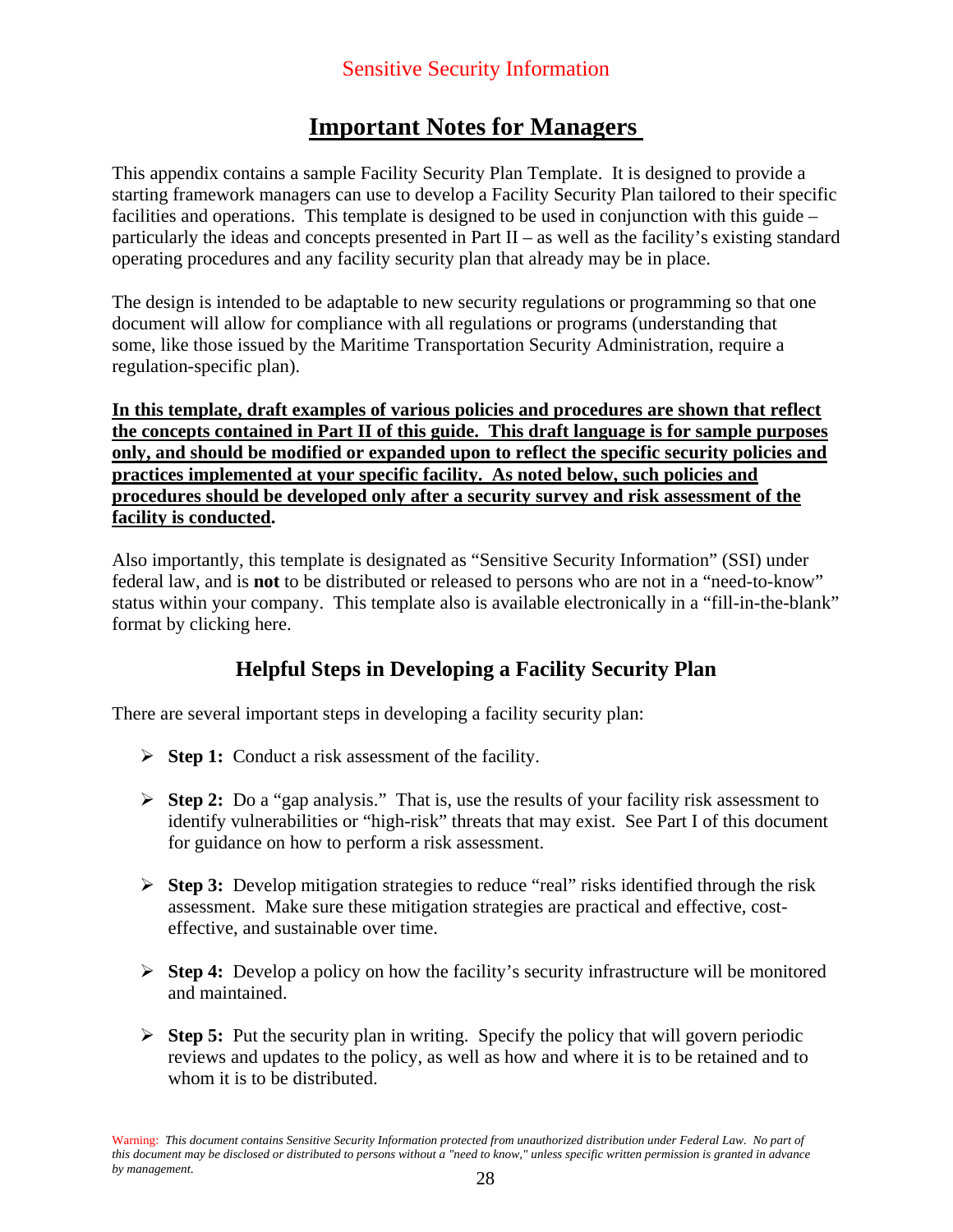## Important Notes for Managers

This appendix contains a sample Facility Security Plan Template. It is designed to provide a starting framework managers can use to develop a Facility Security Plan tailored to their specific facilities and operations. This template is designed to be used in conjunction with this guide – particularly the ideas and concepts presented in Part II – as well as the facility's existing standard operating procedures and any facility security plan that already may be in place.

The design is intended to be adaptable to new security regulations or programming so that one document will allow for compliance with all regulations or programs (understanding that some, like those issued by the Maritime Transportation Security Administration, require a regulation-specific plan).

**In this template, draft examples of various policies and procedures are shown that reflect the concepts contained in Part II of this guide. This draft language is for sample purposes only, and should be modified or expanded upon to reflect the specific security policies and practices implemented at your specific facility. As noted below, such policies and procedures should be developed only after a security survey and risk assessment of the facility is conducted.**

Also importantly, this template is designated as "Sensitive Security Information" (SSI) under federal law, and is **not** to be distributed or released to persons who are not in a "need-to-know" status within your company. This template also is available electronically in a "fill-in-the-blank" format by clicking here.

### Helpful Steps in Developing a Facility Security Plan

There are several important steps in developing a facility security plan:

- **Step 1:** Conduct a risk assessment of the facility.
- **Step 2:** Do a "gap analysis." That is, use the results of your facility risk assessment to identify vulnerabilities or "high-risk" threats that may exist. See Part I of this document for guidance on how to perform a risk assessment.
- **Step 3:** Develop mitigation strategies to reduce "real" risks identified through the risk assessment. Make sure these mitigation strategies are practical and effective, cost-effective, and sustainable over time.
- **Step 4:** Develop a policy on how the facility's security infrastructure will be monitored and maintained.
- **Step 5:** Put the security plan in writing. Specify the policy that will govern periodic reviews and updates to the policy, as well as how and where it is to be retained and to whom it is to be distributed.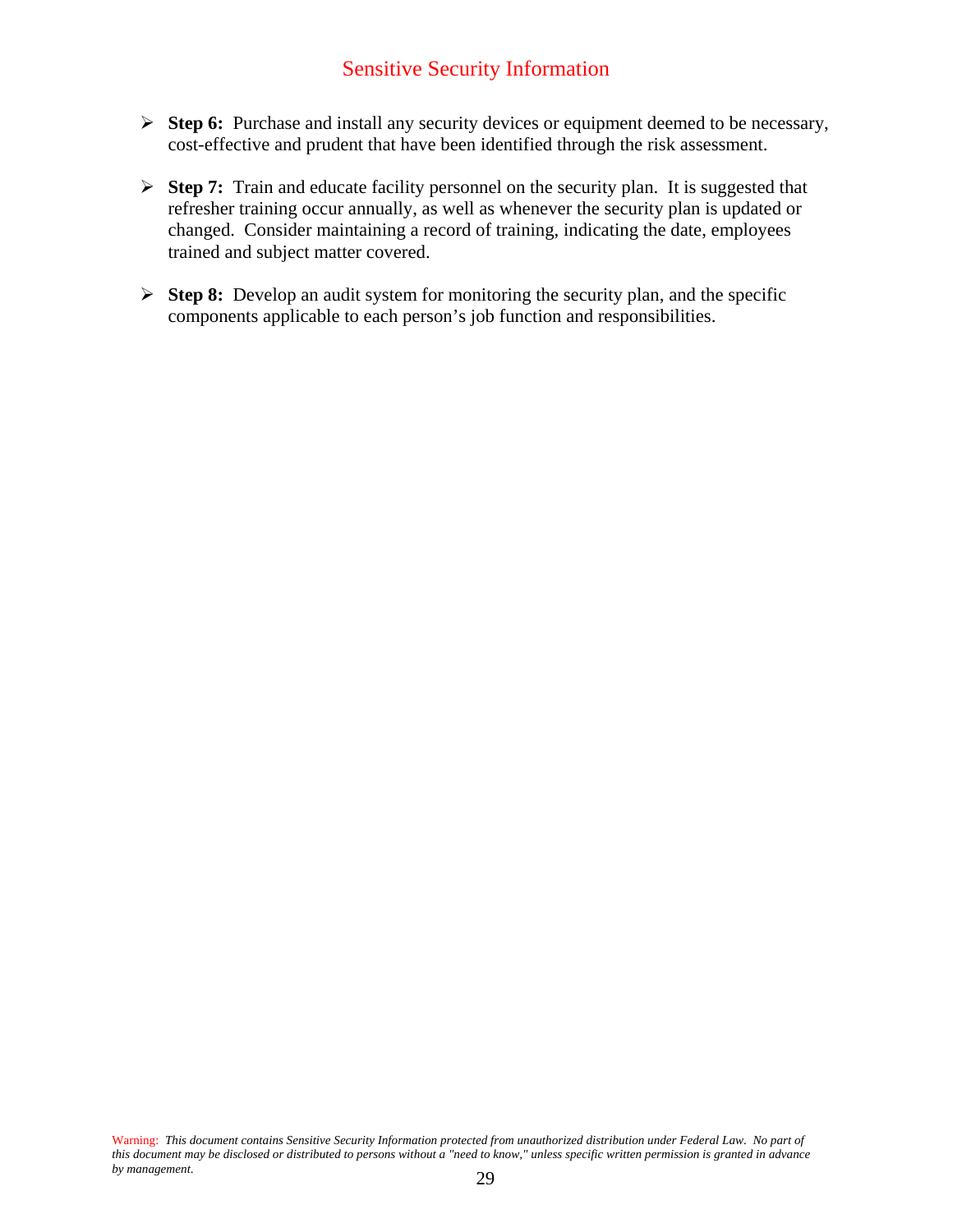- **Step 6:** Purchase and install any security devices or equipment deemed to be necessary, cost-effective and prudent that have been identified through the risk assessment.

- **Step 7:** Train and educate facility personnel on the security plan. It is suggested that refresher training occur annually, as well as whenever the security plan is updated or changed. Consider maintaining a record of training, indicating the date, employees trained and subject matter covered.

- **Step 8:** Develop an audit system for monitoring the security plan, and the specific components applicable to each person's job function and responsibilities.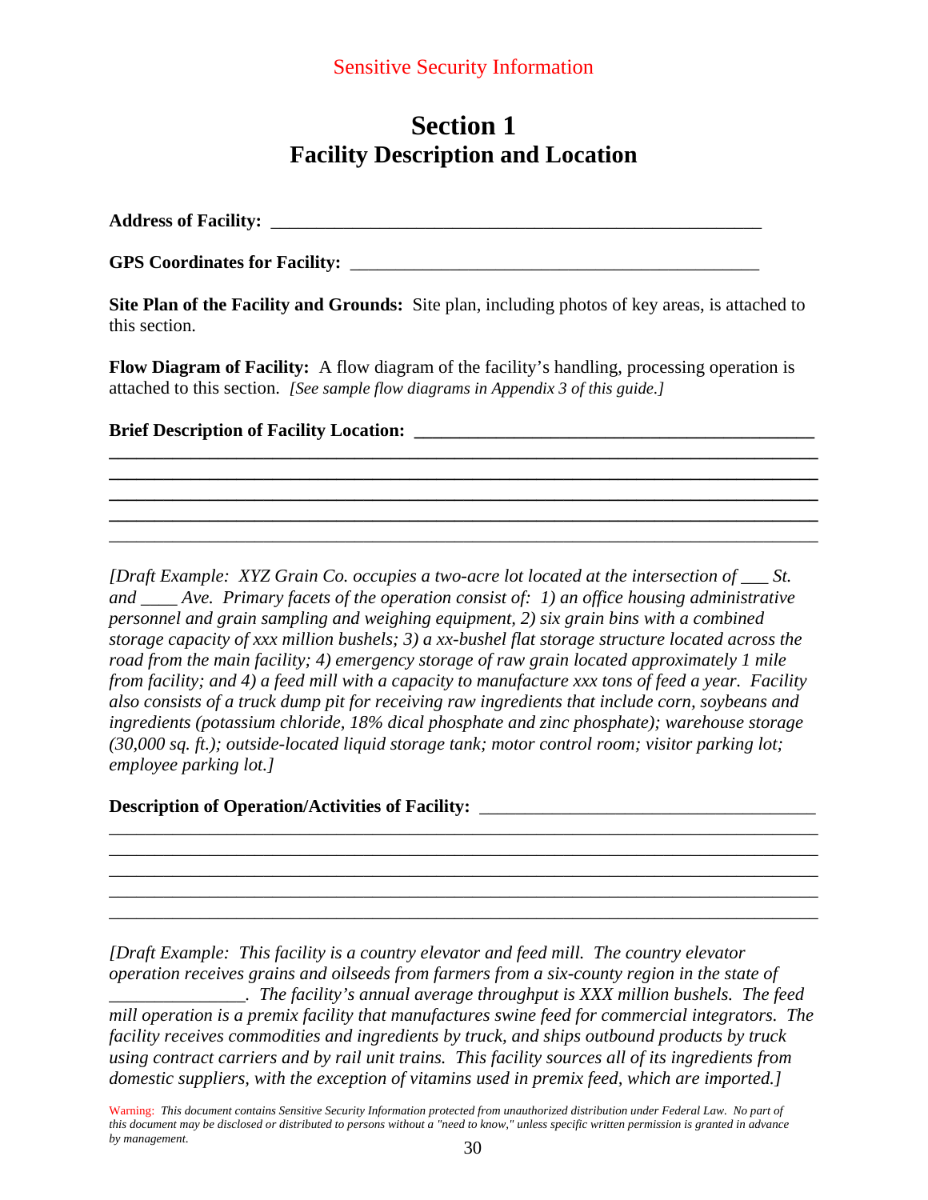Sensitive Security Information

# Section 1
## Facility Description and Location

**Address of Facility:** ________________________________________________________

**GPS Coordinates for Facility:** ______________________________________________

**Site Plan of the Facility and Grounds:** Site plan, including photos of key areas, is attached to this section.

**Flow Diagram of Facility:** A flow diagram of the facility's handling, processing operation is attached to this section. *[See sample flow diagrams in Appendix 3 of this guide.]*

**Brief Description of Facility Location:** ____________________________________________
______________________________________________________________________________
______________________________________________________________________________
______________________________________________________________________________
______________________________________________________________________________
______________________________________________________________________________

*[Draft Example: XYZ Grain Co. occupies a two-acre lot located at the intersection of ___ St. and ____ Ave. Primary facets of the operation consist of: 1) an office housing administrative personnel and grain sampling and weighing equipment, 2) six grain bins with a combined storage capacity of xxx million bushels; 3) a xx-bushel flat storage structure located across the road from the main facility; 4) emergency storage of raw grain located approximately 1 mile from facility; and 4) a feed mill with a capacity to manufacture xxx tons of feed a year. Facility also consists of a truck dump pit for receiving raw ingredients that include corn, soybeans and ingredients (potassium chloride, 18% dical phosphate and zinc phosphate); warehouse storage (30,000 sq. ft.); outside-located liquid storage tank; motor control room; visitor parking lot; employee parking lot.]*

**Description of Operation/Activities of Facility:** _____________________________________
______________________________________________________________________________
______________________________________________________________________________
______________________________________________________________________________
______________________________________________________________________________
______________________________________________________________________________

*[Draft Example: This facility is a country elevator and feed mill. The country elevator operation receives grains and oilseeds from farmers from a six-county region in the state of _______________. The facility's annual average throughput is XXX million bushels. The feed mill operation is a premix facility that manufactures swine feed for commercial integrators. The facility receives commodities and ingredients by truck, and ships outbound products by truck using contract carriers and by rail unit trains. This facility sources all of its ingredients from domestic suppliers, with the exception of vitamins used in premix feed, which are imported.]*

Warning: *This document contains Sensitive Security Information protected from unauthorized distribution under Federal Law. No part of this document may be disclosed or distributed to persons without a "need to know," unless specific written permission is granted in advance by management.*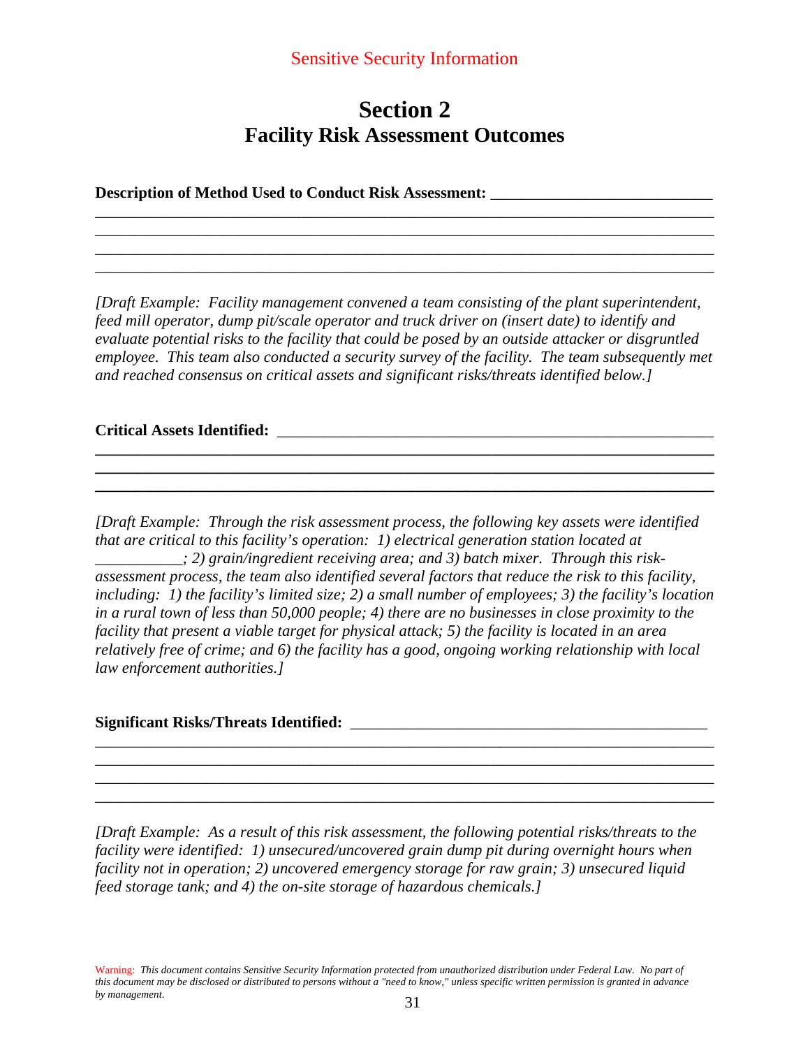Sensitive Security Information

# Section 2
## Facility Risk Assessment Outcomes

**Description of Method Used to Conduct Risk Assessment:** ___________________________

_____________________________________________________________________________
_____________________________________________________________________________
_____________________________________________________________________________
_____________________________________________________________________________

*[Draft Example: Facility management convened a team consisting of the plant superintendent, feed mill operator, dump pit/scale operator and truck driver on (insert date) to identify and evaluate potential risks to the facility that could be posed by an outside attacker or disgruntled employee. This team also conducted a security survey of the facility. The team subsequently met and reached consensus on critical assets and significant risks/threats identified below.]*

**Critical Assets Identified:** _______________________________________________________

_____________________________________________________________________________
_____________________________________________________________________________
_____________________________________________________________________________

*[Draft Example: Through the risk assessment process, the following key assets were identified that are critical to this facility's operation: 1) electrical generation station located at ___________; 2) grain/ingredient receiving area; and 3) batch mixer. Through this risk-assessment process, the team also identified several factors that reduce the risk to this facility, including: 1) the facility's limited size; 2) a small number of employees; 3) the facility's location in a rural town of less than 50,000 people; 4) there are no businesses in close proximity to the facility that present a viable target for physical attack; 5) the facility is located in an area relatively free of crime; and 6) the facility has a good, ongoing working relationship with local law enforcement authorities.]*

**Significant Risks/Threats Identified:** _____________________________________________

_____________________________________________________________________________
_____________________________________________________________________________
_____________________________________________________________________________
_____________________________________________________________________________

*[Draft Example: As a result of this risk assessment, the following potential risks/threats to the facility were identified: 1) unsecured/uncovered grain dump pit during overnight hours when facility not in operation; 2) uncovered emergency storage for raw grain; 3) unsecured liquid feed storage tank; and 4) the on-site storage of hazardous chemicals.]*

Warning: *This document contains Sensitive Security Information protected from unauthorized distribution under Federal Law. No part of this document may be disclosed or distributed to persons without a "need to know," unless specific written permission is granted in advance by management.*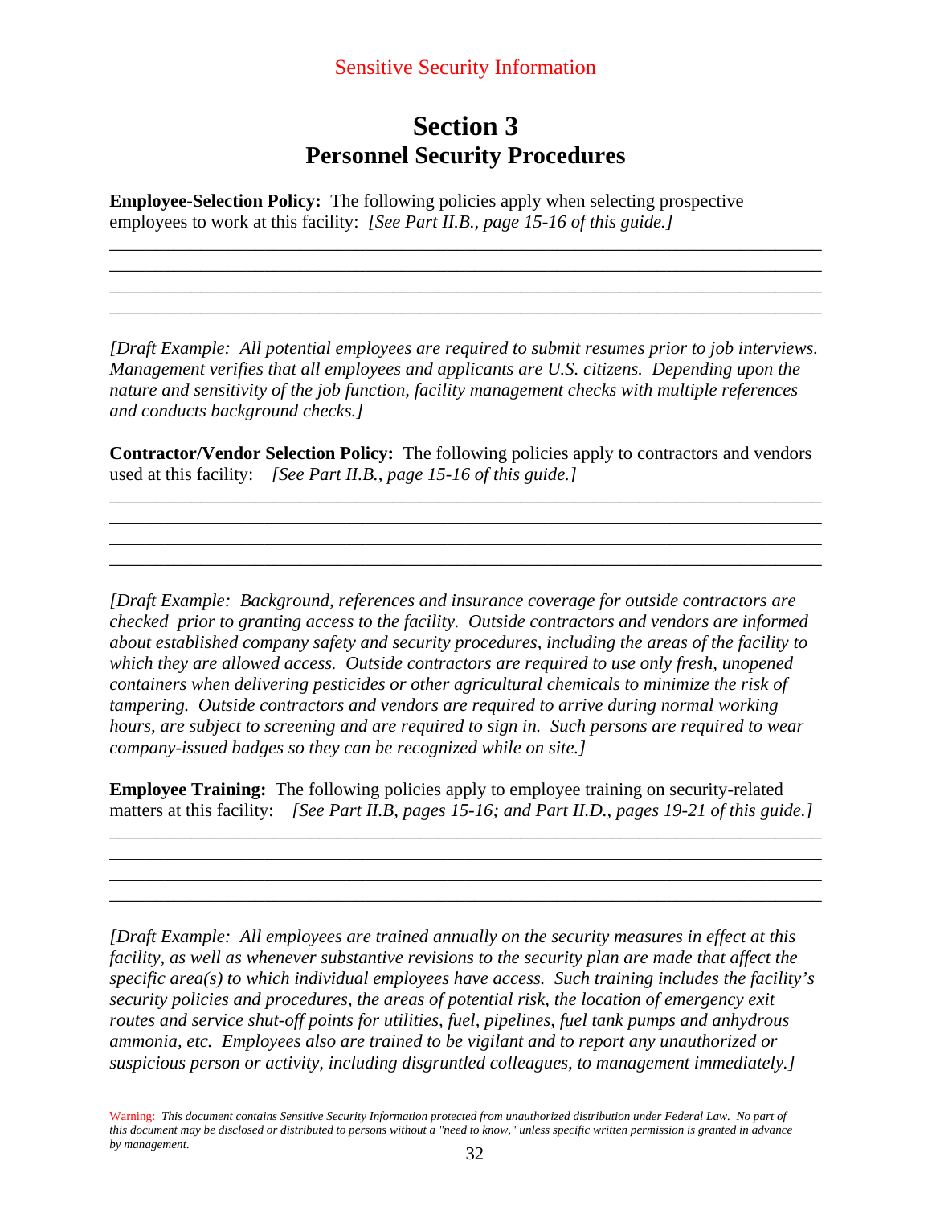Sensitive Security Information

# Section 3
## Personnel Security Procedures

**Employee-Selection Policy:** The following policies apply when selecting prospective employees to work at this facility: *[See Part II.B., page 15-16 of this guide.]*

\_\_\_\_\_\_\_\_\_\_\_\_\_\_\_\_\_\_\_\_\_\_\_\_\_\_\_\_\_\_\_\_\_\_\_\_\_\_\_\_\_\_\_\_\_\_\_\_\_\_\_\_\_\_\_\_\_\_\_\_\_\_\_\_\_\_\_\_\_\_\_\_\_\_\_\_
\_\_\_\_\_\_\_\_\_\_\_\_\_\_\_\_\_\_\_\_\_\_\_\_\_\_\_\_\_\_\_\_\_\_\_\_\_\_\_\_\_\_\_\_\_\_\_\_\_\_\_\_\_\_\_\_\_\_\_\_\_\_\_\_\_\_\_\_\_\_\_\_\_\_\_\_
\_\_\_\_\_\_\_\_\_\_\_\_\_\_\_\_\_\_\_\_\_\_\_\_\_\_\_\_\_\_\_\_\_\_\_\_\_\_\_\_\_\_\_\_\_\_\_\_\_\_\_\_\_\_\_\_\_\_\_\_\_\_\_\_\_\_\_\_\_\_\_\_\_\_\_\_
\_\_\_\_\_\_\_\_\_\_\_\_\_\_\_\_\_\_\_\_\_\_\_\_\_\_\_\_\_\_\_\_\_\_\_\_\_\_\_\_\_\_\_\_\_\_\_\_\_\_\_\_\_\_\_\_\_\_\_\_\_\_\_\_\_\_\_\_\_\_\_\_\_\_\_\_

*[Draft Example: All potential employees are required to submit resumes prior to job interviews. Management verifies that all employees and applicants are U.S. citizens. Depending upon the nature and sensitivity of the job function, facility management checks with multiple references and conducts background checks.]*

**Contractor/Vendor Selection Policy:** The following policies apply to contractors and vendors used at this facility: *[See Part II.B., page 15-16 of this guide.]*

\_\_\_\_\_\_\_\_\_\_\_\_\_\_\_\_\_\_\_\_\_\_\_\_\_\_\_\_\_\_\_\_\_\_\_\_\_\_\_\_\_\_\_\_\_\_\_\_\_\_\_\_\_\_\_\_\_\_\_\_\_\_\_\_\_\_\_\_\_\_\_\_\_\_\_\_
\_\_\_\_\_\_\_\_\_\_\_\_\_\_\_\_\_\_\_\_\_\_\_\_\_\_\_\_\_\_\_\_\_\_\_\_\_\_\_\_\_\_\_\_\_\_\_\_\_\_\_\_\_\_\_\_\_\_\_\_\_\_\_\_\_\_\_\_\_\_\_\_\_\_\_\_
\_\_\_\_\_\_\_\_\_\_\_\_\_\_\_\_\_\_\_\_\_\_\_\_\_\_\_\_\_\_\_\_\_\_\_\_\_\_\_\_\_\_\_\_\_\_\_\_\_\_\_\_\_\_\_\_\_\_\_\_\_\_\_\_\_\_\_\_\_\_\_\_\_\_\_\_
\_\_\_\_\_\_\_\_\_\_\_\_\_\_\_\_\_\_\_\_\_\_\_\_\_\_\_\_\_\_\_\_\_\_\_\_\_\_\_\_\_\_\_\_\_\_\_\_\_\_\_\_\_\_\_\_\_\_\_\_\_\_\_\_\_\_\_\_\_\_\_\_\_\_\_\_

*[Draft Example: Background, references and insurance coverage for outside contractors are checked prior to granting access to the facility. Outside contractors and vendors are informed about established company safety and security procedures, including the areas of the facility to which they are allowed access. Outside contractors are required to use only fresh, unopened containers when delivering pesticides or other agricultural chemicals to minimize the risk of tampering. Outside contractors and vendors are required to arrive during normal working hours, are subject to screening and are required to sign in. Such persons are required to wear company-issued badges so they can be recognized while on site.]*

**Employee Training:** The following policies apply to employee training on security-related matters at this facility: *[See Part II.B, pages 15-16; and Part II.D., pages 19-21 of this guide.]*

\_\_\_\_\_\_\_\_\_\_\_\_\_\_\_\_\_\_\_\_\_\_\_\_\_\_\_\_\_\_\_\_\_\_\_\_\_\_\_\_\_\_\_\_\_\_\_\_\_\_\_\_\_\_\_\_\_\_\_\_\_\_\_\_\_\_\_\_\_\_\_\_\_\_\_\_
\_\_\_\_\_\_\_\_\_\_\_\_\_\_\_\_\_\_\_\_\_\_\_\_\_\_\_\_\_\_\_\_\_\_\_\_\_\_\_\_\_\_\_\_\_\_\_\_\_\_\_\_\_\_\_\_\_\_\_\_\_\_\_\_\_\_\_\_\_\_\_\_\_\_\_\_
\_\_\_\_\_\_\_\_\_\_\_\_\_\_\_\_\_\_\_\_\_\_\_\_\_\_\_\_\_\_\_\_\_\_\_\_\_\_\_\_\_\_\_\_\_\_\_\_\_\_\_\_\_\_\_\_\_\_\_\_\_\_\_\_\_\_\_\_\_\_\_\_\_\_\_\_
\_\_\_\_\_\_\_\_\_\_\_\_\_\_\_\_\_\_\_\_\_\_\_\_\_\_\_\_\_\_\_\_\_\_\_\_\_\_\_\_\_\_\_\_\_\_\_\_\_\_\_\_\_\_\_\_\_\_\_\_\_\_\_\_\_\_\_\_\_\_\_\_\_\_\_\_

*[Draft Example: All employees are trained annually on the security measures in effect at this facility, as well as whenever substantive revisions to the security plan are made that affect the specific area(s) to which individual employees have access. Such training includes the facility's security policies and procedures, the areas of potential risk, the location of emergency exit routes and service shut-off points for utilities, fuel, pipelines, fuel tank pumps and anhydrous ammonia, etc. Employees also are trained to be vigilant and to report any unauthorized or suspicious person or activity, including disgruntled colleagues, to management immediately.]*

Warning: *This document contains Sensitive Security Information protected from unauthorized distribution under Federal Law. No part of this document may be disclosed or distributed to persons without a "need to know," unless specific written permission is granted in advance by management.*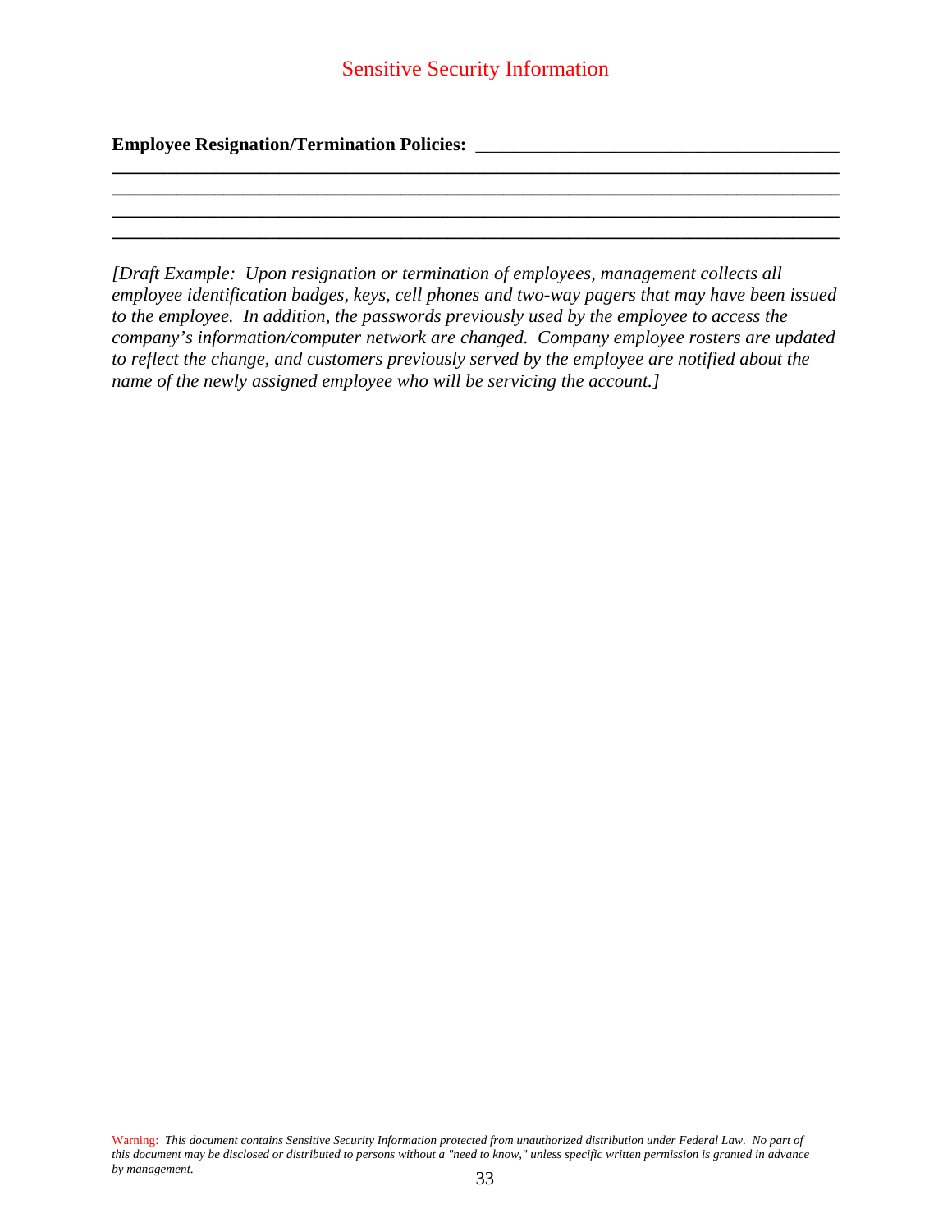**Employee Resignation/Termination Policies:** \_\_\_\_\_\_\_\_\_\_\_\_\_\_\_\_\_\_\_\_\_\_\_\_\_\_\_\_\_\_\_\_\_\_\_\_\_\_\_\_
\_\_\_\_\_\_\_\_\_\_\_\_\_\_\_\_\_\_\_\_\_\_\_\_\_\_\_\_\_\_\_\_\_\_\_\_\_\_\_\_\_\_\_\_\_\_\_\_\_\_\_\_\_\_\_\_\_\_\_\_\_\_\_\_\_\_\_\_\_\_\_\_\_\_\_\_
\_\_\_\_\_\_\_\_\_\_\_\_\_\_\_\_\_\_\_\_\_\_\_\_\_\_\_\_\_\_\_\_\_\_\_\_\_\_\_\_\_\_\_\_\_\_\_\_\_\_\_\_\_\_\_\_\_\_\_\_\_\_\_\_\_\_\_\_\_\_\_\_\_\_\_\_
\_\_\_\_\_\_\_\_\_\_\_\_\_\_\_\_\_\_\_\_\_\_\_\_\_\_\_\_\_\_\_\_\_\_\_\_\_\_\_\_\_\_\_\_\_\_\_\_\_\_\_\_\_\_\_\_\_\_\_\_\_\_\_\_\_\_\_\_\_\_\_\_\_\_\_\_
\_\_\_\_\_\_\_\_\_\_\_\_\_\_\_\_\_\_\_\_\_\_\_\_\_\_\_\_\_\_\_\_\_\_\_\_\_\_\_\_\_\_\_\_\_\_\_\_\_\_\_\_\_\_\_\_\_\_\_\_\_\_\_\_\_\_\_\_\_\_\_\_\_\_\_\_

*[Draft Example: Upon resignation or termination of employees, management collects all employee identification badges, keys, cell phones and two-way pagers that may have been issued to the employee. In addition, the passwords previously used by the employee to access the company's information/computer network are changed. Company employee rosters are updated to reflect the change, and customers previously served by the employee are notified about the name of the newly assigned employee who will be servicing the account.]*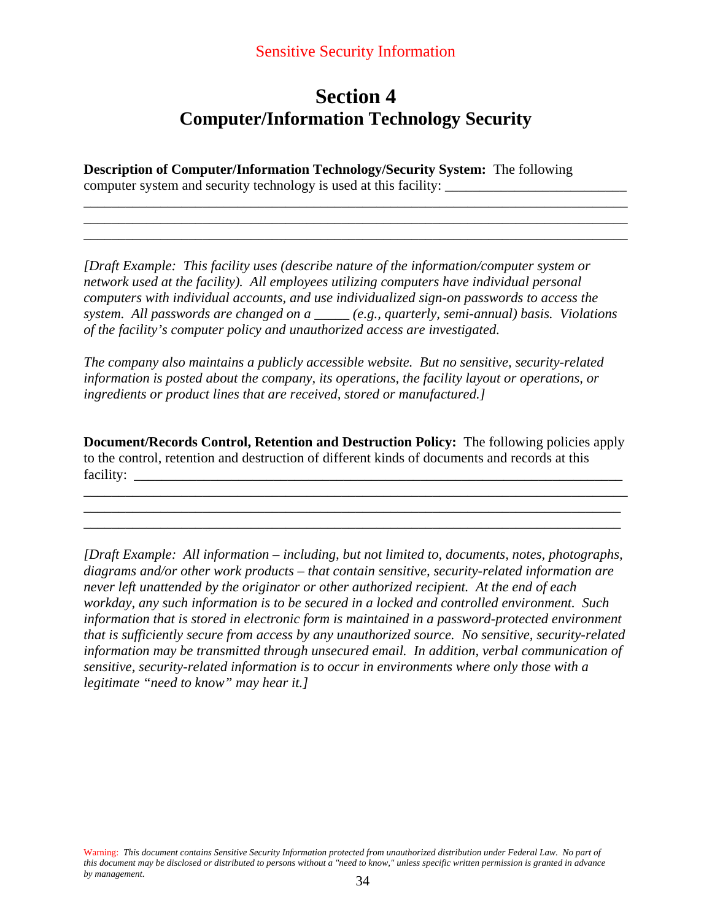# Section 4
## Computer/Information Technology Security

**Description of Computer/Information Technology/Security System:** The following computer system and security technology is used at this facility: ___________________________
_______________________________________________________________________________
_______________________________________________________________________________
_______________________________________________________________________________

*[Draft Example: This facility uses (describe nature of the information/computer system or network used at the facility). All employees utilizing computers have individual personal computers with individual accounts, and use individualized sign-on passwords to access the system. All passwords are changed on a _____ (e.g., quarterly, semi-annual) basis. Violations of the facility's computer policy and unauthorized access are investigated.*

*The company also maintains a publicly accessible website. But no sensitive, security-related information is posted about the company, its operations, the facility layout or operations, or ingredients or product lines that are received, stored or manufactured.]*

**Document/Records Control, Retention and Destruction Policy:** The following policies apply to the control, retention and destruction of different kinds of documents and records at this facility: ___________________________________________________________________________
_______________________________________________________________________________
_______________________________________________________________________________
_______________________________________________________________________________

*[Draft Example: All information – including, but not limited to, documents, notes, photographs, diagrams and/or other work products – that contain sensitive, security-related information are never left unattended by the originator or other authorized recipient. At the end of each workday, any such information is to be secured in a locked and controlled environment. Such information that is stored in electronic form is maintained in a password-protected environment that is sufficiently secure from access by any unauthorized source. No sensitive, security-related information may be transmitted through unsecured email. In addition, verbal communication of sensitive, security-related information is to occur in environments where only those with a legitimate "need to know" may hear it.]*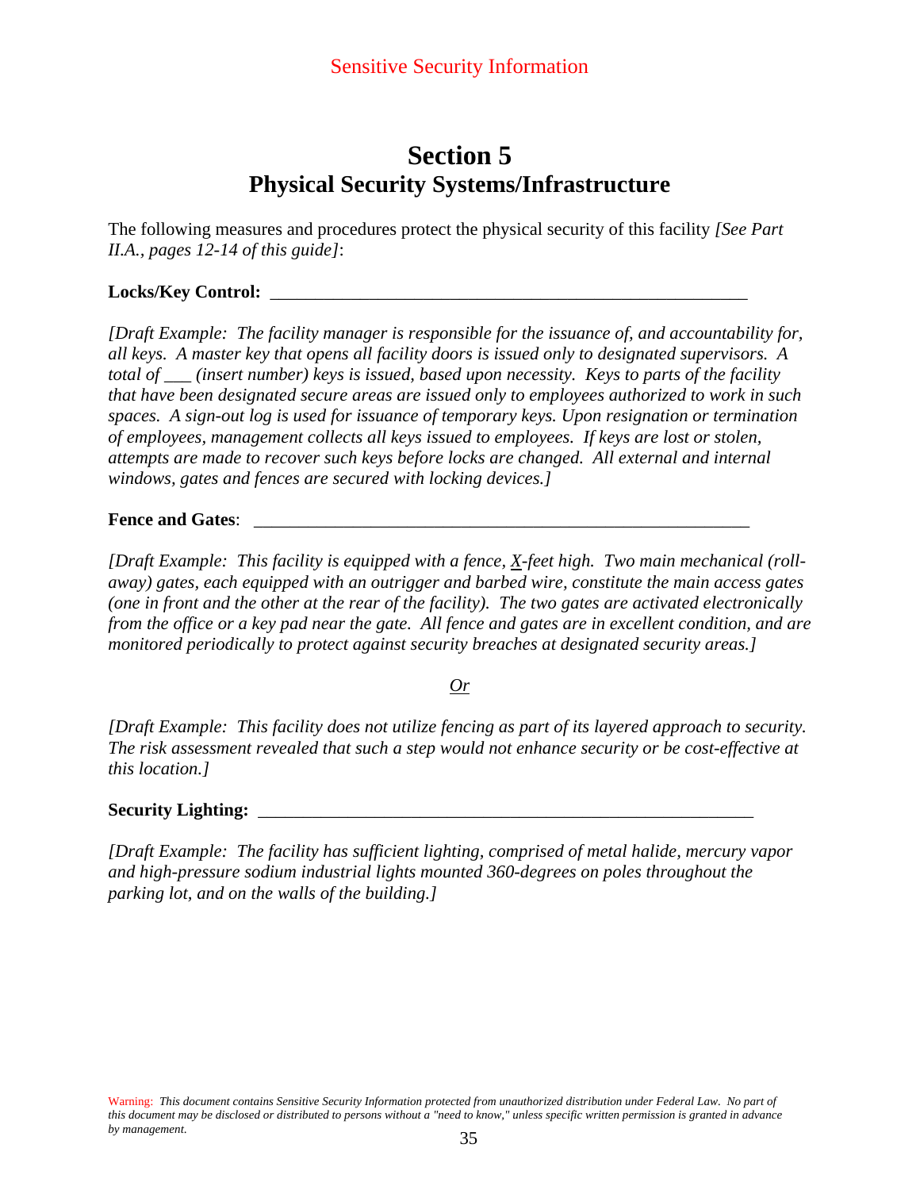# Section 5
## Physical Security Systems/Infrastructure

The following measures and procedures protect the physical security of this facility *[See Part II.A., pages 12-14 of this guide]*:

**Locks/Key Control:** _______________________________________________________

*[Draft Example: The facility manager is responsible for the issuance of, and accountability for, all keys. A master key that opens all facility doors is issued only to designated supervisors. A total of ___ (insert number) keys is issued, based upon necessity. Keys to parts of the facility that have been designated secure areas are issued only to employees authorized to work in such spaces. A sign-out log is used for issuance of temporary keys. Upon resignation or termination of employees, management collects all keys issued to employees. If keys are lost or stolen, attempts are made to recover such keys before locks are changed. All external and internal windows, gates and fences are secured with locking devices.]*

**Fence and Gates**: _________________________________________________________

*[Draft Example: This facility is equipped with a fence, X-feet high. Two main mechanical (roll-away) gates, each equipped with an outrigger and barbed wire, constitute the main access gates (one in front and the other at the rear of the facility). The two gates are activated electronically from the office or a key pad near the gate. All fence and gates are in excellent condition, and are monitored periodically to protect against security breaches at designated security areas.]*

*Or*

*[Draft Example: This facility does not utilize fencing as part of its layered approach to security. The risk assessment revealed that such a step would not enhance security or be cost-effective at this location.]*

**Security Lighting:** ________________________________________________________

*[Draft Example: The facility has sufficient lighting, comprised of metal halide, mercury vapor and high-pressure sodium industrial lights mounted 360-degrees on poles throughout the parking lot, and on the walls of the building.]*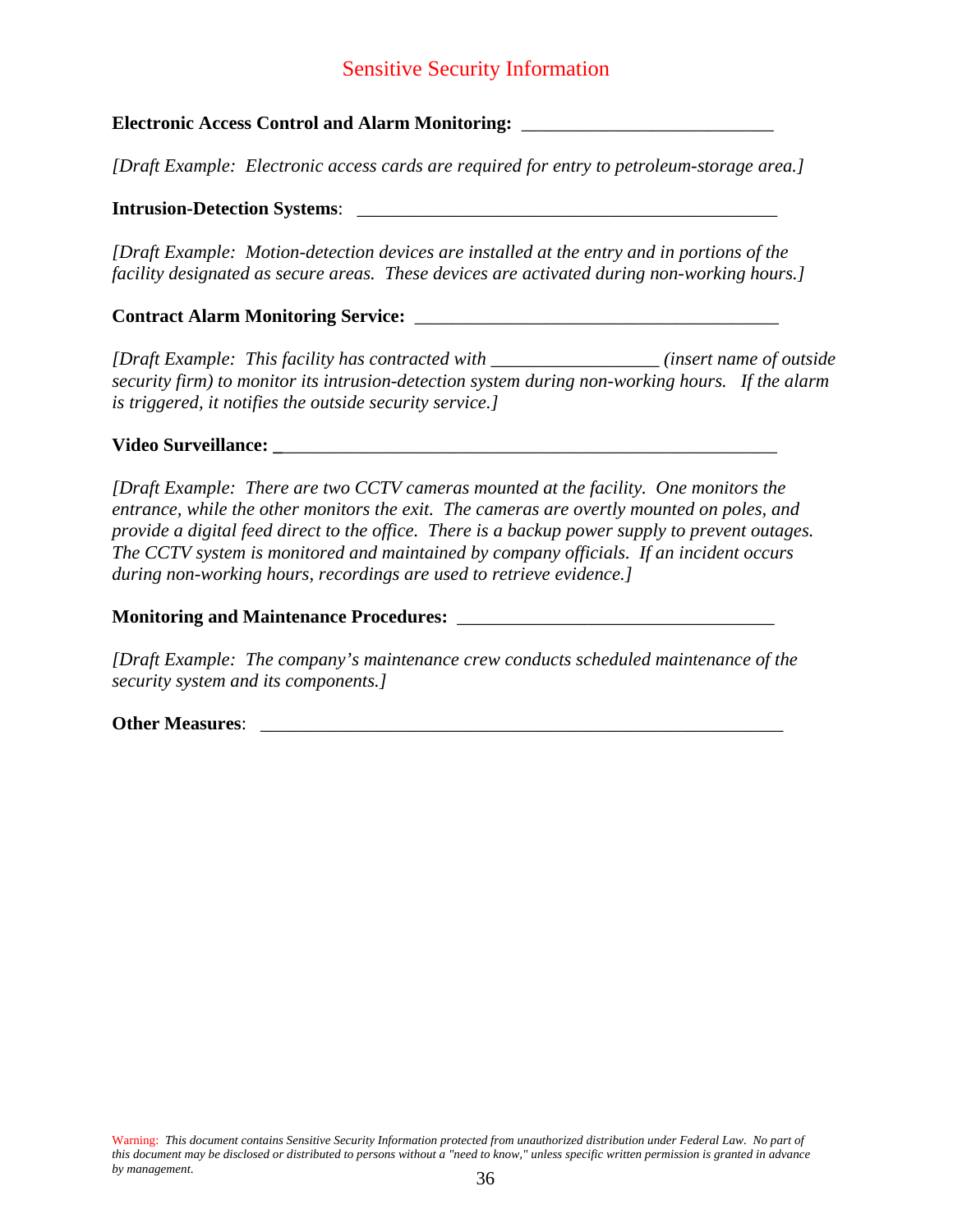**Electronic Access Control and Alarm Monitoring:** ___________________________

*[Draft Example: Electronic access cards are required for entry to petroleum-storage area.]*

**Intrusion-Detection Systems**: ______________________________________________

*[Draft Example: Motion-detection devices are installed at the entry and in portions of the facility designated as secure areas. These devices are activated during non-working hours.]*

**Contract Alarm Monitoring Service:** _______________________________________

*[Draft Example: This facility has contracted with _________________ (insert name of outside security firm) to monitor its intrusion-detection system during non-working hours. If the alarm is triggered, it notifies the outside security service.]*

**Video Surveillance:** _______________________________________________________

*[Draft Example: There are two CCTV cameras mounted at the facility. One monitors the entrance, while the other monitors the exit. The cameras are overtly mounted on poles, and provide a digital feed direct to the office. There is a backup power supply to prevent outages. The CCTV system is monitored and maintained by company officials. If an incident occurs during non-working hours, recordings are used to retrieve evidence.]*

**Monitoring and Maintenance Procedures:** _________________________________

*[Draft Example: The company's maintenance crew conducts scheduled maintenance of the security system and its components.]*

**Other Measures**: _________________________________________________________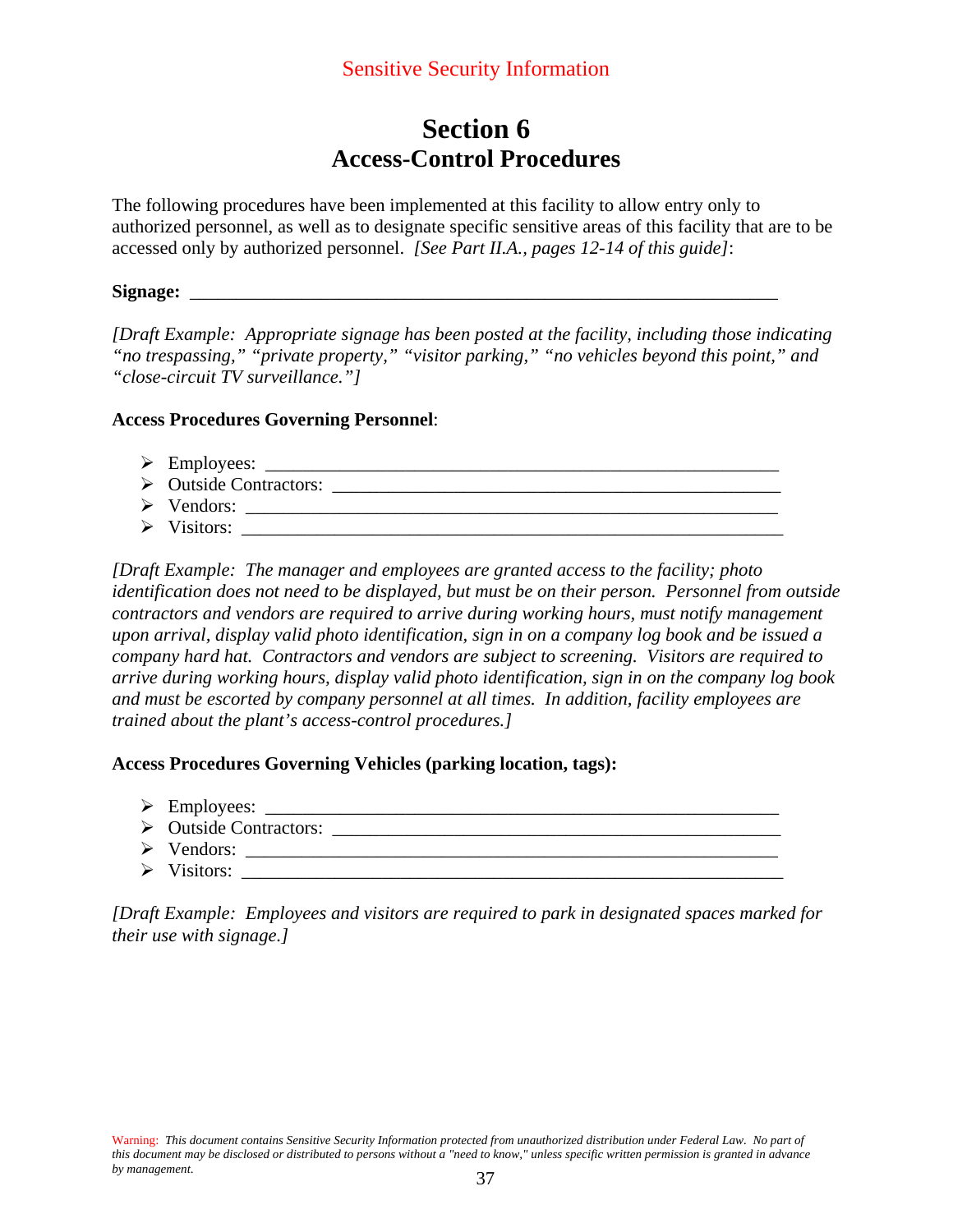Sensitive Security Information

# Section 6
## Access-Control Procedures

The following procedures have been implemented at this facility to allow entry only to authorized personnel, as well as to designate specific sensitive areas of this facility that are to be accessed only by authorized personnel. *[See Part II.A., pages 12-14 of this guide]*:

**Signage:** ___________________________________________________________________

*[Draft Example: Appropriate signage has been posted at the facility, including those indicating "no trespassing," "private property," "visitor parking," "no vehicles beyond this point," and "close-circuit TV surveillance."]*

**Access Procedures Governing Personnel**:

- Employees: ________________________________________________________
- Outside Contractors: ______________________________________________
- Vendors: __________________________________________________________
- Visitors: __________________________________________________________

*[Draft Example: The manager and employees are granted access to the facility; photo identification does not need to be displayed, but must be on their person. Personnel from outside contractors and vendors are required to arrive during working hours, must notify management upon arrival, display valid photo identification, sign in on a company log book and be issued a company hard hat. Contractors and vendors are subject to screening. Visitors are required to arrive during working hours, display valid photo identification, sign in on the company log book and must be escorted by company personnel at all times. In addition, facility employees are trained about the plant's access-control procedures.]*

**Access Procedures Governing Vehicles (parking location, tags):**

- Employees: ________________________________________________________
- Outside Contractors: ______________________________________________
- Vendors: __________________________________________________________
- Visitors: __________________________________________________________

*[Draft Example: Employees and visitors are required to park in designated spaces marked for their use with signage.]*

Warning: *This document contains Sensitive Security Information protected from unauthorized distribution under Federal Law. No part of this document may be disclosed or distributed to persons without a "need to know," unless specific written permission is granted in advance by management.*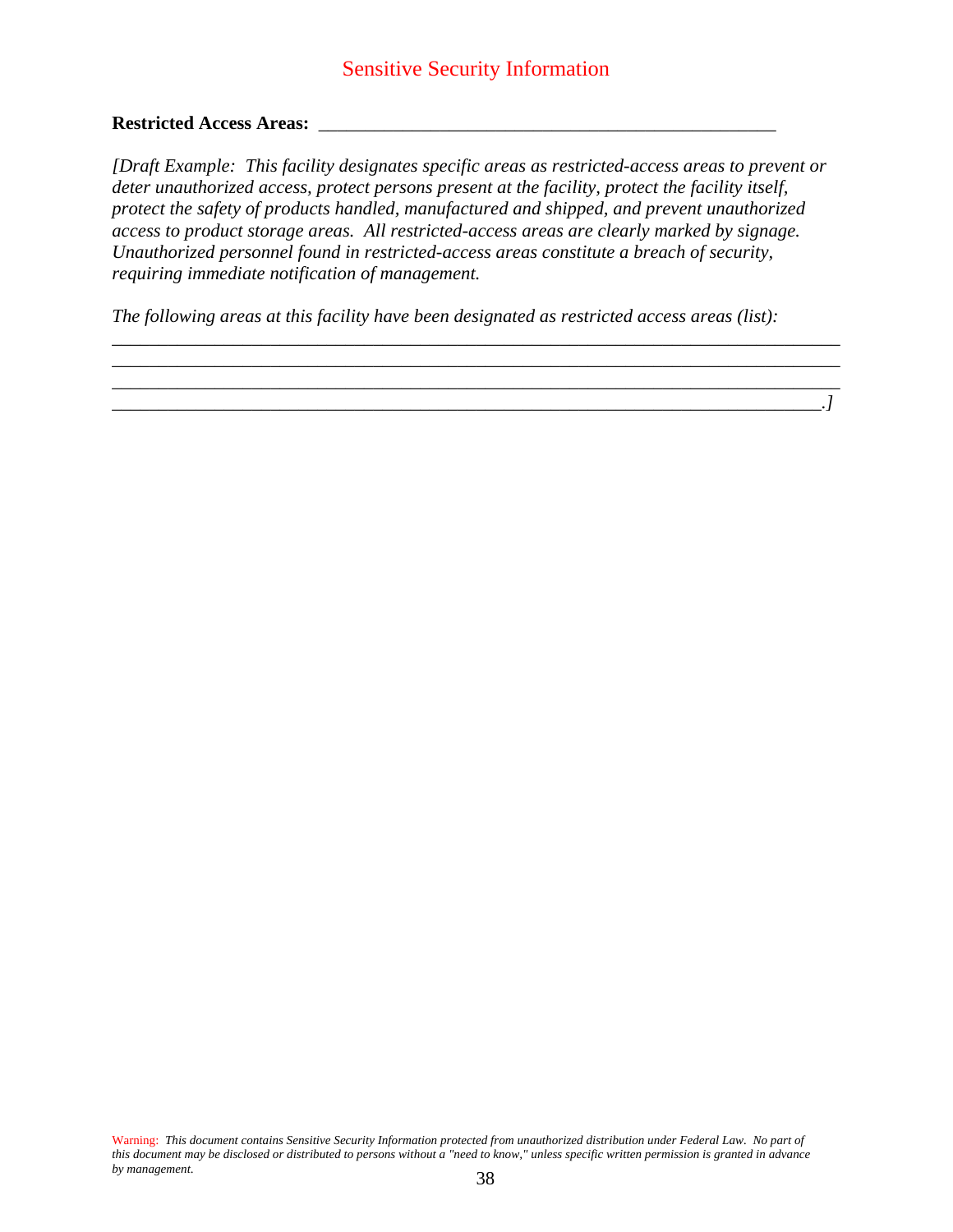**Restricted Access Areas:** ________________________________________________

*[Draft Example: This facility designates specific areas as restricted-access areas to prevent or deter unauthorized access, protect persons present at the facility, protect the facility itself, protect the safety of products handled, manufactured and shipped, and prevent unauthorized access to product storage areas. All restricted-access areas are clearly marked by signage. Unauthorized personnel found in restricted-access areas constitute a breach of security, requiring immediate notification of management.*

*The following areas at this facility have been designated as restricted access areas (list):*

_____________________________________________________________________________

_____________________________________________________________________________

_____________________________________________________________________________

____________________________________________________________________________.*]*

Warning: *This document contains Sensitive Security Information protected from unauthorized distribution under Federal Law. No part of this document may be disclosed or distributed to persons without a "need to know," unless specific written permission is granted in advance by management.*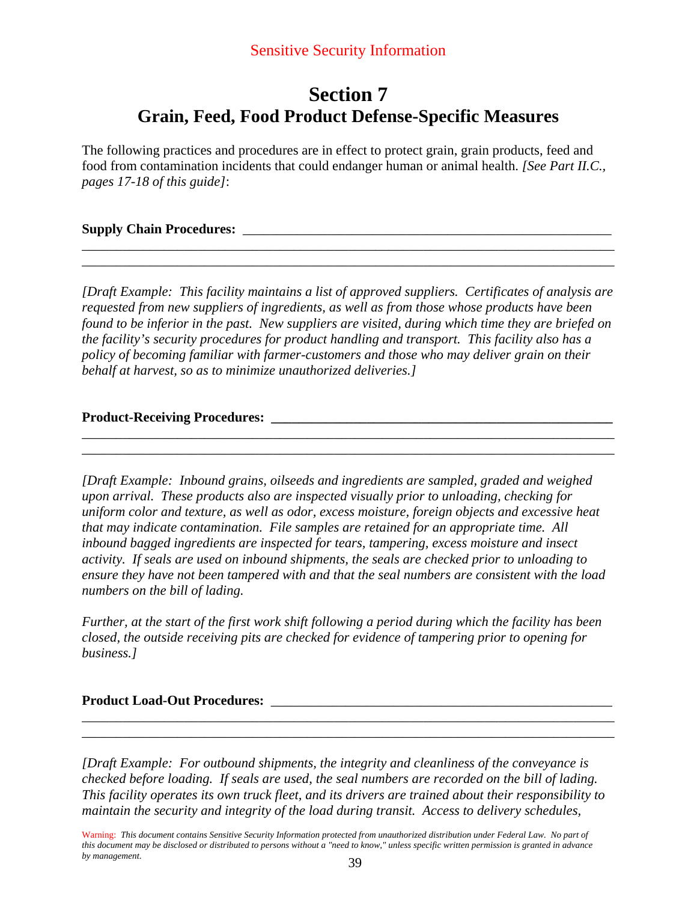# Section 7
## Grain, Feed, Food Product Defense-Specific Measures

The following practices and procedures are in effect to protect grain, grain products, feed and food from contamination incidents that could endanger human or animal health. *[See Part II.C., pages 17-18 of this guide]*:

**Supply Chain Procedures:** ______________________________________________________
_______________________________________________________________________________
_______________________________________________________________________________

*[Draft Example: This facility maintains a list of approved suppliers. Certificates of analysis are requested from new suppliers of ingredients, as well as from those whose products have been found to be inferior in the past. New suppliers are visited, during which time they are briefed on the facility's security procedures for product handling and transport. This facility also has a policy of becoming familiar with farmer-customers and those who may deliver grain on their behalf at harvest, so as to minimize unauthorized deliveries.]*

**Product-Receiving Procedures: ___________________________________________________**
_______________________________________________________________________________
_______________________________________________________________________________

*[Draft Example: Inbound grains, oilseeds and ingredients are sampled, graded and weighed upon arrival. These products also are inspected visually prior to unloading, checking for uniform color and texture, as well as odor, excess moisture, foreign objects and excessive heat that may indicate contamination. File samples are retained for an appropriate time. All inbound bagged ingredients are inspected for tears, tampering, excess moisture and insect activity. If seals are used on inbound shipments, the seals are checked prior to unloading to ensure they have not been tampered with and that the seal numbers are consistent with the load numbers on the bill of lading.*

*Further, at the start of the first work shift following a period during which the facility has been closed, the outside receiving pits are checked for evidence of tampering prior to opening for business.]*

**Product Load-Out Procedures:** ___________________________________________________
_______________________________________________________________________________
_______________________________________________________________________________

*[Draft Example: For outbound shipments, the integrity and cleanliness of the conveyance is checked before loading. If seals are used, the seal numbers are recorded on the bill of lading. This facility operates its own truck fleet, and its drivers are trained about their responsibility to maintain the security and integrity of the load during transit. Access to delivery schedules,*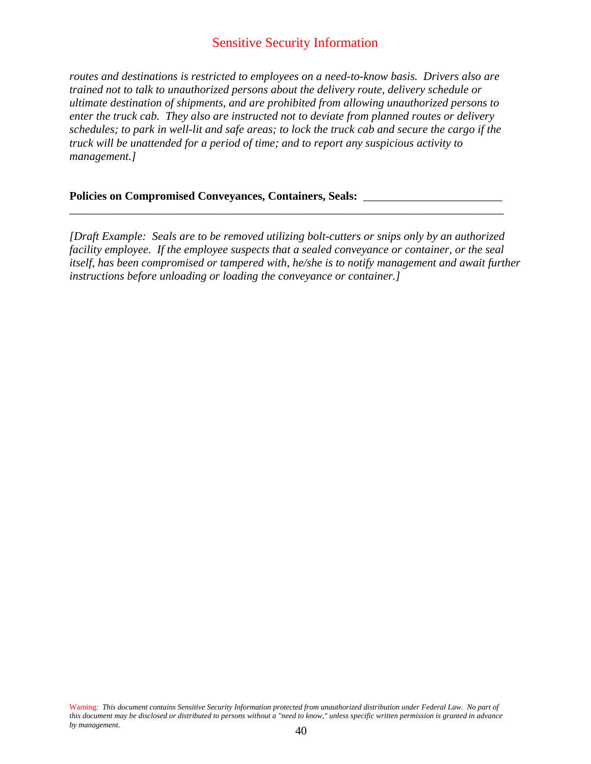*routes and destinations is restricted to employees on a need-to-know basis. Drivers also are trained not to talk to unauthorized persons about the delivery route, delivery schedule or ultimate destination of shipments, and are prohibited from allowing unauthorized persons to enter the truck cab. They also are instructed not to deviate from planned routes or delivery schedules; to park in well-lit and safe areas; to lock the truck cab and secure the cargo if the truck will be unattended for a period of time; and to report any suspicious activity to management.]*

**Policies on Compromised Conveyances, Containers, Seals:** ________________________
_____________________________________________________________________________

*[Draft Example: Seals are to be removed utilizing bolt-cutters or snips only by an authorized facility employee. If the employee suspects that a sealed conveyance or container, or the seal itself, has been compromised or tampered with, he/she is to notify management and await further instructions before unloading or loading the conveyance or container.]*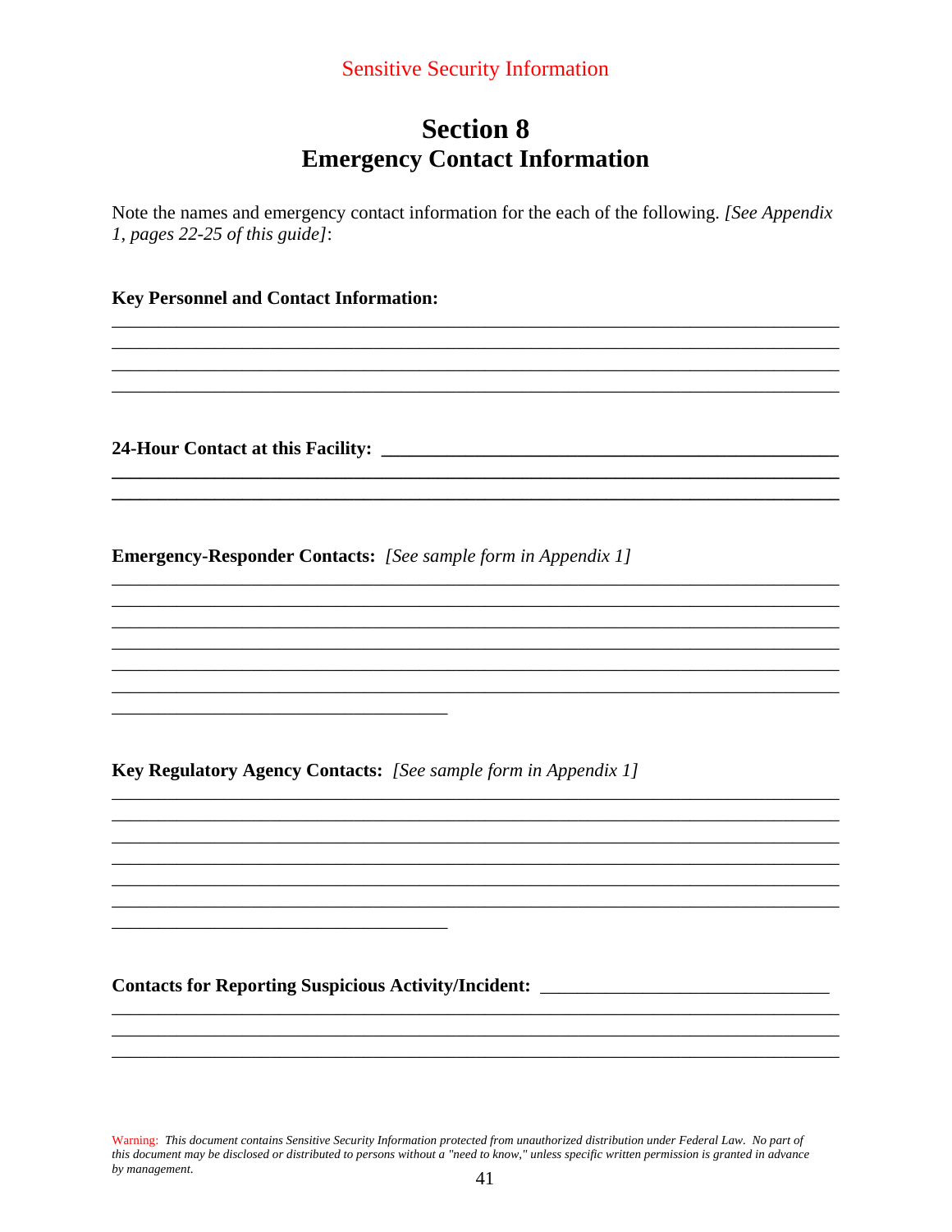Sensitive Security Information

# Section 8
# Emergency Contact Information

Note the names and emergency contact information for the each of the following. *[See Appendix 1, pages 22-25 of this guide]*:

**Key Personnel and Contact Information:**

______________________________________________________________________________
______________________________________________________________________________
______________________________________________________________________________
______________________________________________________________________________

**24-Hour Contact at this Facility:** ________________________________________________
______________________________________________________________________________
______________________________________________________________________________

**Emergency-Responder Contacts:** *[See sample form in Appendix 1]*

______________________________________________________________________________
______________________________________________________________________________
______________________________________________________________________________
______________________________________________________________________________
______________________________________________________________________________
______________________________________________________________________________
___________________________________

**Key Regulatory Agency Contacts:** *[See sample form in Appendix 1]*

______________________________________________________________________________
______________________________________________________________________________
______________________________________________________________________________
______________________________________________________________________________
______________________________________________________________________________
______________________________________________________________________________
___________________________________

**Contacts for Reporting Suspicious Activity/Incident:** ______________________________
______________________________________________________________________________
______________________________________________________________________________
______________________________________________________________________________

Warning: *This document contains Sensitive Security Information protected from unauthorized distribution under Federal Law. No part of this document may be disclosed or distributed to persons without a "need to know," unless specific written permission is granted in advance by management.*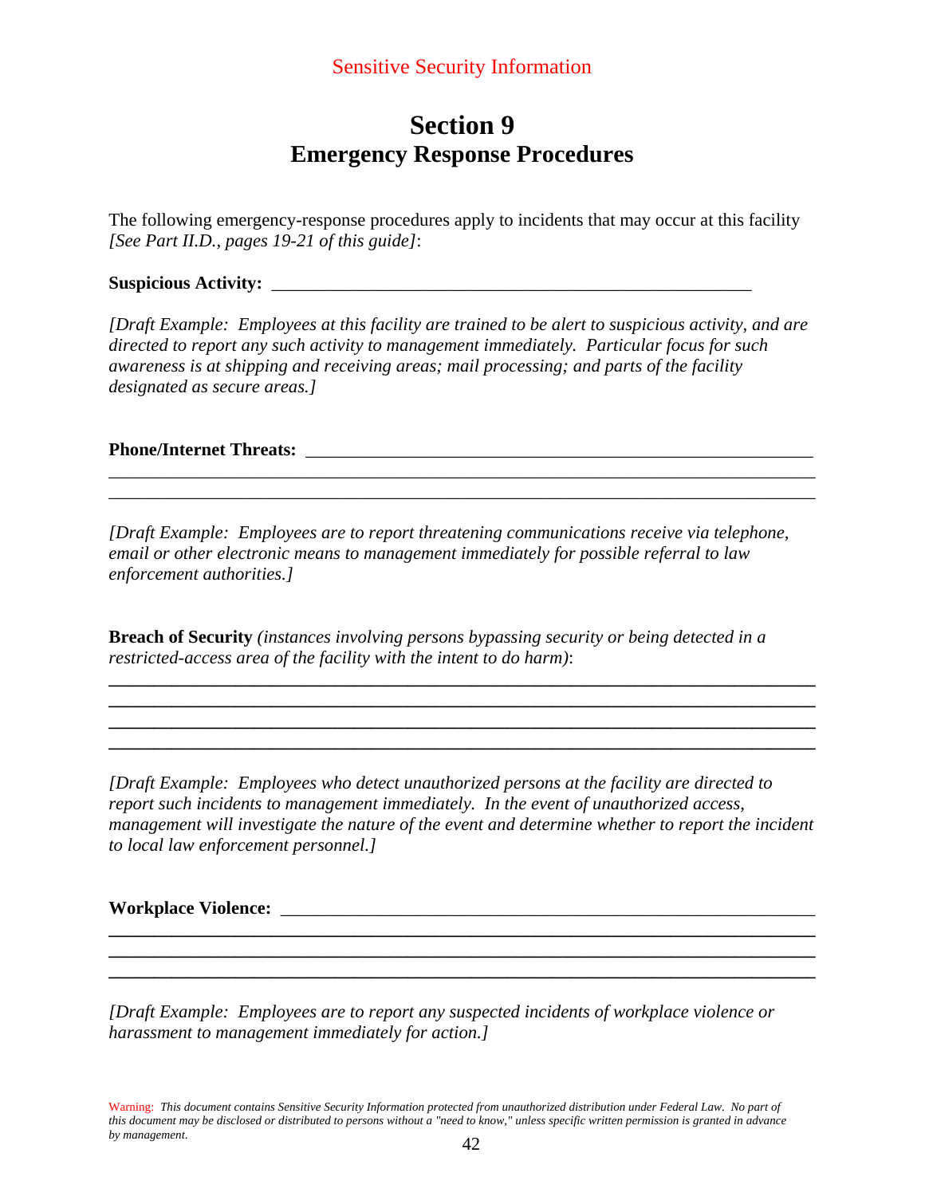Sensitive Security Information

# Section 9
## Emergency Response Procedures

The following emergency-response procedures apply to incidents that may occur at this facility *[See Part II.D., pages 19-21 of this guide]*:

**Suspicious Activity:** _______________________________________________________

*[Draft Example: Employees at this facility are trained to be alert to suspicious activity, and are directed to report any such activity to management immediately. Particular focus for such awareness is at shipping and receiving areas; mail processing; and parts of the facility designated as secure areas.]*

**Phone/Internet Threats:** _______________________________________________________
______________________________________________________________________________
______________________________________________________________________________

*[Draft Example: Employees are to report threatening communications receive via telephone, email or other electronic means to management immediately for possible referral to law enforcement authorities.]*

**Breach of Security** *(instances involving persons bypassing security or being detected in a restricted-access area of the facility with the intent to do harm)*:
______________________________________________________________________________
______________________________________________________________________________
______________________________________________________________________________
______________________________________________________________________________

*[Draft Example: Employees who detect unauthorized persons at the facility are directed to report such incidents to management immediately. In the event of unauthorized access, management will investigate the nature of the event and determine whether to report the incident to local law enforcement personnel.]*

**Workplace Violence:** _______________________________________________________
______________________________________________________________________________
______________________________________________________________________________
______________________________________________________________________________

*[Draft Example: Employees are to report any suspected incidents of workplace violence or harassment to management immediately for action.]*

Warning: *This document contains Sensitive Security Information protected from unauthorized distribution under Federal Law. No part of this document may be disclosed or distributed to persons without a "need to know," unless specific written permission is granted in advance by management.*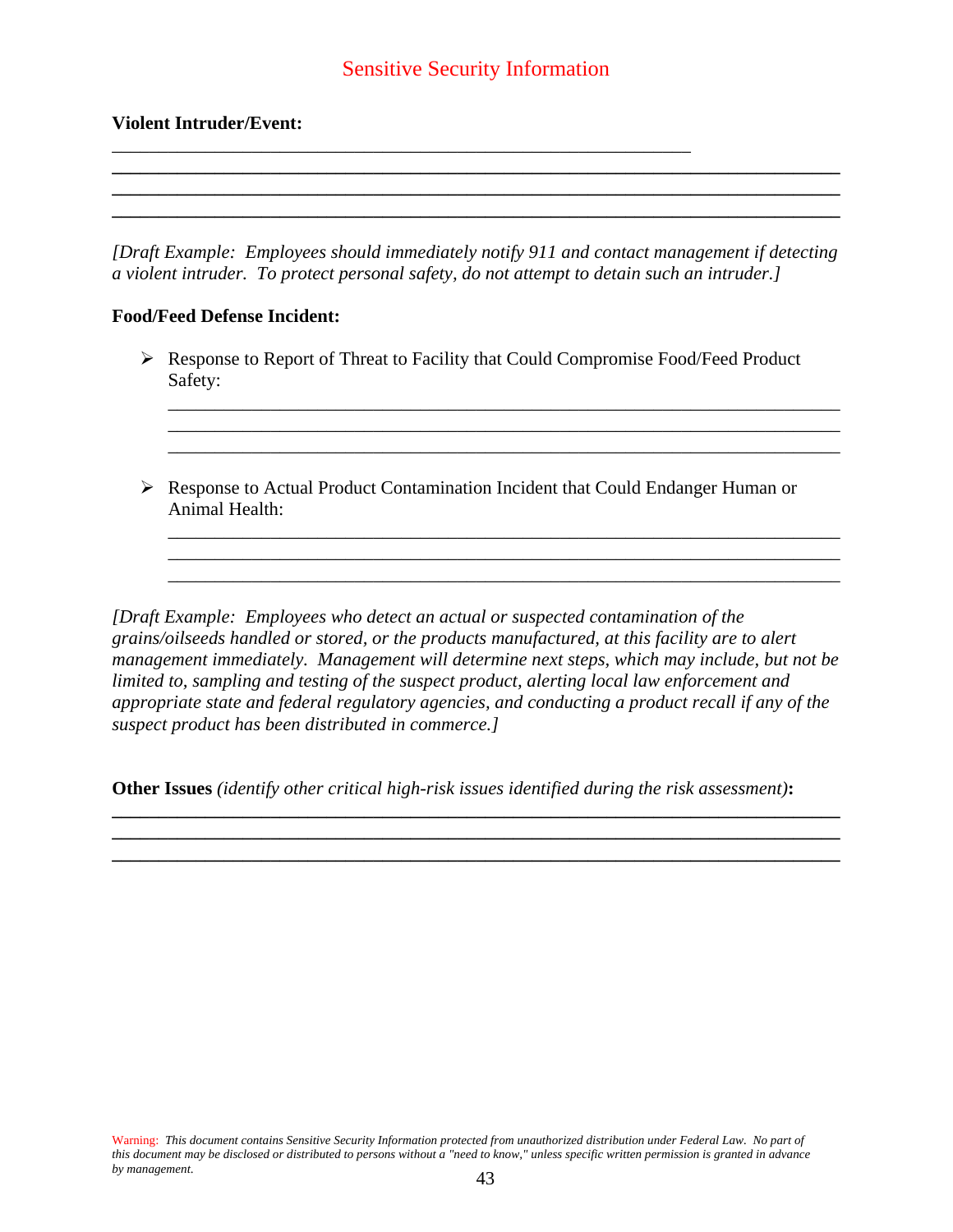**Violent Intruder/Event:**

_______________________________________________________________

_______________________________________________________________

_______________________________________________________________

_______________________________________________________________

*[Draft Example: Employees should immediately notify 911 and contact management if detecting a violent intruder. To protect personal safety, do not attempt to detain such an intruder.]*

**Food/Feed Defense Incident:**

- Response to Report of Threat to Facility that Could Compromise Food/Feed Product Safety:

  _______________________________________________________________

  _______________________________________________________________

  _______________________________________________________________

- Response to Actual Product Contamination Incident that Could Endanger Human or Animal Health:

  _______________________________________________________________

  _______________________________________________________________

  _______________________________________________________________

*[Draft Example: Employees who detect an actual or suspected contamination of the grains/oilseeds handled or stored, or the products manufactured, at this facility are to alert management immediately. Management will determine next steps, which may include, but not be limited to, sampling and testing of the suspect product, alerting local law enforcement and appropriate state and federal regulatory agencies, and conducting a product recall if any of the suspect product has been distributed in commerce.]*

**Other Issues** *(identify other critical high-risk issues identified during the risk assessment)***:**

_______________________________________________________________

_______________________________________________________________

_______________________________________________________________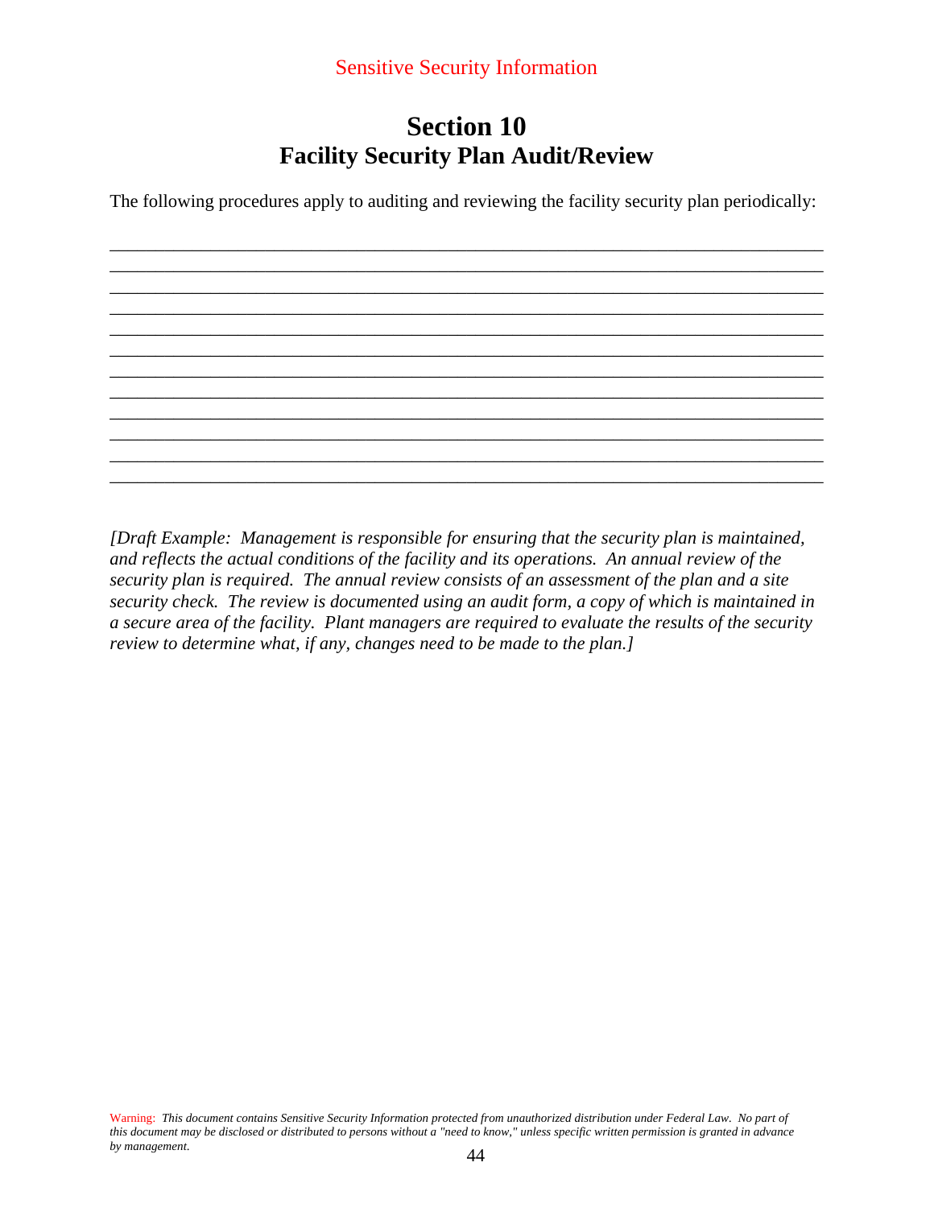Sensitive Security Information

# Section 10
## Facility Security Plan Audit/Review

The following procedures apply to auditing and reviewing the facility security plan periodically:

________________________________________________________________________________
________________________________________________________________________________
________________________________________________________________________________
________________________________________________________________________________
________________________________________________________________________________
________________________________________________________________________________
________________________________________________________________________________
________________________________________________________________________________
________________________________________________________________________________
________________________________________________________________________________
________________________________________________________________________________
________________________________________________________________________________

*[Draft Example: Management is responsible for ensuring that the security plan is maintained, and reflects the actual conditions of the facility and its operations. An annual review of the security plan is required. The annual review consists of an assessment of the plan and a site security check. The review is documented using an audit form, a copy of which is maintained in a secure area of the facility. Plant managers are required to evaluate the results of the security review to determine what, if any, changes need to be made to the plan.]*

Warning: *This document contains Sensitive Security Information protected from unauthorized distribution under Federal Law. No part of this document may be disclosed or distributed to persons without a "need to know," unless specific written permission is granted in advance by management.*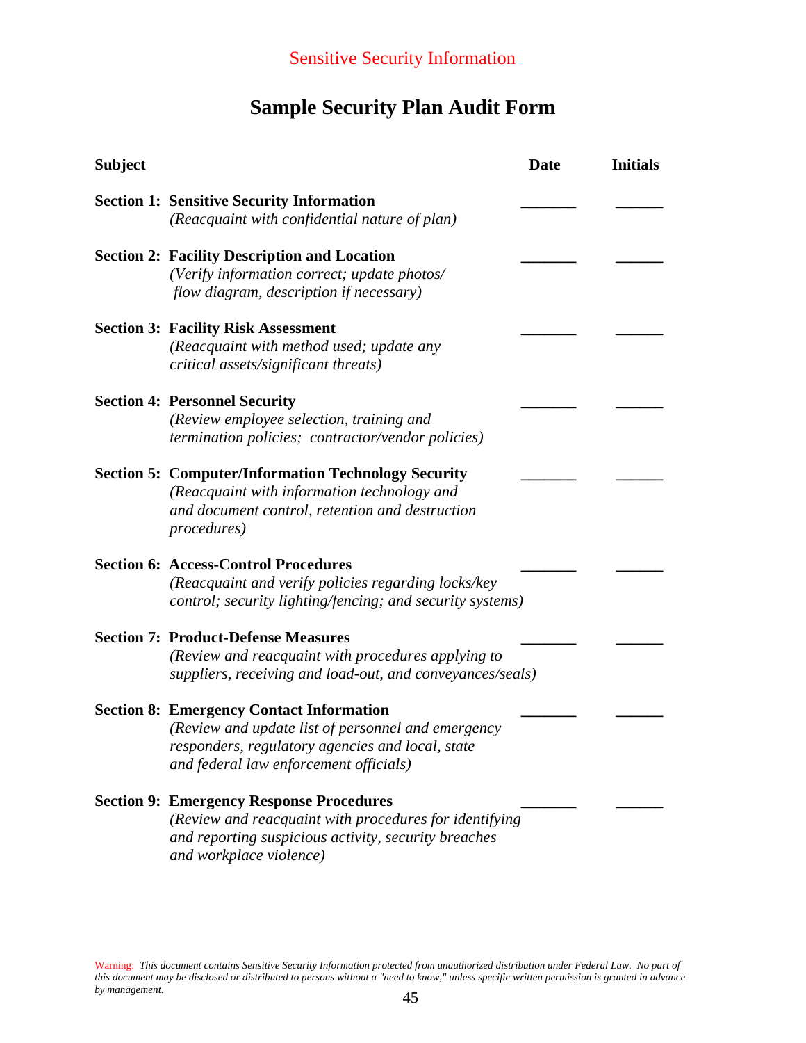Sensitive Security Information

# Sample Security Plan Audit Form

| Subject | Date | Initials |
|---|---|---|
| **Section 1: Sensitive Security Information** *(Reacquaint with confidential nature of plan)* | _______ | ______ |
| **Section 2: Facility Description and Location** *(Verify information correct; update photos/ flow diagram, description if necessary)* | _______ | ______ |
| **Section 3: Facility Risk Assessment** *(Reacquaint with method used; update any critical assets/significant threats)* | _______ | ______ |
| **Section 4: Personnel Security** *(Review employee selection, training and termination policies; contractor/vendor policies)* | _______ | ______ |
| **Section 5: Computer/Information Technology Security** *(Reacquaint with information technology and and document control, retention and destruction procedures)* | _______ | ______ |
| **Section 6: Access-Control Procedures** *(Reacquaint and verify policies regarding locks/key control; security lighting/fencing; and security systems)* | _______ | ______ |
| **Section 7: Product-Defense Measures** *(Review and reacquaint with procedures applying to suppliers, receiving and load-out, and conveyances/seals)* | _______ | ______ |
| **Section 8: Emergency Contact Information** *(Review and update list of personnel and emergency responders, regulatory agencies and local, state and federal law enforcement officials)* | _______ | ______ |
| **Section 9: Emergency Response Procedures** *(Review and reacquaint with procedures for identifying and reporting suspicious activity, security breaches and workplace violence)* | _______ | ______ |

Warning: *This document contains Sensitive Security Information protected from unauthorized distribution under Federal Law. No part of this document may be disclosed or distributed to persons without a "need to know," unless specific written permission is granted in advance by management.*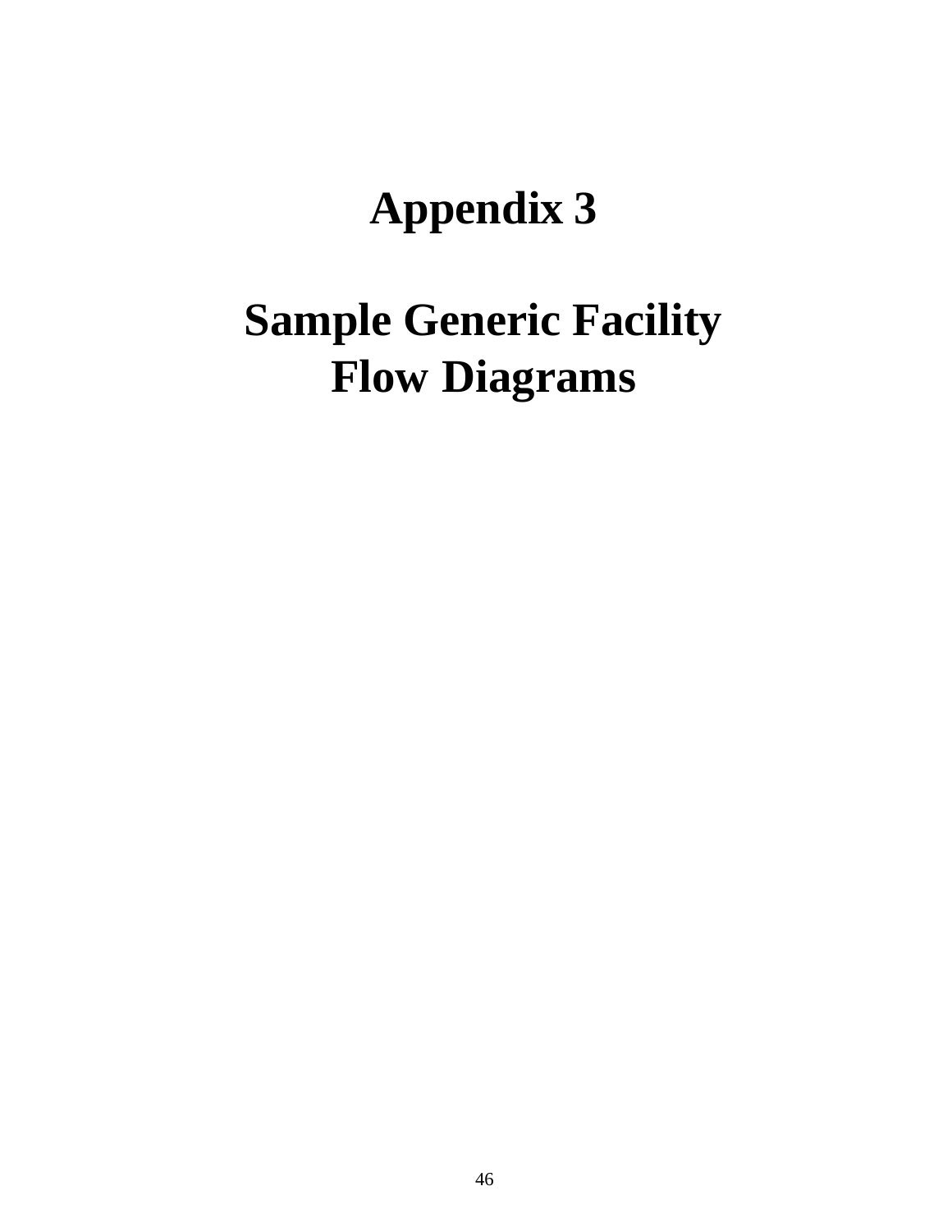# Appendix 3

# Sample Generic Facility Flow Diagrams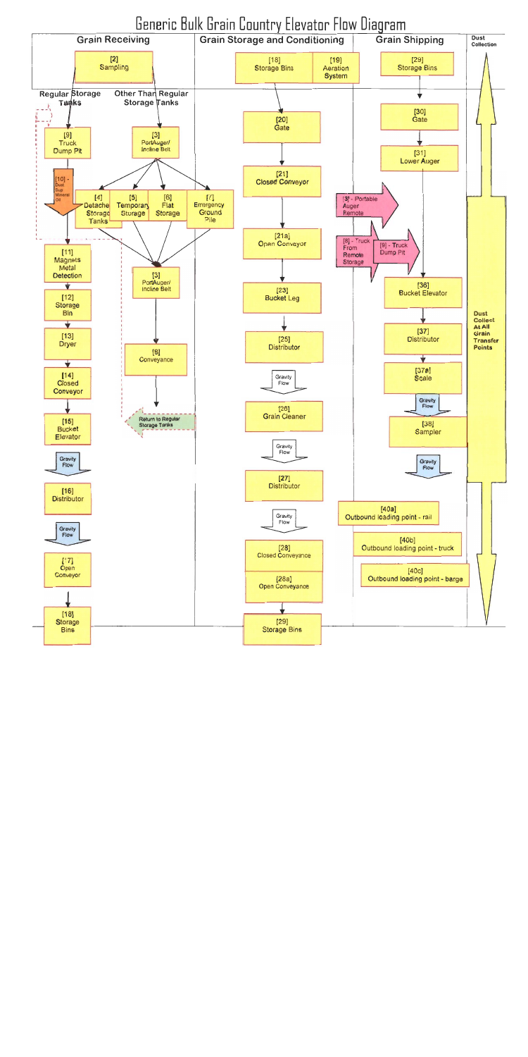# Generic Bulk Grain Country Elevator Flow Diagram

## Grain Receiving

[2] Sampling

**Regular Storage Tanks**

- [9] Truck Dump Pit
- [10] - Dust Sup Mineral Oil
- [11] Magnets Metal Detection
- [12] Storage Bin
- [13] Dryer
- [14] Closed Conveyor
- [15] Bucket Elevator
- Gravity Flow
- [16] Distributor
- Gravity Flow
- [17] Open Conveyor
- [18] Storage Bins

**Other Than Regular Storage Tanks**

- [3] PortAuger/ Incline Belt
- [4] Detached Storage Tanks
- [5] Temporary Storage
- [6] Flat Storage
- [7] Emergency Ground Pile
- [3] PortAuger/ Incline Belt
- [8] Conveyance
- Return to Regular Storage Tanks

## Grain Storage and Conditioning

- [18] Storage Bins
- [19] Aeration System
- [20] Gate
- [21] Closed Conveyor
- [21a] Open Conveyor
- [23] Bucket Leg
- [25] Distributor
- Gravity Flow
- [26] Grain Cleaner
- Gravity Flow
- [27] Distributor
- Gravity Flow
- [28] Closed Conveyance
- [28a] Open Conveyance
- [29] Storage Bins

## Grain Shipping

- [29] Storage Bins
- [30] Gate
- [31] Lower Auger
- [3] - Portable Auger Remote
- [8] - Truck From Remote Storage
- [9] - Truck Dump Pit
- [36] Bucket Elevator
- [37] Distributor
- [37a] Scale
- Gravity Flow
- [38] Sampler
- Gravity Flow
- [40a] Outbound loading point - rail
- [40b] Outbound loading point - truck
- [40c] Outbound loading point - barge

## Dust Collection

Dust Collect At All Grain Transfer Points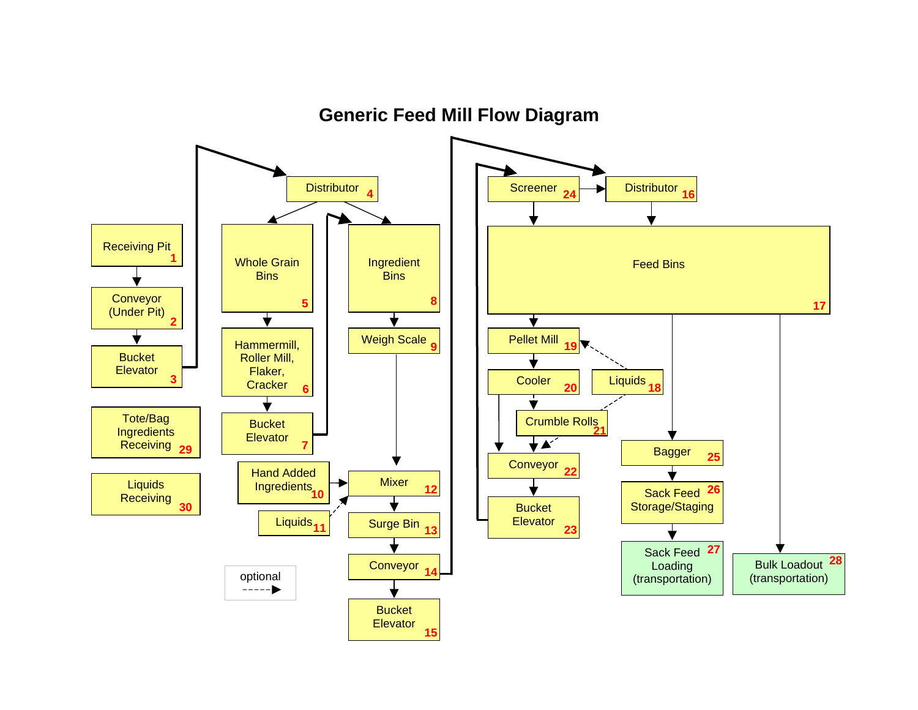# Generic Feed Mill Flow Diagram

- Receiving Pit 1
- Conveyor (Under Pit) 2
- Bucket Elevator 3
- Distributor 4
- Whole Grain Bins 5
- Hammermill, Roller Mill, Flaker, Cracker 6
- Bucket Elevator 7
- Ingredient Bins 8
- Weigh Scale 9
- Hand Added Ingredients 10
- Liquids 11
- Mixer 12
- Surge Bin 13
- Conveyor 14
- Bucket Elevator 15
- Distributor 16
- Feed Bins 17
- Liquids 18
- Pellet Mill 19
- Cooler 20
- Crumble Rolls 21
- Conveyor 22
- Bucket Elevator 23
- Screener 24
- Bagger 25
- Sack Feed Storage/Staging 26
- Sack Feed Loading (transportation) 27
- Bulk Loadout (transportation) 28
- Tote/Bag Ingredients Receiving 29
- Liquids Receiving 30

optional - - - - -▶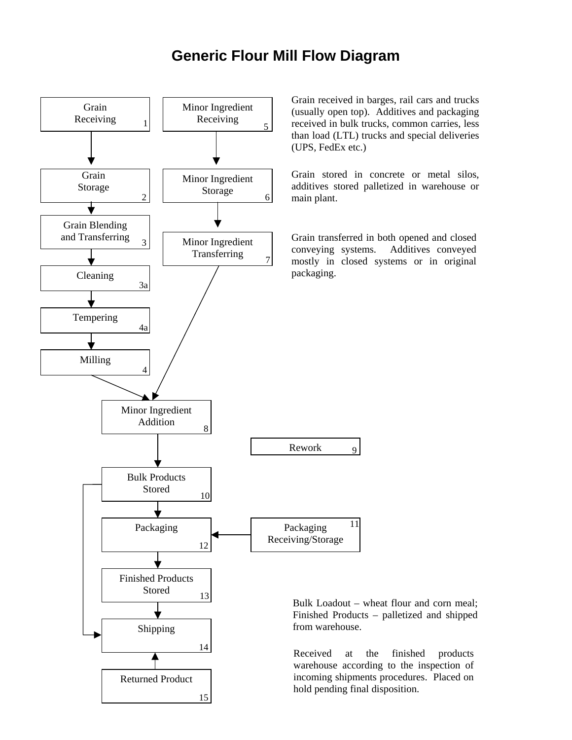# Generic Flour Mill Flow Diagram

Grain Receiving 1

Minor Ingredient Receiving 5

Grain received in barges, rail cars and trucks (usually open top). Additives and packaging received in bulk trucks, common carries, less than load (LTL) trucks and special deliveries (UPS, FedEx etc.)

Grain Storage 2

Minor Ingredient Storage 6

Grain stored in concrete or metal silos, additives stored palletized in warehouse or main plant.

Grain Blending and Transferring 3

Minor Ingredient Transferring 7

Grain transferred in both opened and closed conveying systems. Additives conveyed mostly in closed systems or in original packaging.

Cleaning 3a

Tempering 4a

Milling 4

Minor Ingredient Addition 8

Rework 9

Bulk Products Stored 10

Packaging 12

Packaging Receiving/Storage 11

Finished Products Stored 13

Bulk Loadout – wheat flour and corn meal; Finished Products – palletized and shipped from warehouse.

Shipping 14

Received at the finished products warehouse according to the inspection of incoming shipments procedures. Placed on hold pending final disposition.

Returned Product 15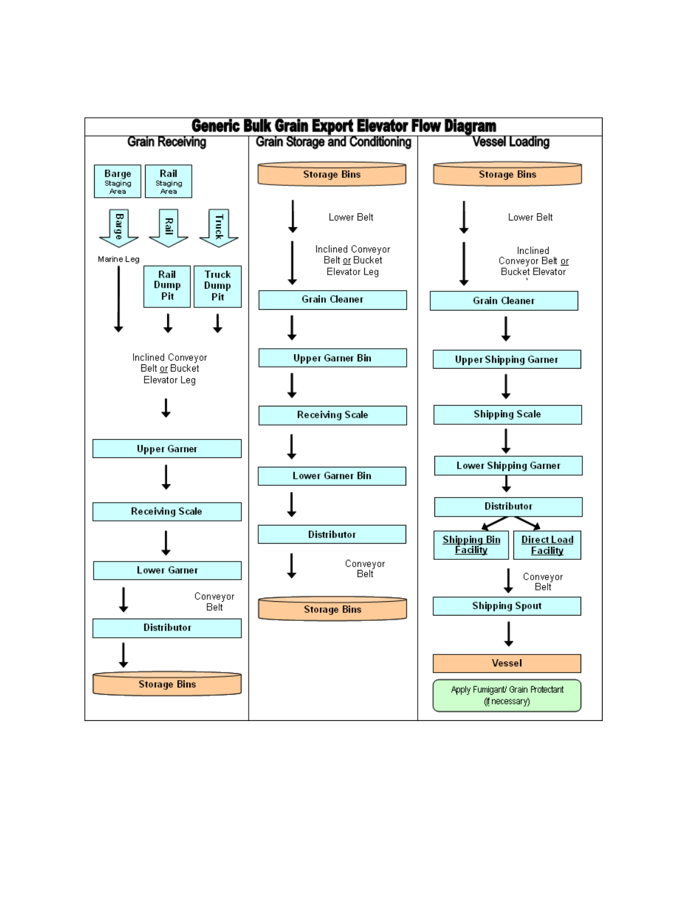# Generic Bulk Grain Export Elevator Flow Diagram

## Grain Receiving

- Barge Staging Area → Barge → Marine Leg
- Rail Staging Area → Rail → Rail Dump Pit
- Truck → Truck Dump Pit

↓

Inclined Conveyor Belt or Bucket Elevator Leg

↓

Upper Garner

↓

Receiving Scale

↓

Lower Garner

↓ Conveyor Belt

Distributor

↓

Storage Bins

## Grain Storage and Conditioning

Storage Bins

↓ Lower Belt

↓ Inclined Conveyor Belt or Bucket Elevator Leg

Grain Cleaner

↓

Upper Garner Bin

↓

Receiving Scale

↓

Lower Garner Bin

↓

Distributor

↓ Conveyor Belt

Storage Bins

## Vessel Loading

Storage Bins

↓ Lower Belt

↓ Inclined Conveyor Belt or Bucket Elevator

Grain Cleaner

↓

Upper Shipping Garner

↓

Shipping Scale

↓

Lower Shipping Garner

↓

Distributor

↙ ↘

Shipping Bin Facility | Direct Load Facility

↓ Conveyor Belt

Shipping Spout

↓

Vessel

Apply Fumigant/ Grain Protectant (if necessary)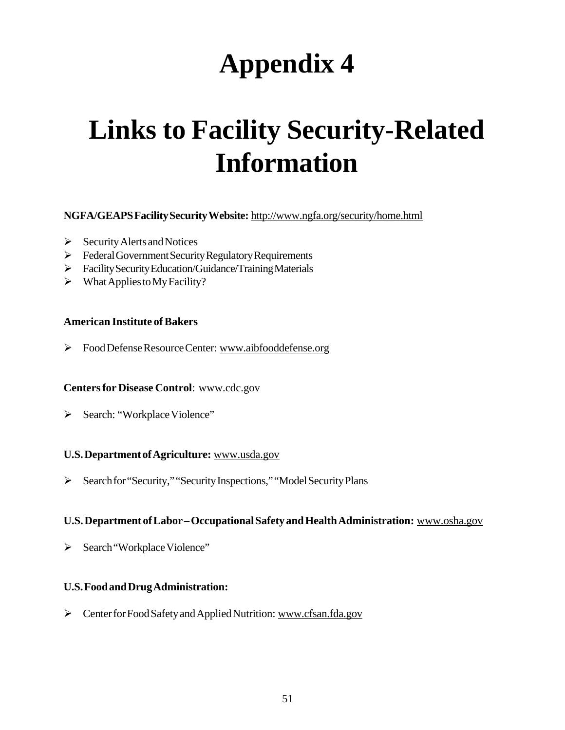# Appendix 4

# Links to Facility Security-Related Information

**NGFA/GEAPS Facility Security Website:** http://www.ngfa.org/security/home.html

- Security Alerts and Notices
- Federal Government Security Regulatory Requirements
- Facility Security Education/Guidance/Training Materials
- What Applies to My Facility?

**American Institute of Bakers**

- Food Defense Resource Center: www.aibfooddefense.org

**Centers for Disease Control**: www.cdc.gov

- Search: "Workplace Violence"

**U.S. Department of Agriculture:** www.usda.gov

- Search for "Security," "Security Inspections," "Model Security Plans

**U.S. Department of Labor – Occupational Safety and Health Administration:** www.osha.gov

- Search "Workplace Violence"

**U.S. Food and Drug Administration:**

- Center for Food Safety and Applied Nutrition: www.cfsan.fda.gov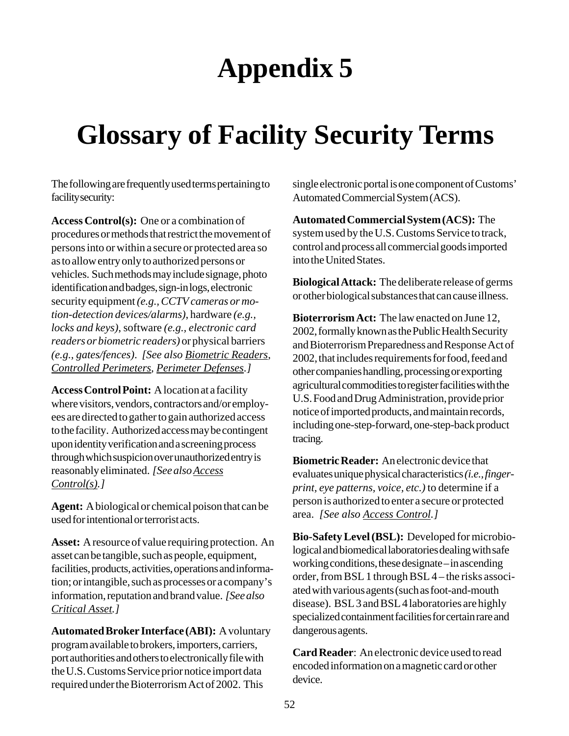# Appendix 5

# Glossary of Facility Security Terms

The following are frequently used terms pertaining to facility security:

**Access Control(s):** One or a combination of procedures or methods that restrict the movement of persons into or within a secure or protected area so as to allow entry only to authorized persons or vehicles. Such methods may include signage, photo identification and badges, sign-in logs, electronic security equipment *(e.g., CCTV cameras or motion-detection devices/alarms)*, hardware *(e.g., locks and keys)*, software *(e.g., electronic card readers or biometric readers)* or physical barriers *(e.g., gates/fences)*. *[See also Biometric Readers, Controlled Perimeters, Perimeter Defenses.]*

**Access Control Point:** A location at a facility where visitors, vendors, contractors and/or employees are directed to gather to gain authorized access to the facility. Authorized access may be contingent upon identity verification and a screening process through which suspicion over unauthorized entry is reasonably eliminated. *[See also Access Control(s).]*

**Agent:** A biological or chemical poison that can be used for intentional or terrorist acts.

**Asset:** A resource of value requiring protection. An asset can be tangible, such as people, equipment, facilities, products, activities, operations and information; or intangible, such as processes or a company's information, reputation and brand value. *[See also Critical Asset.]*

**Automated Broker Interface (ABI):** A voluntary program available to brokers, importers, carriers, port authorities and others to electronically file with the U.S. Customs Service prior notice import data required under the Bioterrorism Act of 2002. This single electronic portal is one component of Customs' Automated Commercial System (ACS).

**Automated Commercial System (ACS):** The system used by the U.S. Customs Service to track, control and process all commercial goods imported into the United States.

**Biological Attack:** The deliberate release of germs or other biological substances that can cause illness.

**Bioterrorism Act:** The law enacted on June 12, 2002, formally known as the Public Health Security and Bioterrorism Preparedness and Response Act of 2002, that includes requirements for food, feed and other companies handling, processing or exporting agricultural commodities to register facilities with the U.S. Food and Drug Administration, provide prior notice of imported products, and maintain records, including one-step-forward, one-step-back product tracing.

**Biometric Reader:** An electronic device that evaluates unique physical characteristics *(i.e., fingerprint, eye patterns, voice, etc.)* to determine if a person is authorized to enter a secure or protected area. *[See also Access Control.]*

**Bio-Safety Level (BSL):** Developed for microbiological and biomedical laboratories dealing with safe working conditions, these designate – in ascending order, from BSL 1 through BSL 4 – the risks associated with various agents (such as foot-and-mouth disease). BSL 3 and BSL 4 laboratories are highly specialized containment facilities for certain rare and dangerous agents.

**Card Reader**: An electronic device used to read encoded information on a magnetic card or other device.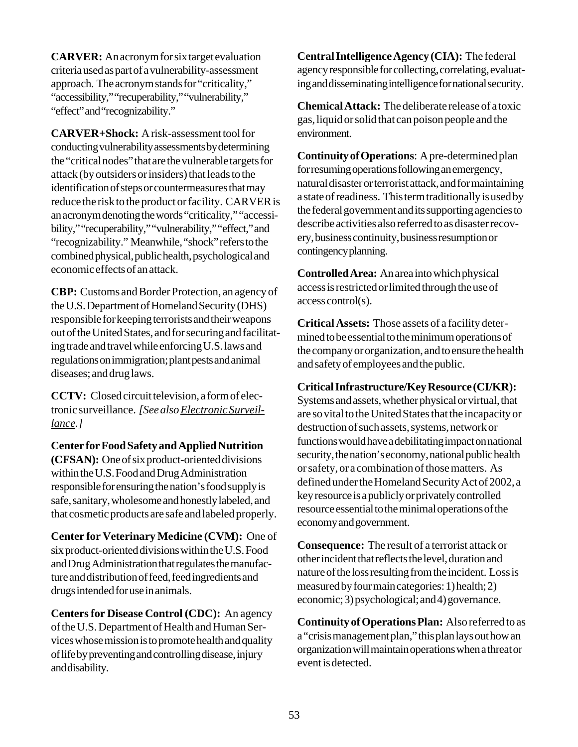**CARVER:** An acronym for six target evaluation criteria used as part of a vulnerability-assessment approach. The acronym stands for "criticality," "accessibility," "recuperability," "vulnerability," "effect" and "recognizability."

**CARVER+Shock:** A risk-assessment tool for conducting vulnerability assessments by determining the "critical nodes" that are the vulnerable targets for attack (by outsiders or insiders) that leads to the identification of steps or countermeasures that may reduce the risk to the product or facility. CARVER is an acronym denoting the words "criticality," "accessibility," "recuperability," "vulnerability," "effect," and "recognizability." Meanwhile, "shock" refers to the combined physical, public health, psychological and economic effects of an attack.

**CBP:** Customs and Border Protection, an agency of the U.S. Department of Homeland Security (DHS) responsible for keeping terrorists and their weapons out of the United States, and for securing and facilitating trade and travel while enforcing U.S. laws and regulations on immigration; plant pests and animal diseases; and drug laws.

**CCTV:** Closed circuit television, a form of electronic surveillance. *[See also Electronic Surveillance.]*

**Center for Food Safety and Applied Nutrition (CFSAN):** One of six product-oriented divisions within the U.S. Food and Drug Administration responsible for ensuring the nation's food supply is safe, sanitary, wholesome and honestly labeled, and that cosmetic products are safe and labeled properly.

**Center for Veterinary Medicine (CVM):** One of six product-oriented divisions within the U.S. Food and Drug Administration that regulates the manufacture and distribution of feed, feed ingredients and drugs intended for use in animals.

**Centers for Disease Control (CDC):** An agency of the U.S. Department of Health and Human Services whose mission is to promote health and quality of life by preventing and controlling disease, injury and disability.

**Central Intelligence Agency (CIA):** The federal agency responsible for collecting, correlating, evaluating and disseminating intelligence for national security.

**Chemical Attack:** The deliberate release of a toxic gas, liquid or solid that can poison people and the environment.

**Continuity of Operations**: A pre-determined plan for resuming operations following an emergency, natural disaster or terrorist attack, and for maintaining a state of readiness. This term traditionally is used by the federal government and its supporting agencies to describe activities also referred to as disaster recovery, business continuity, business resumption or contingency planning.

**Controlled Area:** An area into which physical access is restricted or limited through the use of access control(s).

**Critical Assets:** Those assets of a facility determined to be essential to the minimum operations of the company or organization, and to ensure the health and safety of employees and the public.

**Critical Infrastructure/Key Resource (CI/KR):** Systems and assets, whether physical or virtual, that are so vital to the United States that the incapacity or destruction of such assets, systems, network or functions would have a debilitating impact on national security, the nation's economy, national public health or safety, or a combination of those matters. As defined under the Homeland Security Act of 2002, a key resource is a publicly or privately controlled resource essential to the minimal operations of the economy and government.

**Consequence:** The result of a terrorist attack or other incident that reflects the level, duration and nature of the loss resulting from the incident. Loss is measured by four main categories: 1) health; 2) economic; 3) psychological; and 4) governance.

**Continuity of Operations Plan:** Also referred to as a "crisis management plan," this plan lays out how an organization will maintain operations when a threat or event is detected.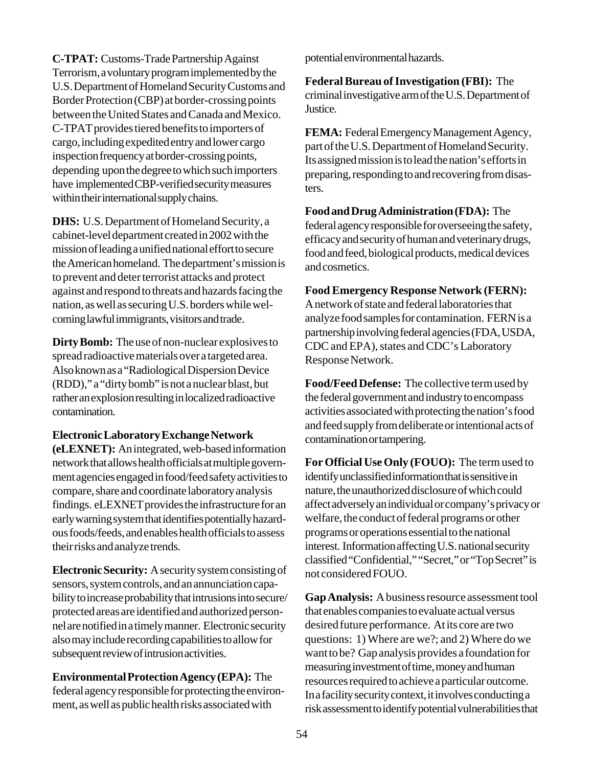**C-TPAT:** Customs-Trade Partnership Against Terrorism, a voluntary program implemented by the U.S. Department of Homeland Security Customs and Border Protection (CBP) at border-crossing points between the United States and Canada and Mexico. C-TPAT provides tiered benefits to importers of cargo, including expedited entry and lower cargo inspection frequency at border-crossing points, depending upon the degree to which such importers have implemented CBP-verified security measures within their international supply chains.

**DHS:** U.S. Department of Homeland Security, a cabinet-level department created in 2002 with the mission of leading a unified national effort to secure the American homeland. The department's mission is to prevent and deter terrorist attacks and protect against and respond to threats and hazards facing the nation, as well as securing U.S. borders while welcoming lawful immigrants, visitors and trade.

**Dirty Bomb:** The use of non-nuclear explosives to spread radioactive materials over a targeted area. Also known as a "Radiological Dispersion Device (RDD)," a "dirty bomb" is not a nuclear blast, but rather an explosion resulting in localized radioactive contamination.

**Electronic Laboratory Exchange Network (eLEXNET):** An integrated, web-based information network that allows health officials at multiple government agencies engaged in food/feed safety activities to compare, share and coordinate laboratory analysis findings. eLEXNET provides the infrastructure for an early warning system that identifies potentially hazardous foods/feeds, and enables health officials to assess their risks and analyze trends.

**Electronic Security:** A security system consisting of sensors, system controls, and an annunciation capability to increase probability that intrusions into secure/protected areas are identified and authorized personnel are notified in a timely manner. Electronic security also may include recording capabilities to allow for subsequent review of intrusion activities.

**Environmental Protection Agency (EPA):** The federal agency responsible for protecting the environment, as well as public health risks associated with potential environmental hazards.

**Federal Bureau of Investigation (FBI):** The criminal investigative arm of the U.S. Department of Justice.

**FEMA:** Federal Emergency Management Agency, part of the U.S. Department of Homeland Security. Its assigned mission is to lead the nation's efforts in preparing, responding to and recovering from disasters.

**Food and Drug Administration (FDA):** The federal agency responsible for overseeing the safety, efficacy and security of human and veterinary drugs, food and feed, biological products, medical devices and cosmetics.

**Food Emergency Response Network (FERN):** A network of state and federal laboratories that analyze food samples for contamination. FERN is a partnership involving federal agencies (FDA, USDA, CDC and EPA), states and CDC's Laboratory Response Network.

**Food/Feed Defense:** The collective term used by the federal government and industry to encompass activities associated with protecting the nation's food and feed supply from deliberate or intentional acts of contamination or tampering.

**For Official Use Only (FOUO):** The term used to identify unclassified information that is sensitive in nature, the unauthorized disclosure of which could affect adversely an individual or company's privacy or welfare, the conduct of federal programs or other programs or operations essential to the national interest. Information affecting U.S. national security classified "Confidential," "Secret," or "Top Secret" is not considered FOUO.

**Gap Analysis:** A business resource assessment tool that enables companies to evaluate actual versus desired future performance. At its core are two questions: 1) Where are we?; and 2) Where do we want to be? Gap analysis provides a foundation for measuring investment of time, money and human resources required to achieve a particular outcome. In a facility security context, it involves conducting a risk assessment to identify potential vulnerabilities that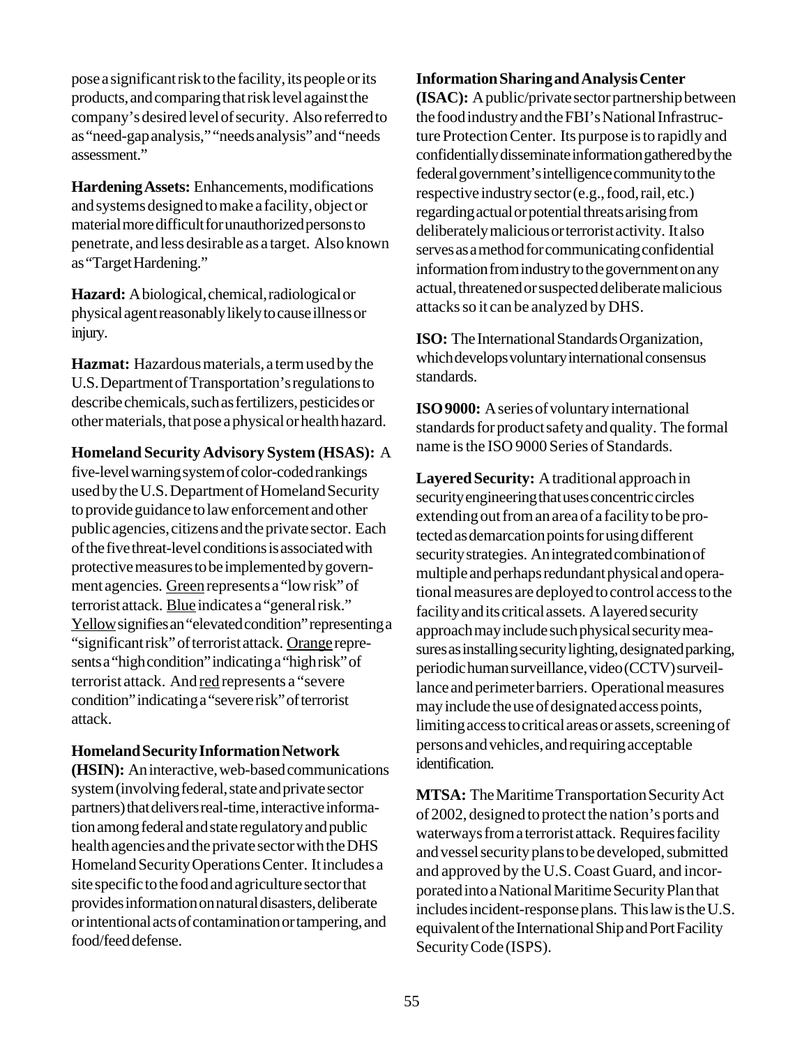pose a significant risk to the facility, its people or its products, and comparing that risk level against the company's desired level of security. Also referred to as "need-gap analysis," "needs analysis" and "needs assessment."

**Hardening Assets:** Enhancements, modifications and systems designed to make a facility, object or material more difficult for unauthorized persons to penetrate, and less desirable as a target. Also known as "Target Hardening."

**Hazard:** A biological, chemical, radiological or physical agent reasonably likely to cause illness or injury.

**Hazmat:** Hazardous materials, a term used by the U.S. Department of Transportation's regulations to describe chemicals, such as fertilizers, pesticides or other materials, that pose a physical or health hazard.

**Homeland Security Advisory System (HSAS):** A five-level warning system of color-coded rankings used by the U.S. Department of Homeland Security to provide guidance to law enforcement and other public agencies, citizens and the private sector. Each of the five threat-level conditions is associated with protective measures to be implemented by government agencies. Green represents a "low risk" of terrorist attack. Blue indicates a "general risk." Yellow signifies an "elevated condition" representing a "significant risk" of terrorist attack. Orange represents a "high condition" indicating a "high risk" of terrorist attack. And red represents a "severe condition" indicating a "severe risk" of terrorist attack.

**Homeland Security Information Network (HSIN):** An interactive, web-based communications system (involving federal, state and private sector partners) that delivers real-time, interactive information among federal and state regulatory and public health agencies and the private sector with the DHS Homeland Security Operations Center. It includes a site specific to the food and agriculture sector that provides information on natural disasters, deliberate or intentional acts of contamination or tampering, and food/feed defense.

**Information Sharing and Analysis Center (ISAC):** A public/private sector partnership between the food industry and the FBI's National Infrastructure Protection Center. Its purpose is to rapidly and confidentially disseminate information gathered by the federal government's intelligence community to the respective industry sector (e.g., food, rail, etc.) regarding actual or potential threats arising from deliberately malicious or terrorist activity. It also serves as a method for communicating confidential information from industry to the government on any actual, threatened or suspected deliberate malicious attacks so it can be analyzed by DHS.

**ISO:** The International Standards Organization, which develops voluntary international consensus standards.

**ISO 9000:** A series of voluntary international standards for product safety and quality. The formal name is the ISO 9000 Series of Standards.

**Layered Security:** A traditional approach in security engineering that uses concentric circles extending out from an area of a facility to be protected as demarcation points for using different security strategies. An integrated combination of multiple and perhaps redundant physical and operational measures are deployed to control access to the facility and its critical assets. A layered security approach may include such physical security measures as installing security lighting, designated parking, periodic human surveillance, video (CCTV) surveillance and perimeter barriers. Operational measures may include the use of designated access points, limiting access to critical areas or assets, screening of persons and vehicles, and requiring acceptable identification.

**MTSA:** The Maritime Transportation Security Act of 2002, designed to protect the nation's ports and waterways from a terrorist attack. Requires facility and vessel security plans to be developed, submitted and approved by the U.S. Coast Guard, and incorporated into a National Maritime Security Plan that includes incident-response plans. This law is the U.S. equivalent of the International Ship and Port Facility Security Code (ISPS).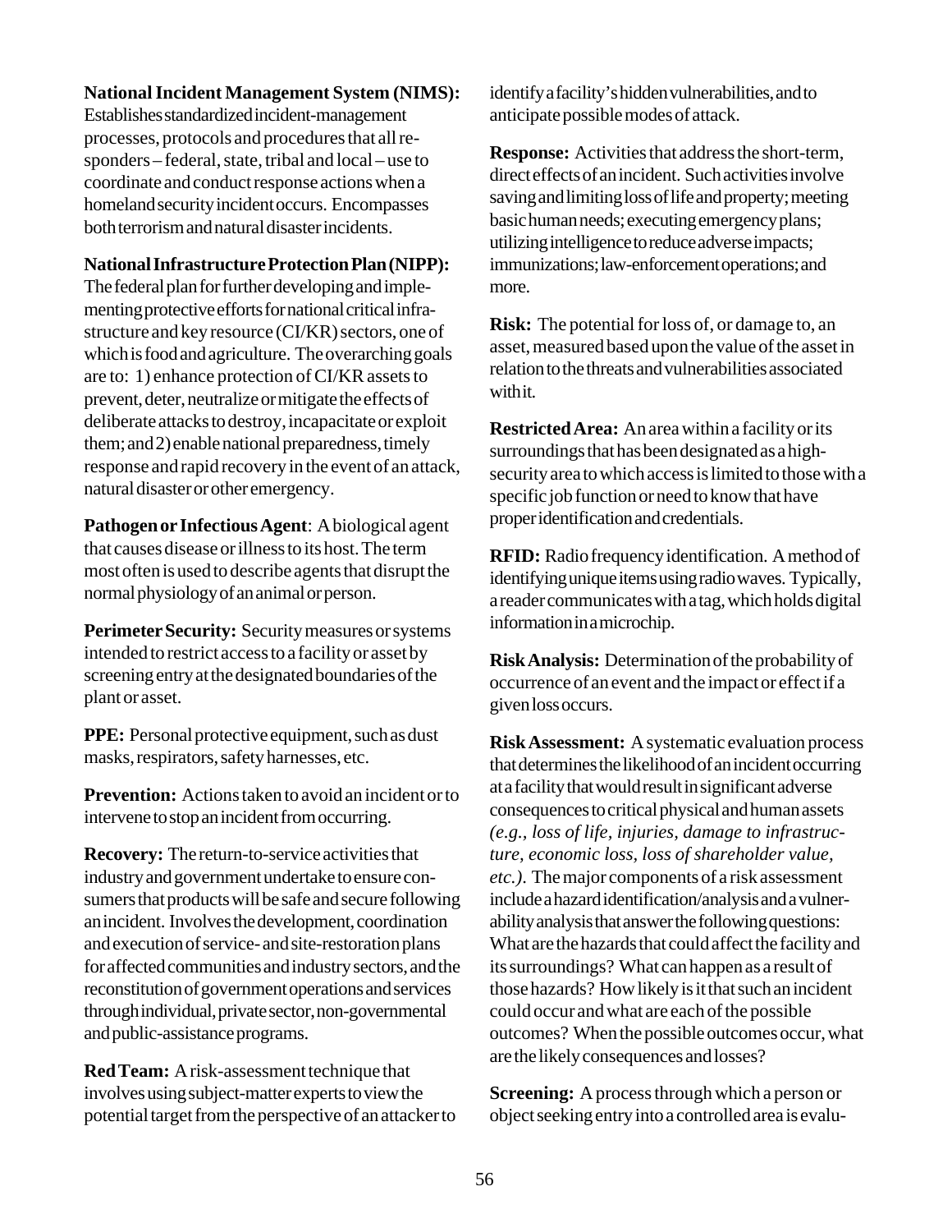**National Incident Management System (NIMS):** Establishes standardized incident-management processes, protocols and procedures that all responders – federal, state, tribal and local – use to coordinate and conduct response actions when a homeland security incident occurs. Encompasses both terrorism and natural disaster incidents.

**National Infrastructure Protection Plan (NIPP):** The federal plan for further developing and implementing protective efforts for national critical infrastructure and key resource (CI/KR) sectors, one of which is food and agriculture. The overarching goals are to: 1) enhance protection of CI/KR assets to prevent, deter, neutralize or mitigate the effects of deliberate attacks to destroy, incapacitate or exploit them; and 2) enable national preparedness, timely response and rapid recovery in the event of an attack, natural disaster or other emergency.

**Pathogen or Infectious Agent**: A biological agent that causes disease or illness to its host. The term most often is used to describe agents that disrupt the normal physiology of an animal or person.

**Perimeter Security:** Security measures or systems intended to restrict access to a facility or asset by screening entry at the designated boundaries of the plant or asset.

**PPE:** Personal protective equipment, such as dust masks, respirators, safety harnesses, etc.

**Prevention:** Actions taken to avoid an incident or to intervene to stop an incident from occurring.

**Recovery:** The return-to-service activities that industry and government undertake to ensure consumers that products will be safe and secure following an incident. Involves the development, coordination and execution of service- and site-restoration plans for affected communities and industry sectors, and the reconstitution of government operations and services through individual, private sector, non-governmental and public-assistance programs.

**Red Team:** A risk-assessment technique that involves using subject-matter experts to view the potential target from the perspective of an attacker to identify a facility's hidden vulnerabilities, and to anticipate possible modes of attack.

**Response:** Activities that address the short-term, direct effects of an incident. Such activities involve saving and limiting loss of life and property; meeting basic human needs; executing emergency plans; utilizing intelligence to reduce adverse impacts; immunizations; law-enforcement operations; and more.

**Risk:** The potential for loss of, or damage to, an asset, measured based upon the value of the asset in relation to the threats and vulnerabilities associated with it.

**Restricted Area:** An area within a facility or its surroundings that has been designated as a high-security area to which access is limited to those with a specific job function or need to know that have proper identification and credentials.

**RFID:** Radio frequency identification. A method of identifying unique items using radio waves. Typically, a reader communicates with a tag, which holds digital information in a microchip.

**Risk Analysis:** Determination of the probability of occurrence of an event and the impact or effect if a given loss occurs.

**Risk Assessment:** A systematic evaluation process that determines the likelihood of an incident occurring at a facility that would result in significant adverse consequences to critical physical and human assets *(e.g., loss of life, injuries, damage to infrastructure, economic loss, loss of shareholder value, etc.)*. The major components of a risk assessment include a hazard identification/analysis and a vulnerability analysis that answer the following questions: What are the hazards that could affect the facility and its surroundings? What can happen as a result of those hazards? How likely is it that such an incident could occur and what are each of the possible outcomes? When the possible outcomes occur, what are the likely consequences and losses?

**Screening:** A process through which a person or object seeking entry into a controlled area is evalu-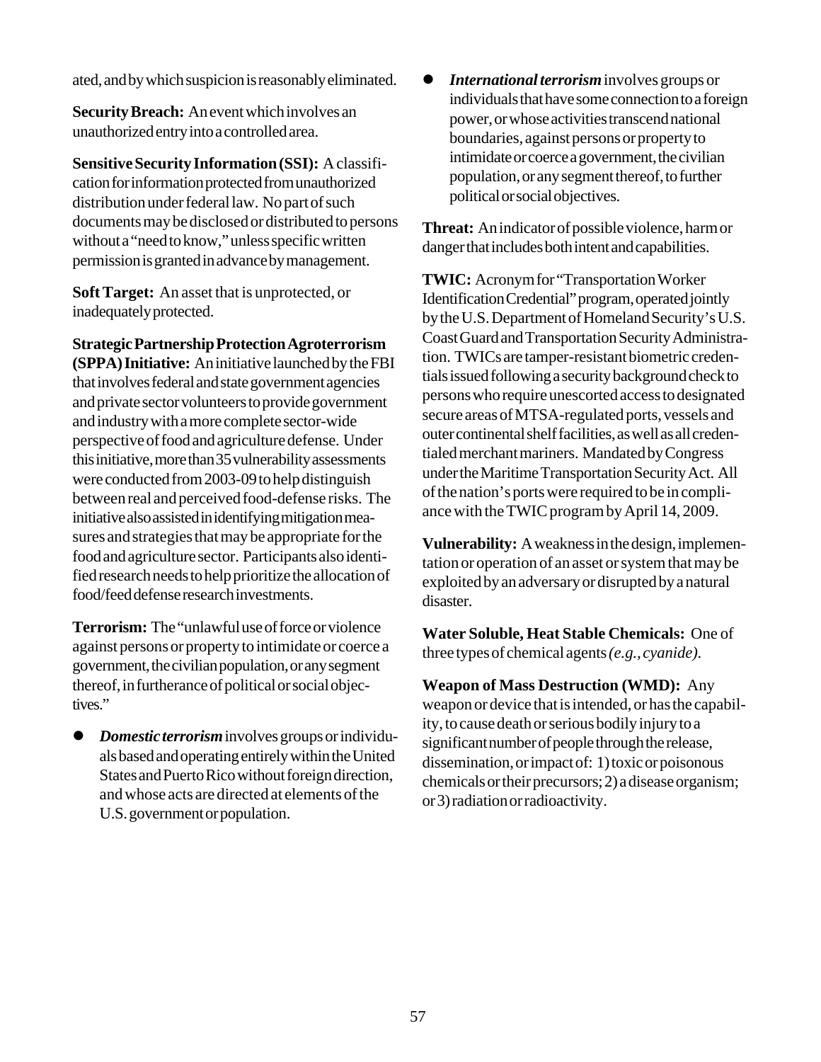ated, and by which suspicion is reasonably eliminated.

**Security Breach:** An event which involves an unauthorized entry into a controlled area.

**Sensitive Security Information (SSI):** A classification for information protected from unauthorized distribution under federal law. No part of such documents may be disclosed or distributed to persons without a "need to know," unless specific written permission is granted in advance by management.

**Soft Target:** An asset that is unprotected, or inadequately protected.

**Strategic Partnership Protection Agroterrorism (SPPA) Initiative:** An initiative launched by the FBI that involves federal and state government agencies and private sector volunteers to provide government and industry with a more complete sector-wide perspective of food and agriculture defense. Under this initiative, more than 35 vulnerability assessments were conducted from 2003-09 to help distinguish between real and perceived food-defense risks. The initiative also assisted in identifying mitigation measures and strategies that may be appropriate for the food and agriculture sector. Participants also identified research needs to help prioritize the allocation of food/feed defense research investments.

**Terrorism:** The "unlawful use of force or violence against persons or property to intimidate or coerce a government, the civilian population, or any segment thereof, in furtherance of political or social objectives."

- ***Domestic terrorism*** involves groups or individuals based and operating entirely within the United States and Puerto Rico without foreign direction, and whose acts are directed at elements of the U.S. government or population.
- ***International terrorism*** involves groups or individuals that have some connection to a foreign power, or whose activities transcend national boundaries, against persons or property to intimidate or coerce a government, the civilian population, or any segment thereof, to further political or social objectives.

**Threat:** An indicator of possible violence, harm or danger that includes both intent and capabilities.

**TWIC:** Acronym for "Transportation Worker Identification Credential" program, operated jointly by the U.S. Department of Homeland Security's U.S. Coast Guard and Transportation Security Administration. TWICs are tamper-resistant biometric credentials issued following a security background check to persons who require unescorted access to designated secure areas of MTSA-regulated ports, vessels and outer continental shelf facilities, as well as all credentialed merchant mariners. Mandated by Congress under the Maritime Transportation Security Act. All of the nation's ports were required to be in compliance with the TWIC program by April 14, 2009.

**Vulnerability:** A weakness in the design, implementation or operation of an asset or system that may be exploited by an adversary or disrupted by a natural disaster.

**Water Soluble, Heat Stable Chemicals:** One of three types of chemical agents *(e.g., cyanide)*.

**Weapon of Mass Destruction (WMD):** Any weapon or device that is intended, or has the capability, to cause death or serious bodily injury to a significant number of people through the release, dissemination, or impact of: 1) toxic or poisonous chemicals or their precursors; 2) a disease organism; or 3) radiation or radioactivity.